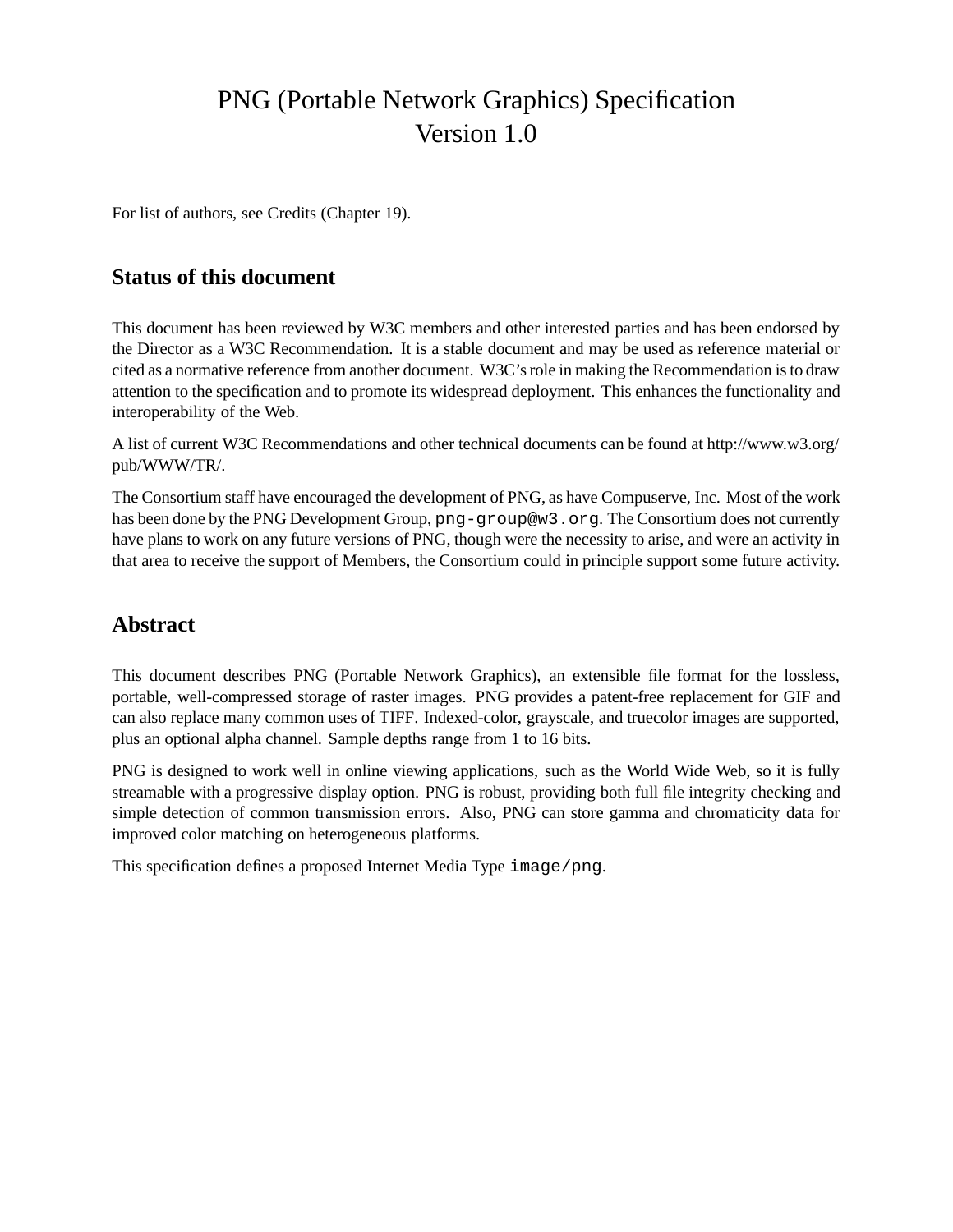# PNG (Portable Network Graphics) Specification Version 1.0

For list of authors, see Credits (Chapter 19).

## Status of this document

This document has been reviewed by W3C members and other interested parties and has been endorsed by the Director as a W3C Recommendation. It is a stable document and may be used as reference material or cited as a normative reference from another document. W3C's role in making the Recommendation is to draw attention to the specification and to promote its widespread deployment. This enhances the functionality and interoperability of the Web.

A list of current W3C Recommendations and other technical documents can be found at http://www.w3.org/pub/WWW/TR/.

The Consortium staff have encouraged the development of PNG, as have Compuserve, Inc. Most of the work has been done by the PNG Development Group, `png-group@w3.org`. The Consortium does not currently have plans to work on any future versions of PNG, though were the necessity to arise, and were an activity in that area to receive the support of Members, the Consortium could in principle support some future activity.

## Abstract

This document describes PNG (Portable Network Graphics), an extensible file format for the lossless, portable, well-compressed storage of raster images. PNG provides a patent-free replacement for GIF and can also replace many common uses of TIFF. Indexed-color, grayscale, and truecolor images are supported, plus an optional alpha channel. Sample depths range from 1 to 16 bits.

PNG is designed to work well in online viewing applications, such as the World Wide Web, so it is fully streamable with a progressive display option. PNG is robust, providing both full file integrity checking and simple detection of common transmission errors. Also, PNG can store gamma and chromaticity data for improved color matching on heterogeneous platforms.

This specification defines a proposed Internet Media Type `image/png`.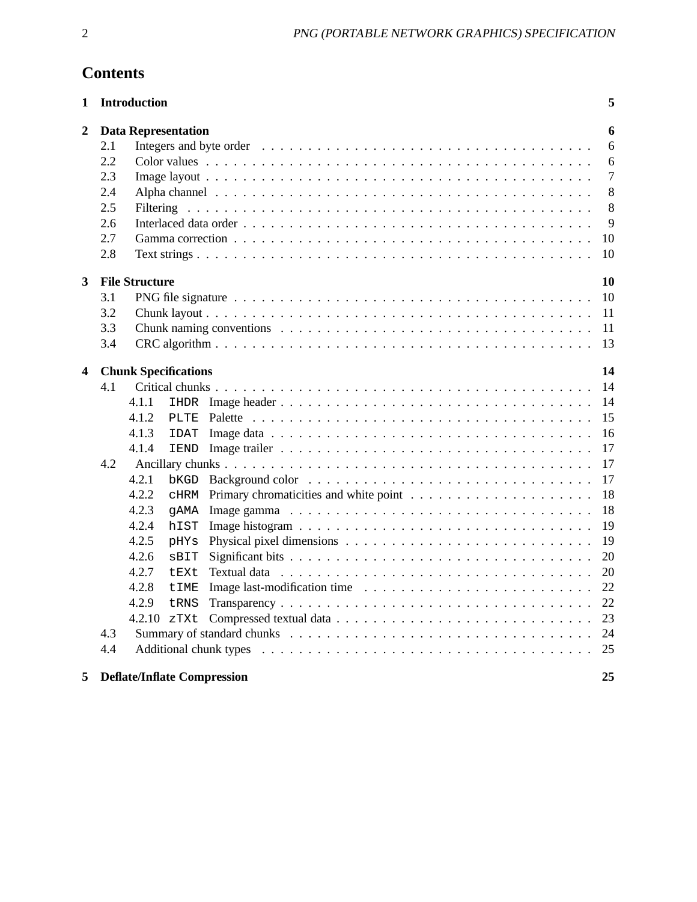# Contents

**1 Introduction** **5**

**2 Data Representation** **6**

- 2.1 Integers and byte order . . . . . 6
- 2.2 Color values . . . . . 6
- 2.3 Image layout . . . . . 7
- 2.4 Alpha channel . . . . . 8
- 2.5 Filtering . . . . . 8
- 2.6 Interlaced data order . . . . . 9
- 2.7 Gamma correction . . . . . 10
- 2.8 Text strings . . . . . 10

**3 File Structure** **10**

- 3.1 PNG file signature . . . . . 10
- 3.2 Chunk layout . . . . . 11
- 3.3 Chunk naming conventions . . . . . 11
- 3.4 CRC algorithm . . . . . 13

**4 Chunk Specifications** **14**

- 4.1 Critical chunks . . . . . 14
  - 4.1.1 `IHDR` Image header . . . . . 14
  - 4.1.2 `PLTE` Palette . . . . . 15
  - 4.1.3 `IDAT` Image data . . . . . 16
  - 4.1.4 `IEND` Image trailer . . . . . 17
- 4.2 Ancillary chunks . . . . . 17
  - 4.2.1 `bKGD` Background color . . . . . 17
  - 4.2.2 `cHRM` Primary chromaticities and white point . . . . . 18
  - 4.2.3 `gAMA` Image gamma . . . . . 18
  - 4.2.4 `hIST` Image histogram . . . . . 19
  - 4.2.5 `pHYs` Physical pixel dimensions . . . . . 19
  - 4.2.6 `sBIT` Significant bits . . . . . 20
  - 4.2.7 `tEXt` Textual data . . . . . 20
  - 4.2.8 `tIME` Image last-modification time . . . . . 22
  - 4.2.9 `tRNS` Transparency . . . . . 22
  - 4.2.10 `zTXt` Compressed textual data . . . . . 23
- 4.3 Summary of standard chunks . . . . . 24
- 4.4 Additional chunk types . . . . . 25

**5 Deflate/Inflate Compression** **25**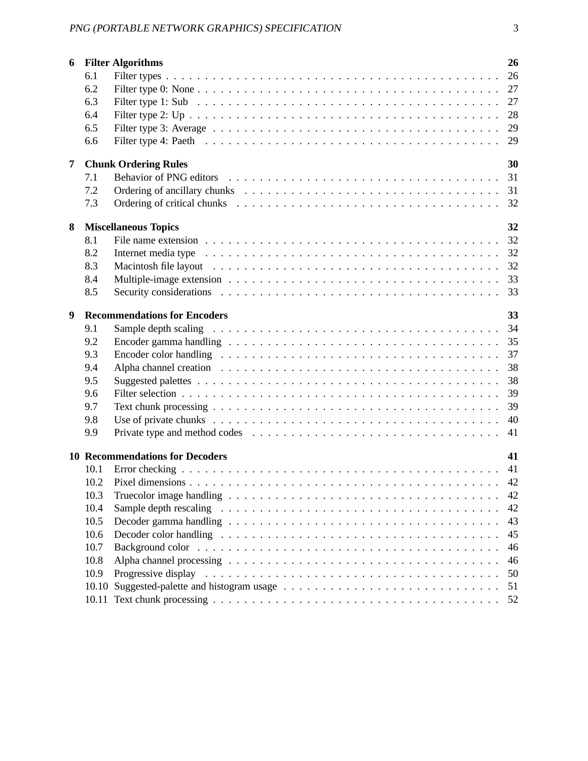**6 Filter Algorithms** **26**

- 6.1 Filter types . . . . . . . . . . . . . . . . . . . . . . . . . . . . . . . . . . . . . . . . 26
- 6.2 Filter type 0: None . . . . . . . . . . . . . . . . . . . . . . . . . . . . . . . . . . . . 27
- 6.3 Filter type 1: Sub . . . . . . . . . . . . . . . . . . . . . . . . . . . . . . . . . . . . . 27
- 6.4 Filter type 2: Up . . . . . . . . . . . . . . . . . . . . . . . . . . . . . . . . . . . . . 28
- 6.5 Filter type 3: Average . . . . . . . . . . . . . . . . . . . . . . . . . . . . . . . . . . 29
- 6.6 Filter type 4: Paeth . . . . . . . . . . . . . . . . . . . . . . . . . . . . . . . . . . . 29

**7 Chunk Ordering Rules** **30**

- 7.1 Behavior of PNG editors . . . . . . . . . . . . . . . . . . . . . . . . . . . . . . . . . 31
- 7.2 Ordering of ancillary chunks . . . . . . . . . . . . . . . . . . . . . . . . . . . . . . . 31
- 7.3 Ordering of critical chunks . . . . . . . . . . . . . . . . . . . . . . . . . . . . . . . . 32

**8 Miscellaneous Topics** **32**

- 8.1 File name extension . . . . . . . . . . . . . . . . . . . . . . . . . . . . . . . . . . . . 32
- 8.2 Internet media type . . . . . . . . . . . . . . . . . . . . . . . . . . . . . . . . . . . . 32
- 8.3 Macintosh file layout . . . . . . . . . . . . . . . . . . . . . . . . . . . . . . . . . . . 32
- 8.4 Multiple-image extension . . . . . . . . . . . . . . . . . . . . . . . . . . . . . . . . . 33
- 8.5 Security considerations . . . . . . . . . . . . . . . . . . . . . . . . . . . . . . . . . . 33

**9 Recommendations for Encoders** **33**

- 9.1 Sample depth scaling . . . . . . . . . . . . . . . . . . . . . . . . . . . . . . . . . . . 34
- 9.2 Encoder gamma handling . . . . . . . . . . . . . . . . . . . . . . . . . . . . . . . . . 35
- 9.3 Encoder color handling . . . . . . . . . . . . . . . . . . . . . . . . . . . . . . . . . . 37
- 9.4 Alpha channel creation . . . . . . . . . . . . . . . . . . . . . . . . . . . . . . . . . . 38
- 9.5 Suggested palettes . . . . . . . . . . . . . . . . . . . . . . . . . . . . . . . . . . . . . 38
- 9.6 Filter selection . . . . . . . . . . . . . . . . . . . . . . . . . . . . . . . . . . . . . . . 39
- 9.7 Text chunk processing . . . . . . . . . . . . . . . . . . . . . . . . . . . . . . . . . . . 39
- 9.8 Use of private chunks . . . . . . . . . . . . . . . . . . . . . . . . . . . . . . . . . . . 40
- 9.9 Private type and method codes . . . . . . . . . . . . . . . . . . . . . . . . . . . . . . 41

**10 Recommendations for Decoders** **41**

- 10.1 Error checking . . . . . . . . . . . . . . . . . . . . . . . . . . . . . . . . . . . . . . . 41
- 10.2 Pixel dimensions . . . . . . . . . . . . . . . . . . . . . . . . . . . . . . . . . . . . . . 42
- 10.3 Truecolor image handling . . . . . . . . . . . . . . . . . . . . . . . . . . . . . . . . . 42
- 10.4 Sample depth rescaling . . . . . . . . . . . . . . . . . . . . . . . . . . . . . . . . . . 42
- 10.5 Decoder gamma handling . . . . . . . . . . . . . . . . . . . . . . . . . . . . . . . . . 43
- 10.6 Decoder color handling . . . . . . . . . . . . . . . . . . . . . . . . . . . . . . . . . . 45
- 10.7 Background color . . . . . . . . . . . . . . . . . . . . . . . . . . . . . . . . . . . . . 46
- 10.8 Alpha channel processing . . . . . . . . . . . . . . . . . . . . . . . . . . . . . . . . . 46
- 10.9 Progressive display . . . . . . . . . . . . . . . . . . . . . . . . . . . . . . . . . . . . 50
- 10.10 Suggested-palette and histogram usage . . . . . . . . . . . . . . . . . . . . . . . . . . 51
- 10.11 Text chunk processing . . . . . . . . . . . . . . . . . . . . . . . . . . . . . . . . . . . 52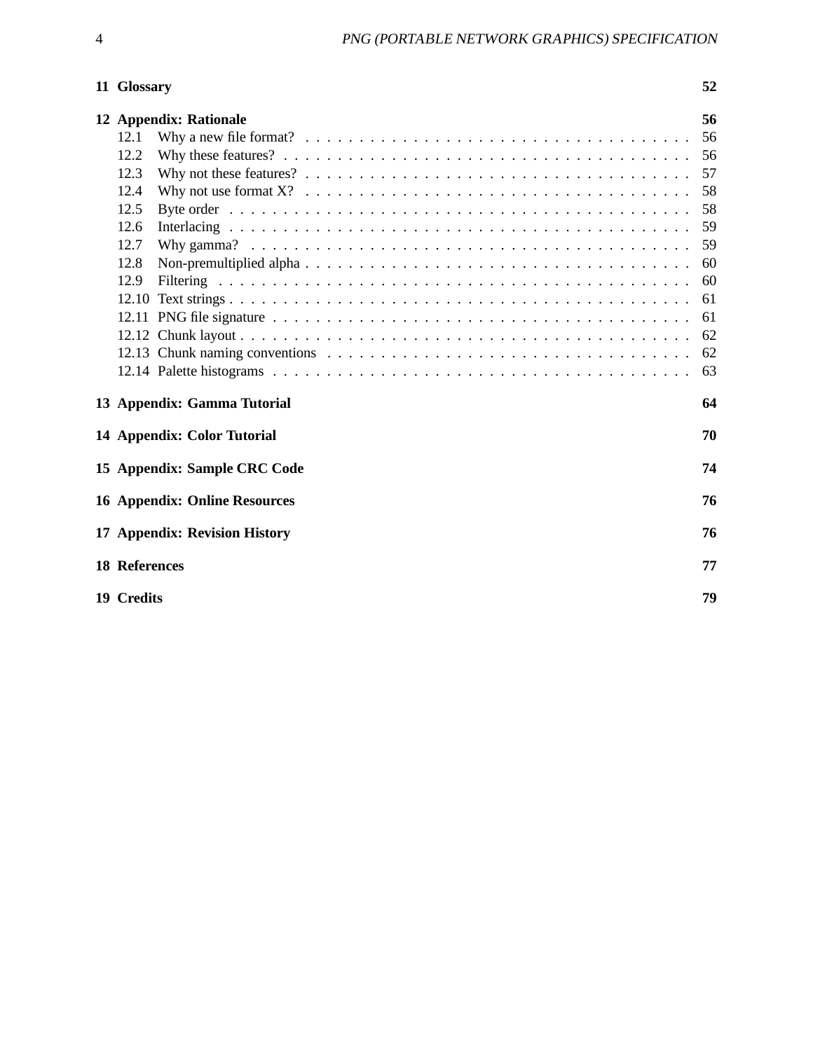**11 Glossary** 52

**12 Appendix: Rationale** 56

- 12.1 Why a new file format? . . . . . 56
- 12.2 Why these features? . . . . . 56
- 12.3 Why not these features? . . . . . 57
- 12.4 Why not use format X? . . . . . 58
- 12.5 Byte order . . . . . 58
- 12.6 Interlacing . . . . . 59
- 12.7 Why gamma? . . . . . 59
- 12.8 Non-premultiplied alpha . . . . . 60
- 12.9 Filtering . . . . . 60
- 12.10 Text strings . . . . . 61
- 12.11 PNG file signature . . . . . 61
- 12.12 Chunk layout . . . . . 62
- 12.13 Chunk naming conventions . . . . . 62
- 12.14 Palette histograms . . . . . 63

**13 Appendix: Gamma Tutorial** 64

**14 Appendix: Color Tutorial** 70

**15 Appendix: Sample CRC Code** 74

**16 Appendix: Online Resources** 76

**17 Appendix: Revision History** 76

**18 References** 77

**19 Credits** 79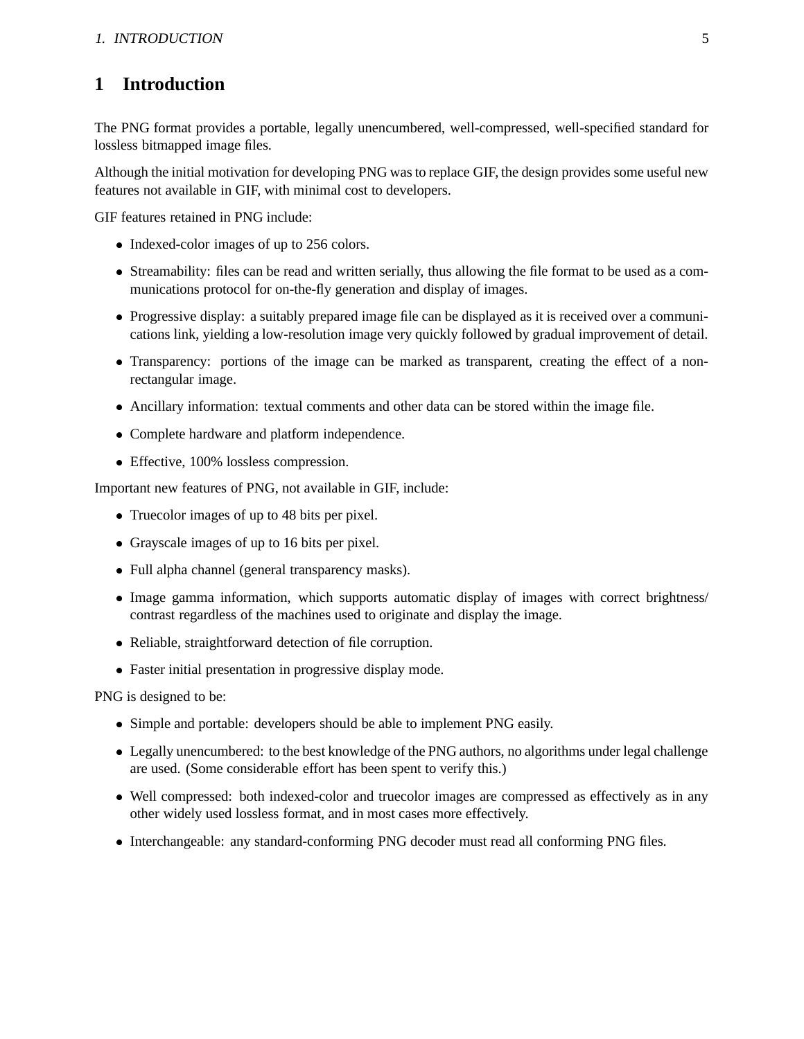# 1 Introduction

The PNG format provides a portable, legally unencumbered, well-compressed, well-specified standard for lossless bitmapped image files.

Although the initial motivation for developing PNG was to replace GIF, the design provides some useful new features not available in GIF, with minimal cost to developers.

GIF features retained in PNG include:

- Indexed-color images of up to 256 colors.
- Streamability: files can be read and written serially, thus allowing the file format to be used as a communications protocol for on-the-fly generation and display of images.
- Progressive display: a suitably prepared image file can be displayed as it is received over a communications link, yielding a low-resolution image very quickly followed by gradual improvement of detail.
- Transparency: portions of the image can be marked as transparent, creating the effect of a non-rectangular image.
- Ancillary information: textual comments and other data can be stored within the image file.
- Complete hardware and platform independence.
- Effective, 100% lossless compression.

Important new features of PNG, not available in GIF, include:

- Truecolor images of up to 48 bits per pixel.
- Grayscale images of up to 16 bits per pixel.
- Full alpha channel (general transparency masks).
- Image gamma information, which supports automatic display of images with correct brightness/contrast regardless of the machines used to originate and display the image.
- Reliable, straightforward detection of file corruption.
- Faster initial presentation in progressive display mode.

PNG is designed to be:

- Simple and portable: developers should be able to implement PNG easily.
- Legally unencumbered: to the best knowledge of the PNG authors, no algorithms under legal challenge are used. (Some considerable effort has been spent to verify this.)
- Well compressed: both indexed-color and truecolor images are compressed as effectively as in any other widely used lossless format, and in most cases more effectively.
- Interchangeable: any standard-conforming PNG decoder must read all conforming PNG files.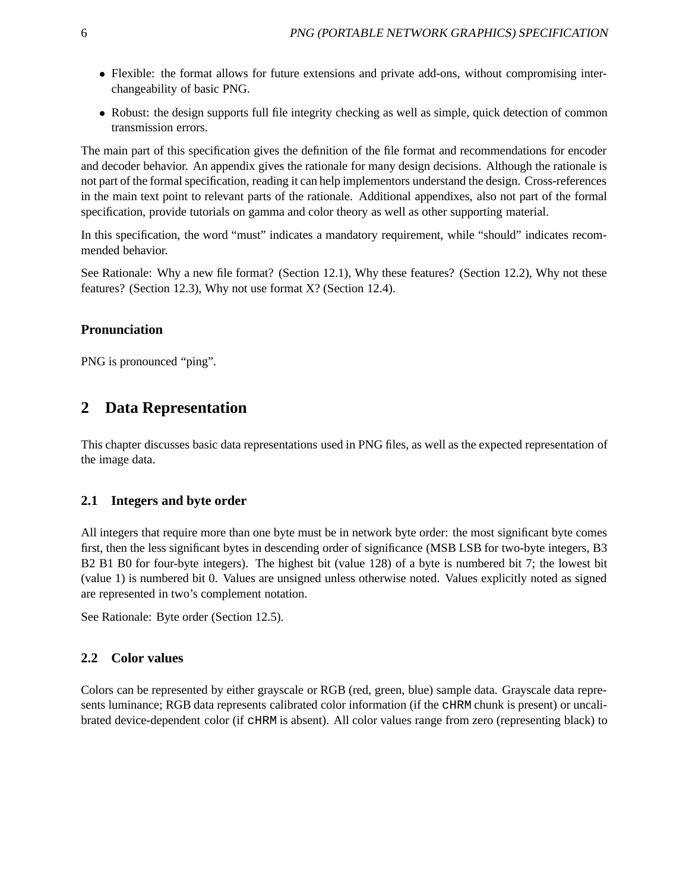- Flexible: the format allows for future extensions and private add-ons, without compromising interchangeability of basic PNG.
- Robust: the design supports full file integrity checking as well as simple, quick detection of common transmission errors.

The main part of this specification gives the definition of the file format and recommendations for encoder and decoder behavior. An appendix gives the rationale for many design decisions. Although the rationale is not part of the formal specification, reading it can help implementors understand the design. Cross-references in the main text point to relevant parts of the rationale. Additional appendixes, also not part of the formal specification, provide tutorials on gamma and color theory as well as other supporting material.

In this specification, the word "must" indicates a mandatory requirement, while "should" indicates recommended behavior.

See Rationale: Why a new file format? (Section 12.1), Why these features? (Section 12.2), Why not these features? (Section 12.3), Why not use format X? (Section 12.4).

### Pronunciation

PNG is pronounced "ping".

## 2 Data Representation

This chapter discusses basic data representations used in PNG files, as well as the expected representation of the image data.

### 2.1 Integers and byte order

All integers that require more than one byte must be in network byte order: the most significant byte comes first, then the less significant bytes in descending order of significance (MSB LSB for two-byte integers, B3 B2 B1 B0 for four-byte integers). The highest bit (value 128) of a byte is numbered bit 7; the lowest bit (value 1) is numbered bit 0. Values are unsigned unless otherwise noted. Values explicitly noted as signed are represented in two's complement notation.

See Rationale: Byte order (Section 12.5).

### 2.2 Color values

Colors can be represented by either grayscale or RGB (red, green, blue) sample data. Grayscale data represents luminance; RGB data represents calibrated color information (if the `cHRM` chunk is present) or uncalibrated device-dependent color (if `cHRM` is absent). All color values range from zero (representing black) to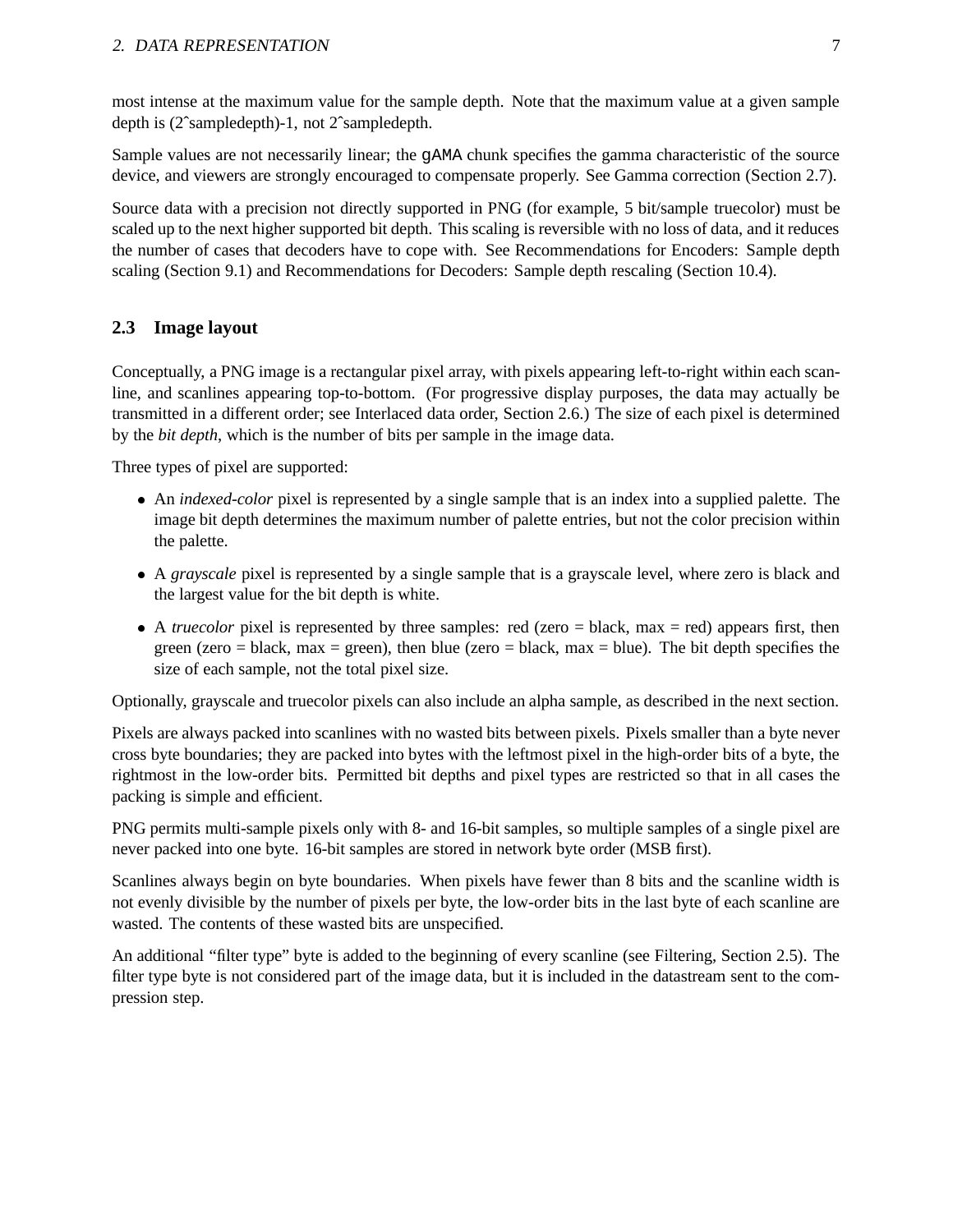most intense at the maximum value for the sample depth. Note that the maximum value at a given sample depth is (2ˆsampledepth)-1, not 2ˆsampledepth.

Sample values are not necessarily linear; the `gAMA` chunk specifies the gamma characteristic of the source device, and viewers are strongly encouraged to compensate properly. See Gamma correction (Section 2.7).

Source data with a precision not directly supported in PNG (for example, 5 bit/sample truecolor) must be scaled up to the next higher supported bit depth. This scaling is reversible with no loss of data, and it reduces the number of cases that decoders have to cope with. See Recommendations for Encoders: Sample depth scaling (Section 9.1) and Recommendations for Decoders: Sample depth rescaling (Section 10.4).

## 2.3 Image layout

Conceptually, a PNG image is a rectangular pixel array, with pixels appearing left-to-right within each scanline, and scanlines appearing top-to-bottom. (For progressive display purposes, the data may actually be transmitted in a different order; see Interlaced data order, Section 2.6.) The size of each pixel is determined by the *bit depth*, which is the number of bits per sample in the image data.

Three types of pixel are supported:

- An *indexed-color* pixel is represented by a single sample that is an index into a supplied palette. The image bit depth determines the maximum number of palette entries, but not the color precision within the palette.
- A *grayscale* pixel is represented by a single sample that is a grayscale level, where zero is black and the largest value for the bit depth is white.
- A *truecolor* pixel is represented by three samples: red (zero = black, max = red) appears first, then green (zero = black, max = green), then blue (zero = black, max = blue). The bit depth specifies the size of each sample, not the total pixel size.

Optionally, grayscale and truecolor pixels can also include an alpha sample, as described in the next section.

Pixels are always packed into scanlines with no wasted bits between pixels. Pixels smaller than a byte never cross byte boundaries; they are packed into bytes with the leftmost pixel in the high-order bits of a byte, the rightmost in the low-order bits. Permitted bit depths and pixel types are restricted so that in all cases the packing is simple and efficient.

PNG permits multi-sample pixels only with 8- and 16-bit samples, so multiple samples of a single pixel are never packed into one byte. 16-bit samples are stored in network byte order (MSB first).

Scanlines always begin on byte boundaries. When pixels have fewer than 8 bits and the scanline width is not evenly divisible by the number of pixels per byte, the low-order bits in the last byte of each scanline are wasted. The contents of these wasted bits are unspecified.

An additional "filter type" byte is added to the beginning of every scanline (see Filtering, Section 2.5). The filter type byte is not considered part of the image data, but it is included in the datastream sent to the compression step.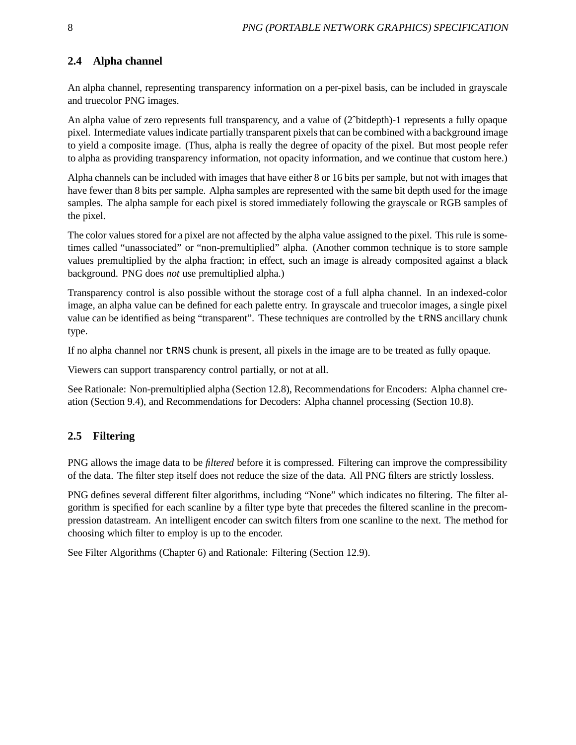## 2.4 Alpha channel

An alpha channel, representing transparency information on a per-pixel basis, can be included in grayscale and truecolor PNG images.

An alpha value of zero represents full transparency, and a value of (2ˆbitdepth)-1 represents a fully opaque pixel. Intermediate values indicate partially transparent pixels that can be combined with a background image to yield a composite image. (Thus, alpha is really the degree of opacity of the pixel. But most people refer to alpha as providing transparency information, not opacity information, and we continue that custom here.)

Alpha channels can be included with images that have either 8 or 16 bits per sample, but not with images that have fewer than 8 bits per sample. Alpha samples are represented with the same bit depth used for the image samples. The alpha sample for each pixel is stored immediately following the grayscale or RGB samples of the pixel.

The color values stored for a pixel are not affected by the alpha value assigned to the pixel. This rule is sometimes called "unassociated" or "non-premultiplied" alpha. (Another common technique is to store sample values premultiplied by the alpha fraction; in effect, such an image is already composited against a black background. PNG does *not* use premultiplied alpha.)

Transparency control is also possible without the storage cost of a full alpha channel. In an indexed-color image, an alpha value can be defined for each palette entry. In grayscale and truecolor images, a single pixel value can be identified as being "transparent". These techniques are controlled by the `tRNS` ancillary chunk type.

If no alpha channel nor `tRNS` chunk is present, all pixels in the image are to be treated as fully opaque.

Viewers can support transparency control partially, or not at all.

See Rationale: Non-premultiplied alpha (Section 12.8), Recommendations for Encoders: Alpha channel creation (Section 9.4), and Recommendations for Decoders: Alpha channel processing (Section 10.8).

## 2.5 Filtering

PNG allows the image data to be *filtered* before it is compressed. Filtering can improve the compressibility of the data. The filter step itself does not reduce the size of the data. All PNG filters are strictly lossless.

PNG defines several different filter algorithms, including "None" which indicates no filtering. The filter algorithm is specified for each scanline by a filter type byte that precedes the filtered scanline in the precompression datastream. An intelligent encoder can switch filters from one scanline to the next. The method for choosing which filter to employ is up to the encoder.

See Filter Algorithms (Chapter 6) and Rationale: Filtering (Section 12.9).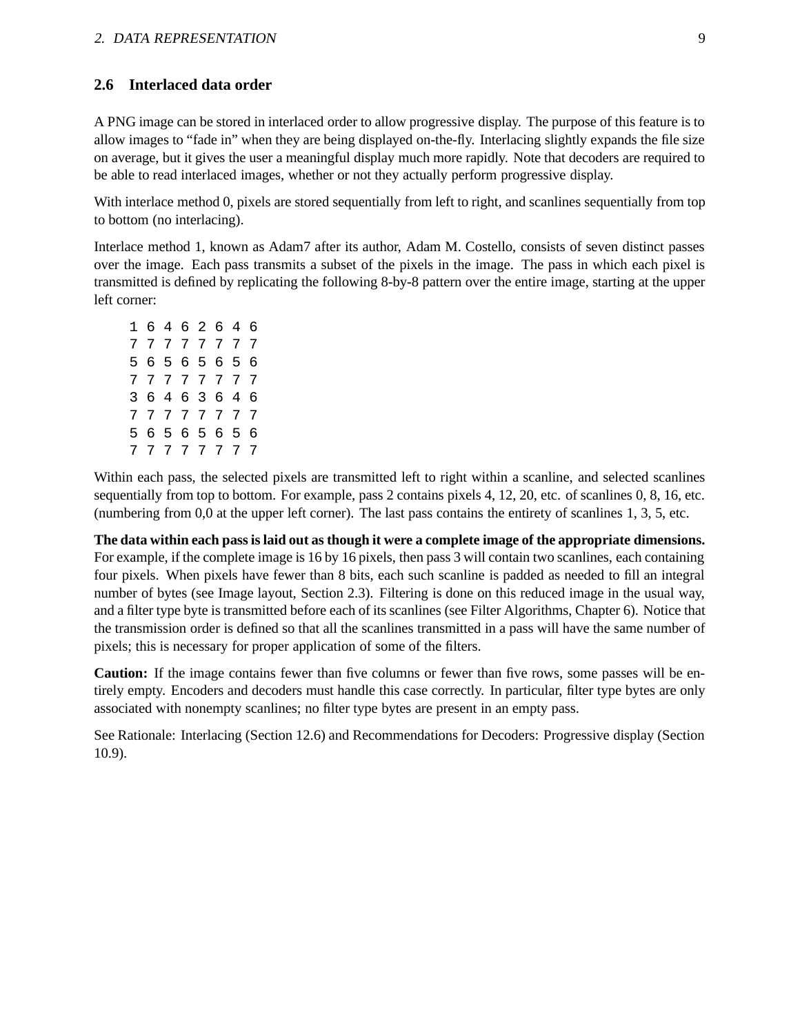## 2.6 Interlaced data order

A PNG image can be stored in interlaced order to allow progressive display. The purpose of this feature is to allow images to "fade in" when they are being displayed on-the-fly. Interlacing slightly expands the file size on average, but it gives the user a meaningful display much more rapidly. Note that decoders are required to be able to read interlaced images, whether or not they actually perform progressive display.

With interlace method 0, pixels are stored sequentially from left to right, and scanlines sequentially from top to bottom (no interlacing).

Interlace method 1, known as Adam7 after its author, Adam M. Costello, consists of seven distinct passes over the image. Each pass transmits a subset of the pixels in the image. The pass in which each pixel is transmitted is defined by replicating the following 8-by-8 pattern over the entire image, starting at the upper left corner:

```
1 6 4 6 2 6 4 6
7 7 7 7 7 7 7 7
5 6 5 6 5 6 5 6
7 7 7 7 7 7 7 7
3 6 4 6 3 6 4 6
7 7 7 7 7 7 7 7
5 6 5 6 5 6 5 6
7 7 7 7 7 7 7 7
```

Within each pass, the selected pixels are transmitted left to right within a scanline, and selected scanlines sequentially from top to bottom. For example, pass 2 contains pixels 4, 12, 20, etc. of scanlines 0, 8, 16, etc. (numbering from 0,0 at the upper left corner). The last pass contains the entirety of scanlines 1, 3, 5, etc.

**The data within each pass is laid out as though it were a complete image of the appropriate dimensions.** For example, if the complete image is 16 by 16 pixels, then pass 3 will contain two scanlines, each containing four pixels. When pixels have fewer than 8 bits, each such scanline is padded as needed to fill an integral number of bytes (see Image layout, Section 2.3). Filtering is done on this reduced image in the usual way, and a filter type byte is transmitted before each of its scanlines (see Filter Algorithms, Chapter 6). Notice that the transmission order is defined so that all the scanlines transmitted in a pass will have the same number of pixels; this is necessary for proper application of some of the filters.

**Caution:** If the image contains fewer than five columns or fewer than five rows, some passes will be entirely empty. Encoders and decoders must handle this case correctly. In particular, filter type bytes are only associated with nonempty scanlines; no filter type bytes are present in an empty pass.

See Rationale: Interlacing (Section 12.6) and Recommendations for Decoders: Progressive display (Section 10.9).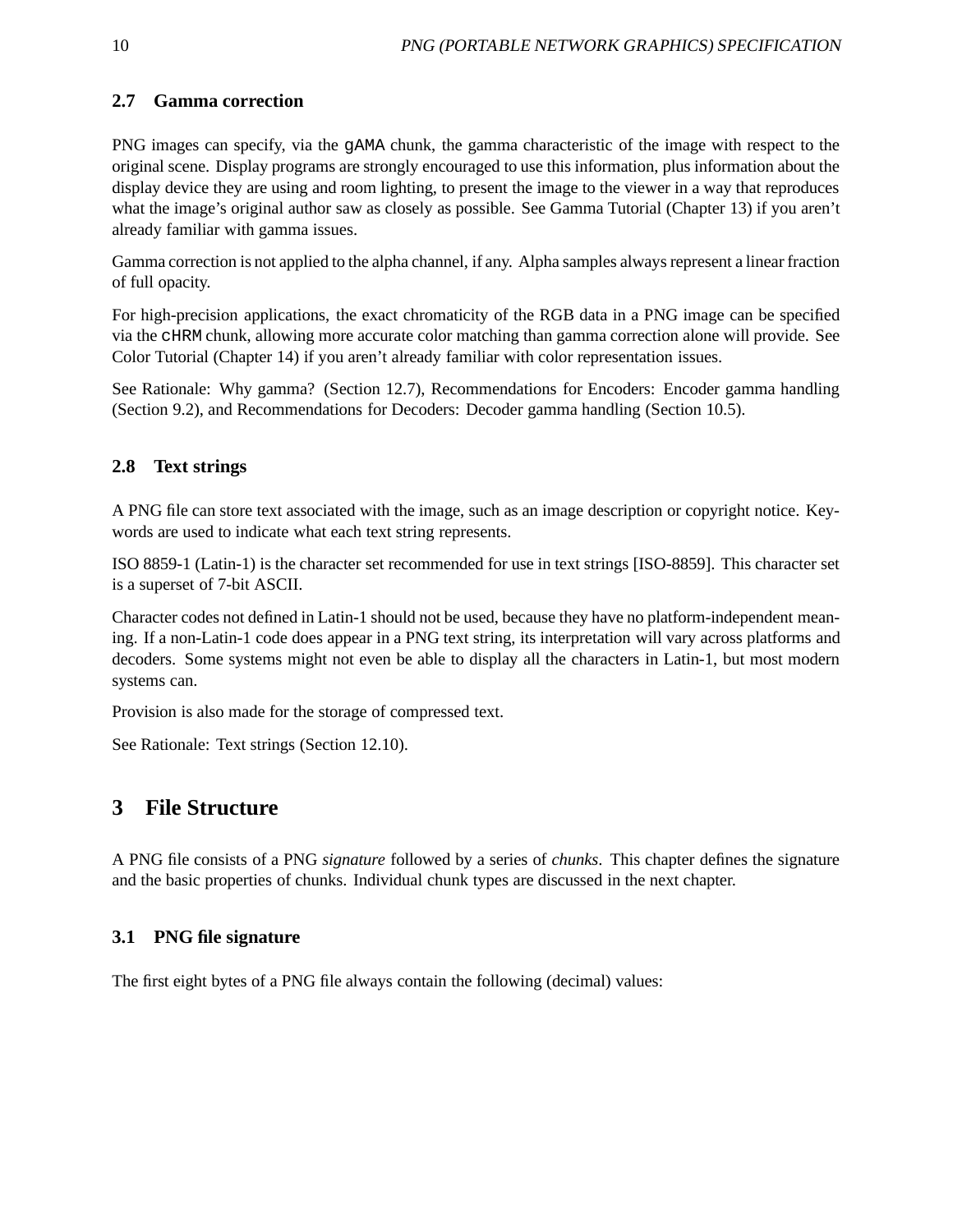### 2.7 Gamma correction

PNG images can specify, via the `gAMA` chunk, the gamma characteristic of the image with respect to the original scene. Display programs are strongly encouraged to use this information, plus information about the display device they are using and room lighting, to present the image to the viewer in a way that reproduces what the image's original author saw as closely as possible. See Gamma Tutorial (Chapter 13) if you aren't already familiar with gamma issues.

Gamma correction is not applied to the alpha channel, if any. Alpha samples always represent a linear fraction of full opacity.

For high-precision applications, the exact chromaticity of the RGB data in a PNG image can be specified via the `cHRM` chunk, allowing more accurate color matching than gamma correction alone will provide. See Color Tutorial (Chapter 14) if you aren't already familiar with color representation issues.

See Rationale: Why gamma? (Section 12.7), Recommendations for Encoders: Encoder gamma handling (Section 9.2), and Recommendations for Decoders: Decoder gamma handling (Section 10.5).

### 2.8 Text strings

A PNG file can store text associated with the image, such as an image description or copyright notice. Keywords are used to indicate what each text string represents.

ISO 8859-1 (Latin-1) is the character set recommended for use in text strings [ISO-8859]. This character set is a superset of 7-bit ASCII.

Character codes not defined in Latin-1 should not be used, because they have no platform-independent meaning. If a non-Latin-1 code does appear in a PNG text string, its interpretation will vary across platforms and decoders. Some systems might not even be able to display all the characters in Latin-1, but most modern systems can.

Provision is also made for the storage of compressed text.

See Rationale: Text strings (Section 12.10).

## 3 File Structure

A PNG file consists of a PNG *signature* followed by a series of *chunks*. This chapter defines the signature and the basic properties of chunks. Individual chunk types are discussed in the next chapter.

### 3.1 PNG file signature

The first eight bytes of a PNG file always contain the following (decimal) values: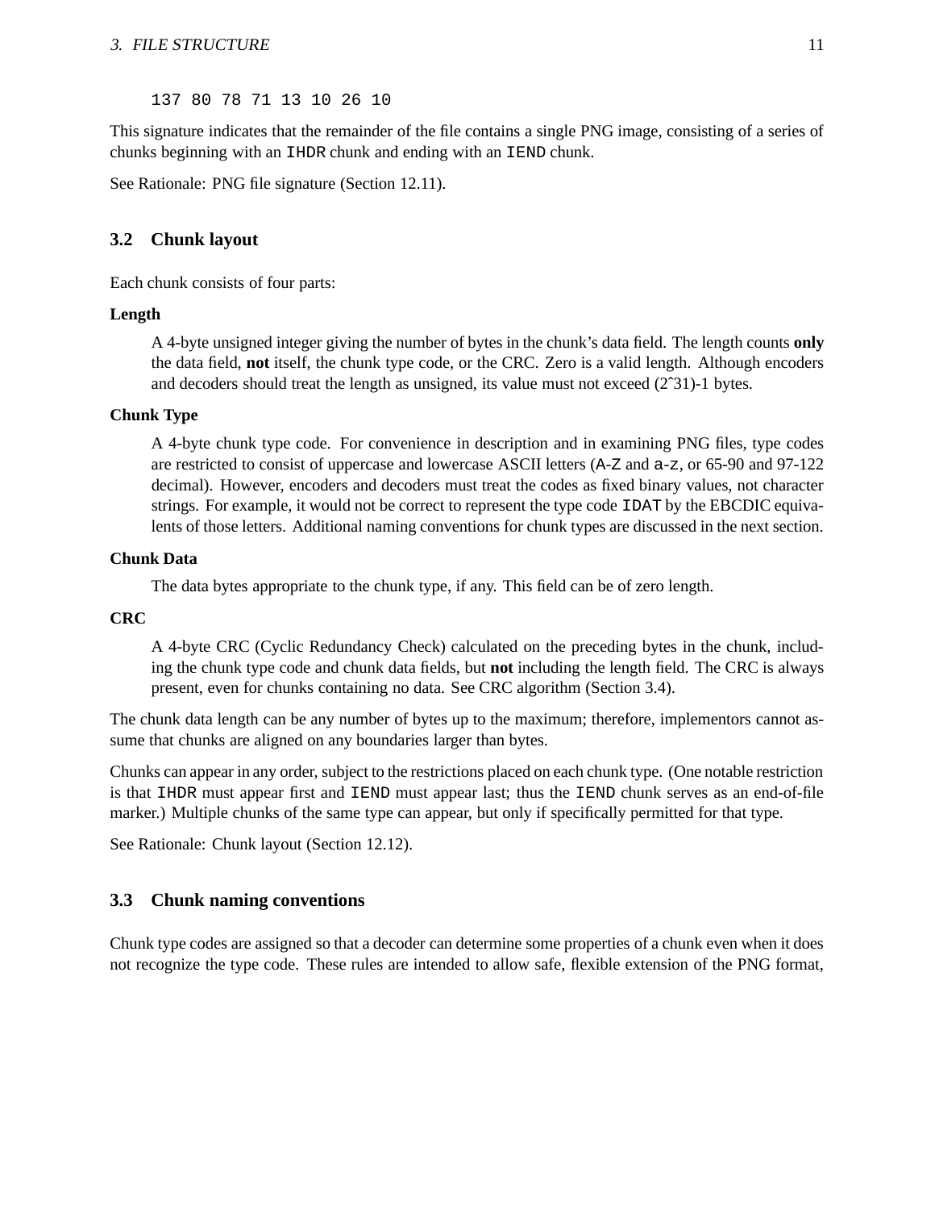```
137 80 78 71 13 10 26 10
```

This signature indicates that the remainder of the file contains a single PNG image, consisting of a series of chunks beginning with an `IHDR` chunk and ending with an `IEND` chunk.

See Rationale: PNG file signature (Section 12.11).

## 3.2 Chunk layout

Each chunk consists of four parts:

**Length**

A 4-byte unsigned integer giving the number of bytes in the chunk's data field. The length counts **only** the data field, **not** itself, the chunk type code, or the CRC. Zero is a valid length. Although encoders and decoders should treat the length as unsigned, its value must not exceed (2ˆ31)-1 bytes.

**Chunk Type**

A 4-byte chunk type code. For convenience in description and in examining PNG files, type codes are restricted to consist of uppercase and lowercase ASCII letters (`A`-`Z` and `a`-`z`, or 65-90 and 97-122 decimal). However, encoders and decoders must treat the codes as fixed binary values, not character strings. For example, it would not be correct to represent the type code `IDAT` by the EBCDIC equivalents of those letters. Additional naming conventions for chunk types are discussed in the next section.

**Chunk Data**

The data bytes appropriate to the chunk type, if any. This field can be of zero length.

**CRC**

A 4-byte CRC (Cyclic Redundancy Check) calculated on the preceding bytes in the chunk, including the chunk type code and chunk data fields, but **not** including the length field. The CRC is always present, even for chunks containing no data. See CRC algorithm (Section 3.4).

The chunk data length can be any number of bytes up to the maximum; therefore, implementors cannot assume that chunks are aligned on any boundaries larger than bytes.

Chunks can appear in any order, subject to the restrictions placed on each chunk type. (One notable restriction is that `IHDR` must appear first and `IEND` must appear last; thus the `IEND` chunk serves as an end-of-file marker.) Multiple chunks of the same type can appear, but only if specifically permitted for that type.

See Rationale: Chunk layout (Section 12.12).

## 3.3 Chunk naming conventions

Chunk type codes are assigned so that a decoder can determine some properties of a chunk even when it does not recognize the type code. These rules are intended to allow safe, flexible extension of the PNG format,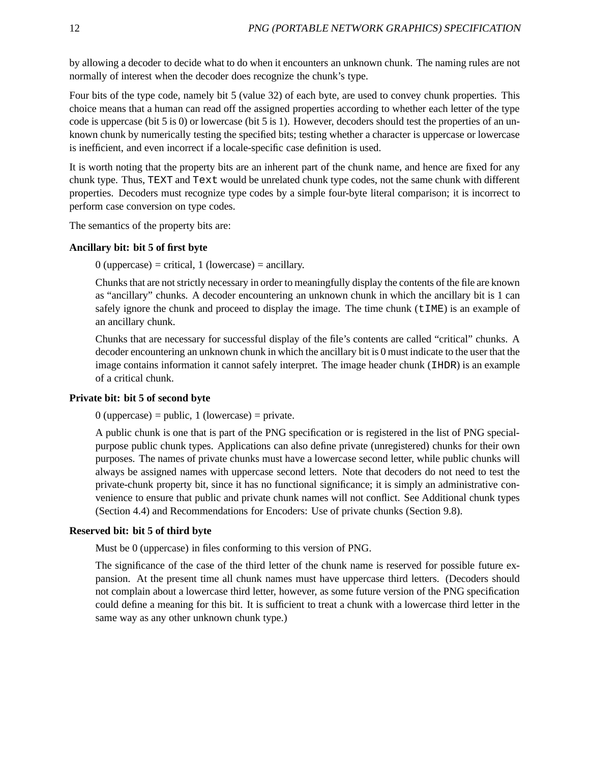by allowing a decoder to decide what to do when it encounters an unknown chunk. The naming rules are not normally of interest when the decoder does recognize the chunk's type.

Four bits of the type code, namely bit 5 (value 32) of each byte, are used to convey chunk properties. This choice means that a human can read off the assigned properties according to whether each letter of the type code is uppercase (bit 5 is 0) or lowercase (bit 5 is 1). However, decoders should test the properties of an unknown chunk by numerically testing the specified bits; testing whether a character is uppercase or lowercase is inefficient, and even incorrect if a locale-specific case definition is used.

It is worth noting that the property bits are an inherent part of the chunk name, and hence are fixed for any chunk type. Thus, `TEXT` and `Text` would be unrelated chunk type codes, not the same chunk with different properties. Decoders must recognize type codes by a simple four-byte literal comparison; it is incorrect to perform case conversion on type codes.

The semantics of the property bits are:

**Ancillary bit: bit 5 of first byte**

> 0 (uppercase) = critical, 1 (lowercase) = ancillary.
>
> Chunks that are not strictly necessary in order to meaningfully display the contents of the file are known as "ancillary" chunks. A decoder encountering an unknown chunk in which the ancillary bit is 1 can safely ignore the chunk and proceed to display the image. The time chunk (`tIME`) is an example of an ancillary chunk.
>
> Chunks that are necessary for successful display of the file's contents are called "critical" chunks. A decoder encountering an unknown chunk in which the ancillary bit is 0 must indicate to the user that the image contains information it cannot safely interpret. The image header chunk (`IHDR`) is an example of a critical chunk.

**Private bit: bit 5 of second byte**

> 0 (uppercase) = public, 1 (lowercase) = private.
>
> A public chunk is one that is part of the PNG specification or is registered in the list of PNG special-purpose public chunk types. Applications can also define private (unregistered) chunks for their own purposes. The names of private chunks must have a lowercase second letter, while public chunks will always be assigned names with uppercase second letters. Note that decoders do not need to test the private-chunk property bit, since it has no functional significance; it is simply an administrative convenience to ensure that public and private chunk names will not conflict. See Additional chunk types (Section 4.4) and Recommendations for Encoders: Use of private chunks (Section 9.8).

**Reserved bit: bit 5 of third byte**

> Must be 0 (uppercase) in files conforming to this version of PNG.
>
> The significance of the case of the third letter of the chunk name is reserved for possible future expansion. At the present time all chunk names must have uppercase third letters. (Decoders should not complain about a lowercase third letter, however, as some future version of the PNG specification could define a meaning for this bit. It is sufficient to treat a chunk with a lowercase third letter in the same way as any other unknown chunk type.)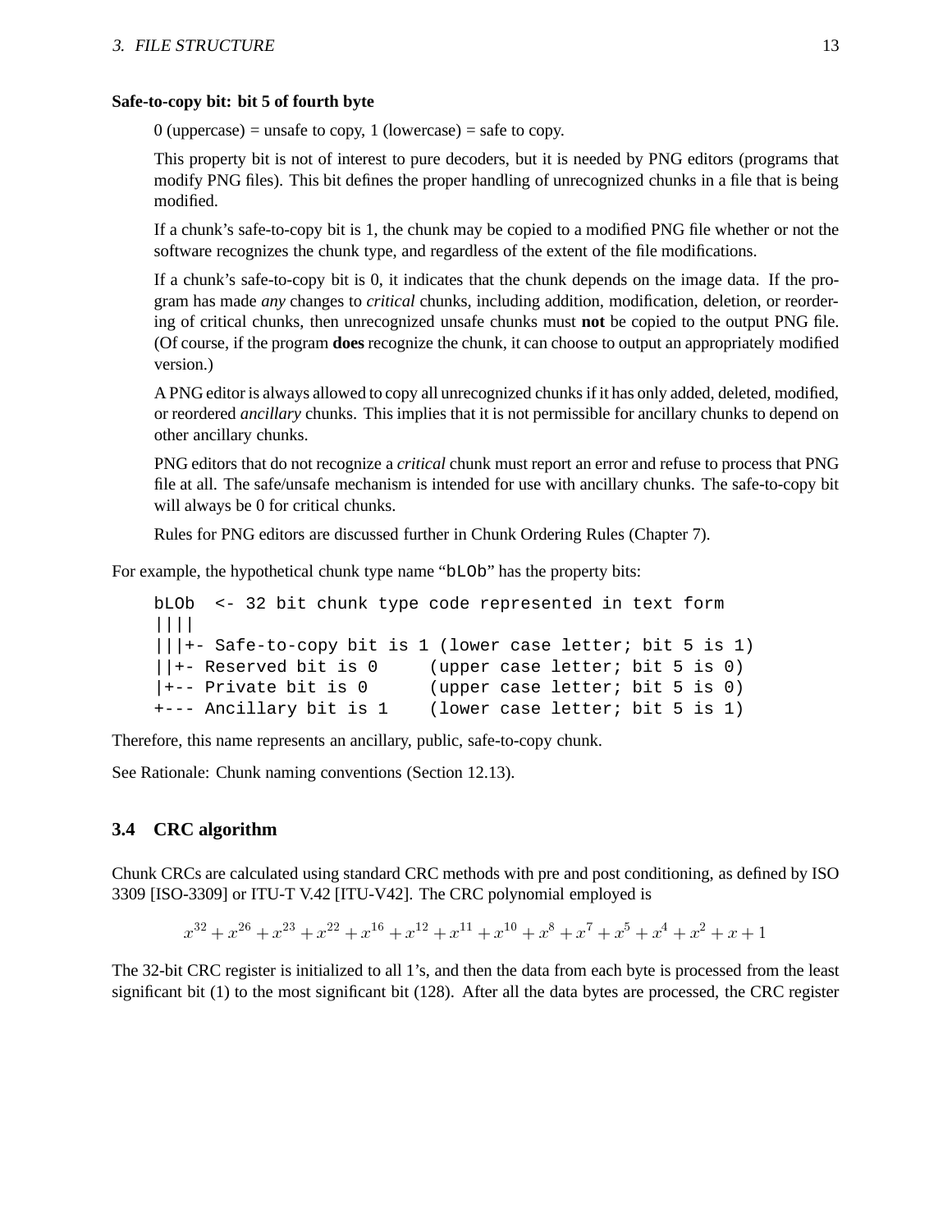**Safe-to-copy bit: bit 5 of fourth byte**

0 (uppercase) = unsafe to copy, 1 (lowercase) = safe to copy.

This property bit is not of interest to pure decoders, but it is needed by PNG editors (programs that modify PNG files). This bit defines the proper handling of unrecognized chunks in a file that is being modified.

If a chunk's safe-to-copy bit is 1, the chunk may be copied to a modified PNG file whether or not the software recognizes the chunk type, and regardless of the extent of the file modifications.

If a chunk's safe-to-copy bit is 0, it indicates that the chunk depends on the image data. If the program has made *any* changes to *critical* chunks, including addition, modification, deletion, or reordering of critical chunks, then unrecognized unsafe chunks must **not** be copied to the output PNG file. (Of course, if the program **does** recognize the chunk, it can choose to output an appropriately modified version.)

A PNG editor is always allowed to copy all unrecognized chunks if it has only added, deleted, modified, or reordered *ancillary* chunks. This implies that it is not permissible for ancillary chunks to depend on other ancillary chunks.

PNG editors that do not recognize a *critical* chunk must report an error and refuse to process that PNG file at all. The safe/unsafe mechanism is intended for use with ancillary chunks. The safe-to-copy bit will always be 0 for critical chunks.

Rules for PNG editors are discussed further in Chunk Ordering Rules (Chapter 7).

For example, the hypothetical chunk type name "`bLOb`" has the property bits:

```
bLOb  <- 32 bit chunk type code represented in text form
||||
|||+- Safe-to-copy bit is 1 (lower case letter; bit 5 is 1)
||+- Reserved bit is 0     (upper case letter; bit 5 is 0)
|+-- Private bit is 0      (upper case letter; bit 5 is 0)
+--- Ancillary bit is 1    (lower case letter; bit 5 is 1)
```

Therefore, this name represents an ancillary, public, safe-to-copy chunk.

See Rationale: Chunk naming conventions (Section 12.13).

## 3.4 CRC algorithm

Chunk CRCs are calculated using standard CRC methods with pre and post conditioning, as defined by ISO 3309 [ISO-3309] or ITU-T V.42 [ITU-V42]. The CRC polynomial employed is

$$x^{32} + x^{26} + x^{23} + x^{22} + x^{16} + x^{12} + x^{11} + x^{10} + x^{8} + x^{7} + x^{5} + x^{4} + x^{2} + x + 1$$

The 32-bit CRC register is initialized to all 1's, and then the data from each byte is processed from the least significant bit (1) to the most significant bit (128). After all the data bytes are processed, the CRC register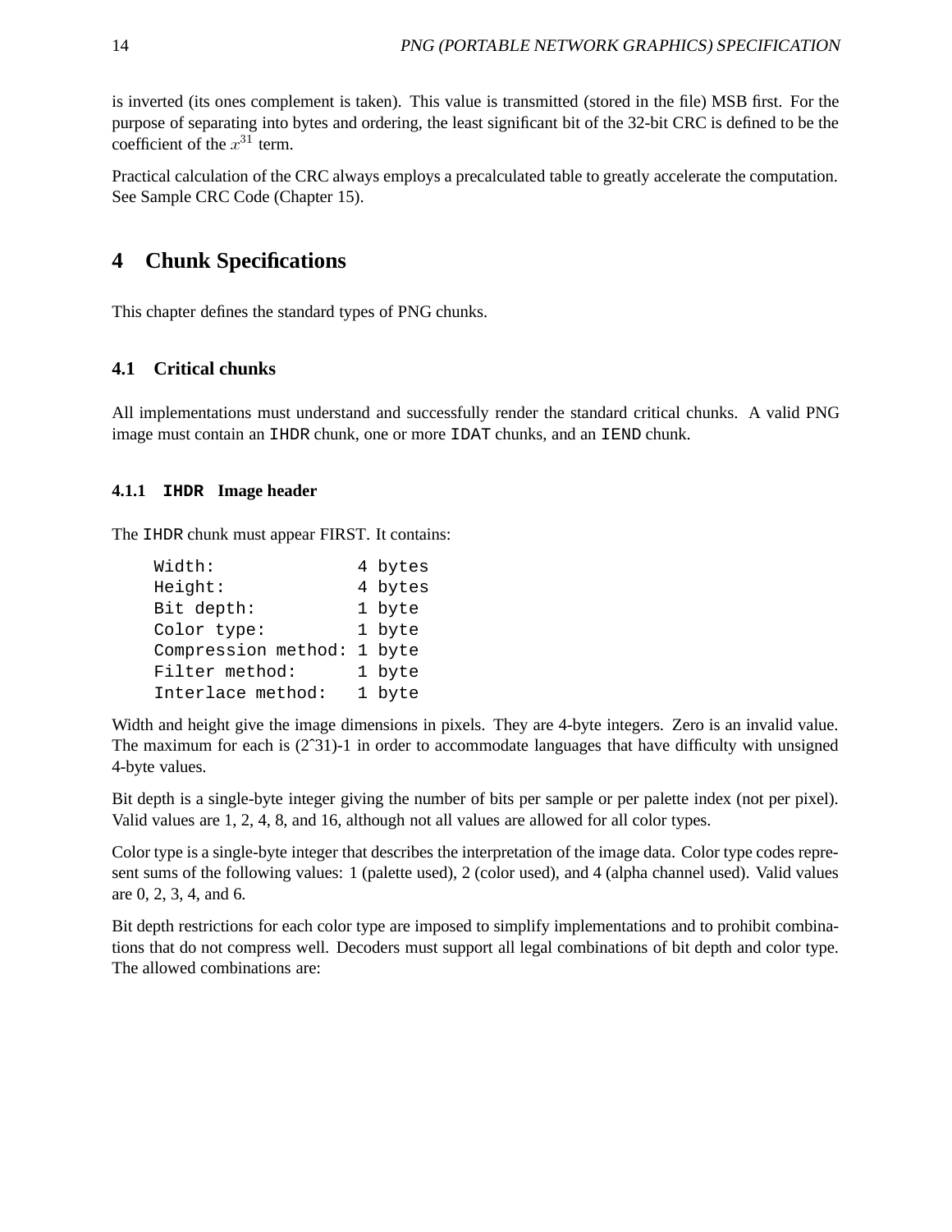is inverted (its ones complement is taken). This value is transmitted (stored in the file) MSB first. For the purpose of separating into bytes and ordering, the least significant bit of the 32-bit CRC is defined to be the coefficient of the $x^{31}$ term.

Practical calculation of the CRC always employs a precalculated table to greatly accelerate the computation. See Sample CRC Code (Chapter 15).

# 4 Chunk Specifications

This chapter defines the standard types of PNG chunks.

## 4.1 Critical chunks

All implementations must understand and successfully render the standard critical chunks. A valid PNG image must contain an `IHDR` chunk, one or more `IDAT` chunks, and an `IEND` chunk.

### 4.1.1 `IHDR` Image header

The `IHDR` chunk must appear FIRST. It contains:

```
Width:              4 bytes
Height:             4 bytes
Bit depth:          1 byte
Color type:         1 byte
Compression method: 1 byte
Filter method:      1 byte
Interlace method:   1 byte
```

Width and height give the image dimensions in pixels. They are 4-byte integers. Zero is an invalid value. The maximum for each is (2ˆ31)-1 in order to accommodate languages that have difficulty with unsigned 4-byte values.

Bit depth is a single-byte integer giving the number of bits per sample or per palette index (not per pixel). Valid values are 1, 2, 4, 8, and 16, although not all values are allowed for all color types.

Color type is a single-byte integer that describes the interpretation of the image data. Color type codes represent sums of the following values: 1 (palette used), 2 (color used), and 4 (alpha channel used). Valid values are 0, 2, 3, 4, and 6.

Bit depth restrictions for each color type are imposed to simplify implementations and to prohibit combinations that do not compress well. Decoders must support all legal combinations of bit depth and color type. The allowed combinations are: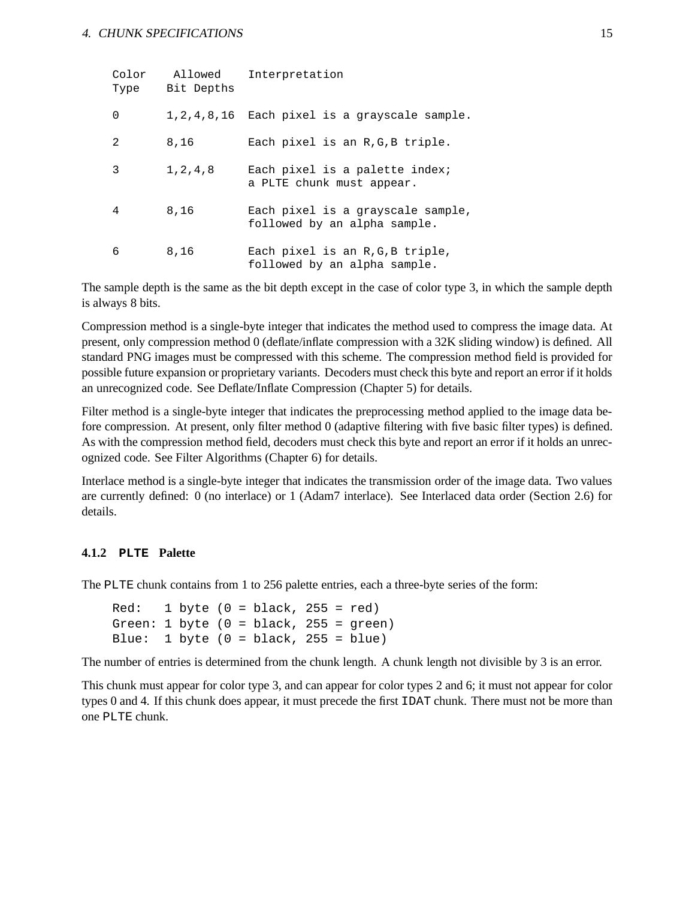| Color Type | Allowed Bit Depths | Interpretation |
|---|---|---|
| 0 | 1,2,4,8,16 | Each pixel is a grayscale sample. |
| 2 | 8,16 | Each pixel is an R,G,B triple. |
| 3 | 1,2,4,8 | Each pixel is a palette index; a PLTE chunk must appear. |
| 4 | 8,16 | Each pixel is a grayscale sample, followed by an alpha sample. |
| 6 | 8,16 | Each pixel is an R,G,B triple, followed by an alpha sample. |

The sample depth is the same as the bit depth except in the case of color type 3, in which the sample depth is always 8 bits.

Compression method is a single-byte integer that indicates the method used to compress the image data. At present, only compression method 0 (deflate/inflate compression with a 32K sliding window) is defined. All standard PNG images must be compressed with this scheme. The compression method field is provided for possible future expansion or proprietary variants. Decoders must check this byte and report an error if it holds an unrecognized code. See Deflate/Inflate Compression (Chapter 5) for details.

Filter method is a single-byte integer that indicates the preprocessing method applied to the image data before compression. At present, only filter method 0 (adaptive filtering with five basic filter types) is defined. As with the compression method field, decoders must check this byte and report an error if it holds an unrecognized code. See Filter Algorithms (Chapter 6) for details.

Interlace method is a single-byte integer that indicates the transmission order of the image data. Two values are currently defined: 0 (no interlace) or 1 (Adam7 interlace). See Interlaced data order (Section 2.6) for details.

### 4.1.2 `PLTE` Palette

The `PLTE` chunk contains from 1 to 256 palette entries, each a three-byte series of the form:

```
Red:   1 byte (0 = black, 255 = red)
Green: 1 byte (0 = black, 255 = green)
Blue:  1 byte (0 = black, 255 = blue)
```

The number of entries is determined from the chunk length. A chunk length not divisible by 3 is an error.

This chunk must appear for color type 3, and can appear for color types 2 and 6; it must not appear for color types 0 and 4. If this chunk does appear, it must precede the first `IDAT` chunk. There must not be more than one `PLTE` chunk.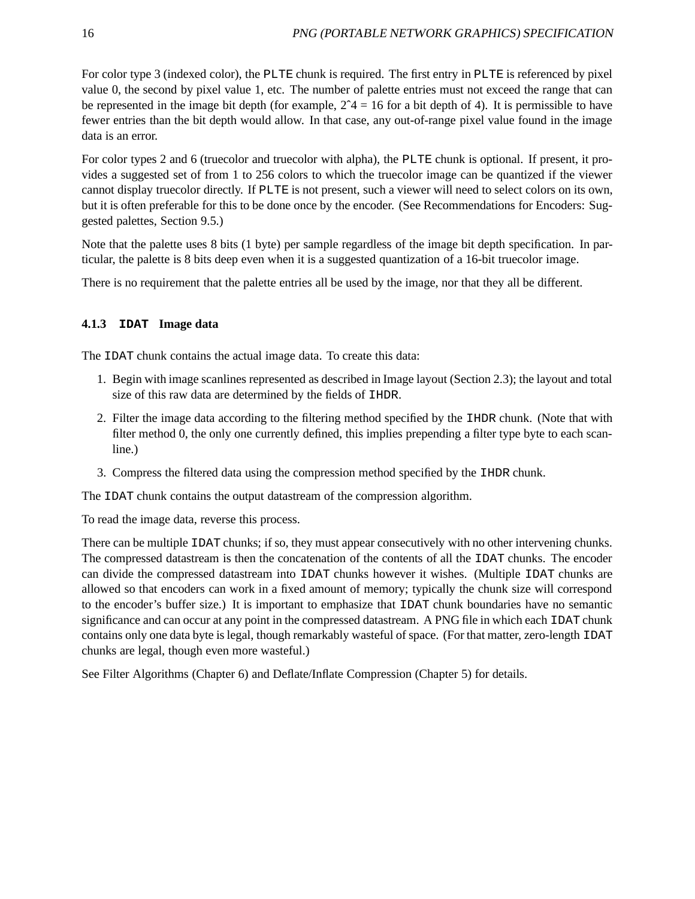For color type 3 (indexed color), the PLTE chunk is required. The first entry in PLTE is referenced by pixel value 0, the second by pixel value 1, etc. The number of palette entries must not exceed the range that can be represented in the image bit depth (for example, 2^4 = 16 for a bit depth of 4). It is permissible to have fewer entries than the bit depth would allow. In that case, any out-of-range pixel value found in the image data is an error.

For color types 2 and 6 (truecolor and truecolor with alpha), the PLTE chunk is optional. If present, it provides a suggested set of from 1 to 256 colors to which the truecolor image can be quantized if the viewer cannot display truecolor directly. If PLTE is not present, such a viewer will need to select colors on its own, but it is often preferable for this to be done once by the encoder. (See Recommendations for Encoders: Suggested palettes, Section 9.5.)

Note that the palette uses 8 bits (1 byte) per sample regardless of the image bit depth specification. In particular, the palette is 8 bits deep even when it is a suggested quantization of a 16-bit truecolor image.

There is no requirement that the palette entries all be used by the image, nor that they all be different.

### 4.1.3 IDAT Image data

The IDAT chunk contains the actual image data. To create this data:

1. Begin with image scanlines represented as described in Image layout (Section 2.3); the layout and total size of this raw data are determined by the fields of IHDR.
2. Filter the image data according to the filtering method specified by the IHDR chunk. (Note that with filter method 0, the only one currently defined, this implies prepending a filter type byte to each scanline.)
3. Compress the filtered data using the compression method specified by the IHDR chunk.

The IDAT chunk contains the output datastream of the compression algorithm.

To read the image data, reverse this process.

There can be multiple IDAT chunks; if so, they must appear consecutively with no other intervening chunks. The compressed datastream is then the concatenation of the contents of all the IDAT chunks. The encoder can divide the compressed datastream into IDAT chunks however it wishes. (Multiple IDAT chunks are allowed so that encoders can work in a fixed amount of memory; typically the chunk size will correspond to the encoder's buffer size.) It is important to emphasize that IDAT chunk boundaries have no semantic significance and can occur at any point in the compressed datastream. A PNG file in which each IDAT chunk contains only one data byte is legal, though remarkably wasteful of space. (For that matter, zero-length IDAT chunks are legal, though even more wasteful.)

See Filter Algorithms (Chapter 6) and Deflate/Inflate Compression (Chapter 5) for details.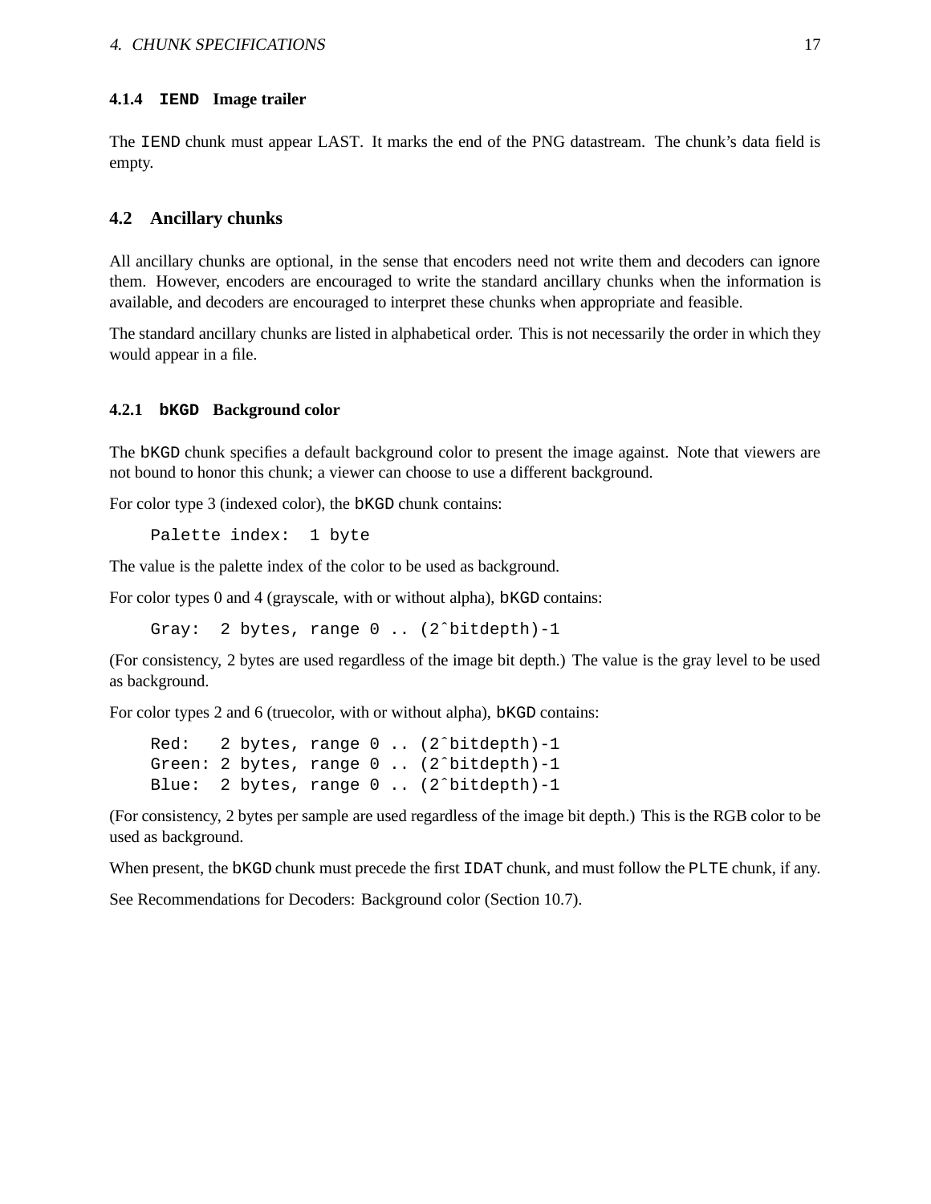#### 4.1.4 `IEND` Image trailer

The `IEND` chunk must appear LAST. It marks the end of the PNG datastream. The chunk's data field is empty.

### 4.2 Ancillary chunks

All ancillary chunks are optional, in the sense that encoders need not write them and decoders can ignore them. However, encoders are encouraged to write the standard ancillary chunks when the information is available, and decoders are encouraged to interpret these chunks when appropriate and feasible.

The standard ancillary chunks are listed in alphabetical order. This is not necessarily the order in which they would appear in a file.

#### 4.2.1 `bKGD` Background color

The `bKGD` chunk specifies a default background color to present the image against. Note that viewers are not bound to honor this chunk; a viewer can choose to use a different background.

For color type 3 (indexed color), the `bKGD` chunk contains:

```
Palette index:  1 byte
```

The value is the palette index of the color to be used as background.

For color types 0 and 4 (grayscale, with or without alpha), `bKGD` contains:

```
Gray:  2 bytes, range 0 .. (2^bitdepth)-1
```

(For consistency, 2 bytes are used regardless of the image bit depth.) The value is the gray level to be used as background.

For color types 2 and 6 (truecolor, with or without alpha), `bKGD` contains:

```
Red:   2 bytes, range 0 .. (2^bitdepth)-1
Green: 2 bytes, range 0 .. (2^bitdepth)-1
Blue:  2 bytes, range 0 .. (2^bitdepth)-1
```

(For consistency, 2 bytes per sample are used regardless of the image bit depth.) This is the RGB color to be used as background.

When present, the `bKGD` chunk must precede the first `IDAT` chunk, and must follow the `PLTE` chunk, if any.

See Recommendations for Decoders: Background color (Section 10.7).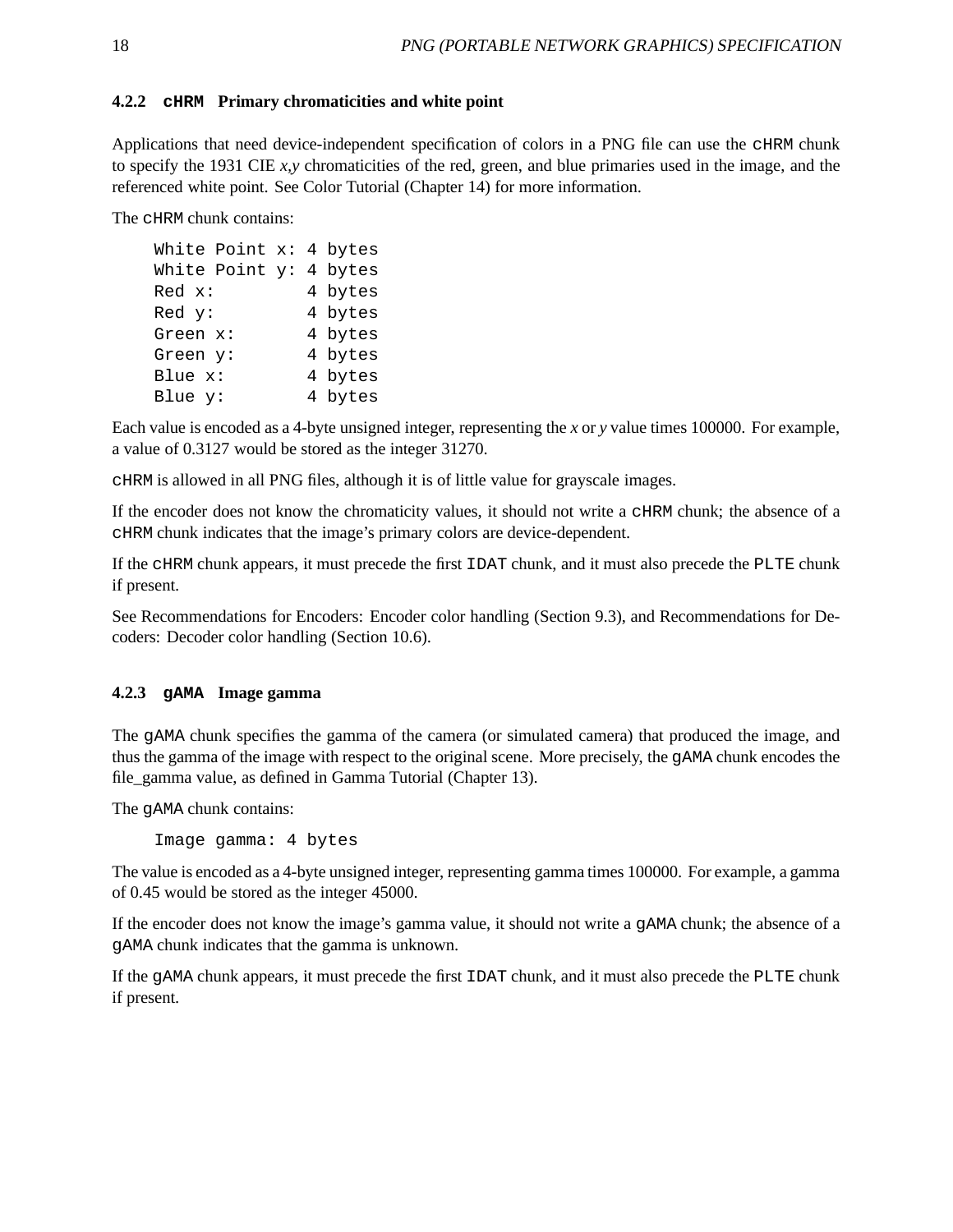### 4.2.2 `cHRM` Primary chromaticities and white point

Applications that need device-independent specification of colors in a PNG file can use the `cHRM` chunk to specify the 1931 CIE *x,y* chromaticities of the red, green, and blue primaries used in the image, and the referenced white point. See Color Tutorial (Chapter 14) for more information.

The `cHRM` chunk contains:

```
White Point x: 4 bytes
White Point y: 4 bytes
Red x:         4 bytes
Red y:         4 bytes
Green x:       4 bytes
Green y:       4 bytes
Blue x:        4 bytes
Blue y:        4 bytes
```

Each value is encoded as a 4-byte unsigned integer, representing the *x* or *y* value times 100000. For example, a value of 0.3127 would be stored as the integer 31270.

`cHRM` is allowed in all PNG files, although it is of little value for grayscale images.

If the encoder does not know the chromaticity values, it should not write a `cHRM` chunk; the absence of a `cHRM` chunk indicates that the image's primary colors are device-dependent.

If the `cHRM` chunk appears, it must precede the first `IDAT` chunk, and it must also precede the `PLTE` chunk if present.

See Recommendations for Encoders: Encoder color handling (Section 9.3), and Recommendations for Decoders: Decoder color handling (Section 10.6).

### 4.2.3 `gAMA` Image gamma

The `gAMA` chunk specifies the gamma of the camera (or simulated camera) that produced the image, and thus the gamma of the image with respect to the original scene. More precisely, the `gAMA` chunk encodes the file_gamma value, as defined in Gamma Tutorial (Chapter 13).

The `gAMA` chunk contains:

```
Image gamma: 4 bytes
```

The value is encoded as a 4-byte unsigned integer, representing gamma times 100000. For example, a gamma of 0.45 would be stored as the integer 45000.

If the encoder does not know the image's gamma value, it should not write a `gAMA` chunk; the absence of a `gAMA` chunk indicates that the gamma is unknown.

If the `gAMA` chunk appears, it must precede the first `IDAT` chunk, and it must also precede the `PLTE` chunk if present.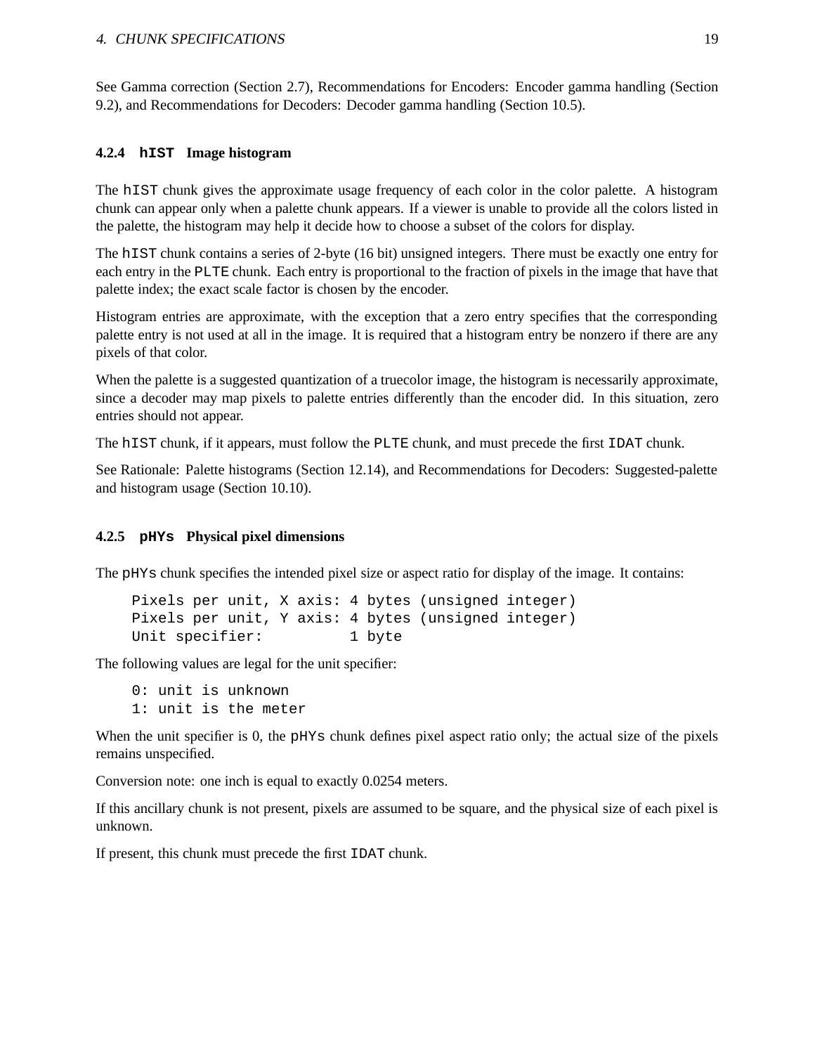See Gamma correction (Section 2.7), Recommendations for Encoders: Encoder gamma handling (Section 9.2), and Recommendations for Decoders: Decoder gamma handling (Section 10.5).

### 4.2.4 `hIST` Image histogram

The `hIST` chunk gives the approximate usage frequency of each color in the color palette. A histogram chunk can appear only when a palette chunk appears. If a viewer is unable to provide all the colors listed in the palette, the histogram may help it decide how to choose a subset of the colors for display.

The `hIST` chunk contains a series of 2-byte (16 bit) unsigned integers. There must be exactly one entry for each entry in the `PLTE` chunk. Each entry is proportional to the fraction of pixels in the image that have that palette index; the exact scale factor is chosen by the encoder.

Histogram entries are approximate, with the exception that a zero entry specifies that the corresponding palette entry is not used at all in the image. It is required that a histogram entry be nonzero if there are any pixels of that color.

When the palette is a suggested quantization of a truecolor image, the histogram is necessarily approximate, since a decoder may map pixels to palette entries differently than the encoder did. In this situation, zero entries should not appear.

The `hIST` chunk, if it appears, must follow the `PLTE` chunk, and must precede the first `IDAT` chunk.

See Rationale: Palette histograms (Section 12.14), and Recommendations for Decoders: Suggested-palette and histogram usage (Section 10.10).

### 4.2.5 `pHYs` Physical pixel dimensions

The `pHYs` chunk specifies the intended pixel size or aspect ratio for display of the image. It contains:

```
Pixels per unit, X axis: 4 bytes (unsigned integer)
Pixels per unit, Y axis: 4 bytes (unsigned integer)
Unit specifier:          1 byte
```

The following values are legal for the unit specifier:

```
0: unit is unknown
1: unit is the meter
```

When the unit specifier is 0, the `pHYs` chunk defines pixel aspect ratio only; the actual size of the pixels remains unspecified.

Conversion note: one inch is equal to exactly 0.0254 meters.

If this ancillary chunk is not present, pixels are assumed to be square, and the physical size of each pixel is unknown.

If present, this chunk must precede the first `IDAT` chunk.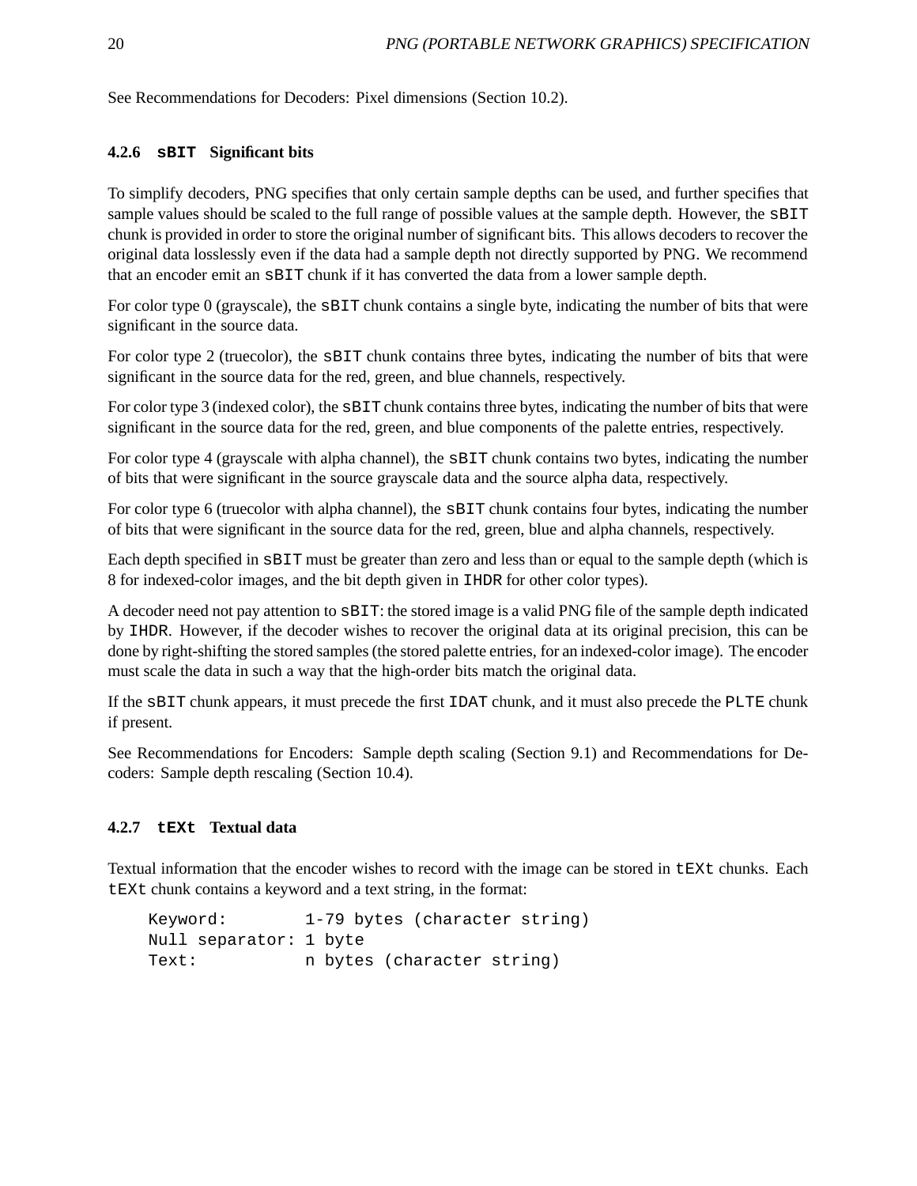See Recommendations for Decoders: Pixel dimensions (Section 10.2).

### 4.2.6 `sBIT` Significant bits

To simplify decoders, PNG specifies that only certain sample depths can be used, and further specifies that sample values should be scaled to the full range of possible values at the sample depth. However, the `sBIT` chunk is provided in order to store the original number of significant bits. This allows decoders to recover the original data losslessly even if the data had a sample depth not directly supported by PNG. We recommend that an encoder emit an `sBIT` chunk if it has converted the data from a lower sample depth.

For color type 0 (grayscale), the `sBIT` chunk contains a single byte, indicating the number of bits that were significant in the source data.

For color type 2 (truecolor), the `sBIT` chunk contains three bytes, indicating the number of bits that were significant in the source data for the red, green, and blue channels, respectively.

For color type 3 (indexed color), the `sBIT` chunk contains three bytes, indicating the number of bits that were significant in the source data for the red, green, and blue components of the palette entries, respectively.

For color type 4 (grayscale with alpha channel), the `sBIT` chunk contains two bytes, indicating the number of bits that were significant in the source grayscale data and the source alpha data, respectively.

For color type 6 (truecolor with alpha channel), the `sBIT` chunk contains four bytes, indicating the number of bits that were significant in the source data for the red, green, blue and alpha channels, respectively.

Each depth specified in `sBIT` must be greater than zero and less than or equal to the sample depth (which is 8 for indexed-color images, and the bit depth given in `IHDR` for other color types).

A decoder need not pay attention to `sBIT`: the stored image is a valid PNG file of the sample depth indicated by `IHDR`. However, if the decoder wishes to recover the original data at its original precision, this can be done by right-shifting the stored samples (the stored palette entries, for an indexed-color image). The encoder must scale the data in such a way that the high-order bits match the original data.

If the `sBIT` chunk appears, it must precede the first `IDAT` chunk, and it must also precede the `PLTE` chunk if present.

See Recommendations for Encoders: Sample depth scaling (Section 9.1) and Recommendations for Decoders: Sample depth rescaling (Section 10.4).

### 4.2.7 `tEXt` Textual data

Textual information that the encoder wishes to record with the image can be stored in `tEXt` chunks. Each `tEXt` chunk contains a keyword and a text string, in the format:

```
Keyword:        1-79 bytes (character string)
Null separator: 1 byte
Text:           n bytes (character string)
```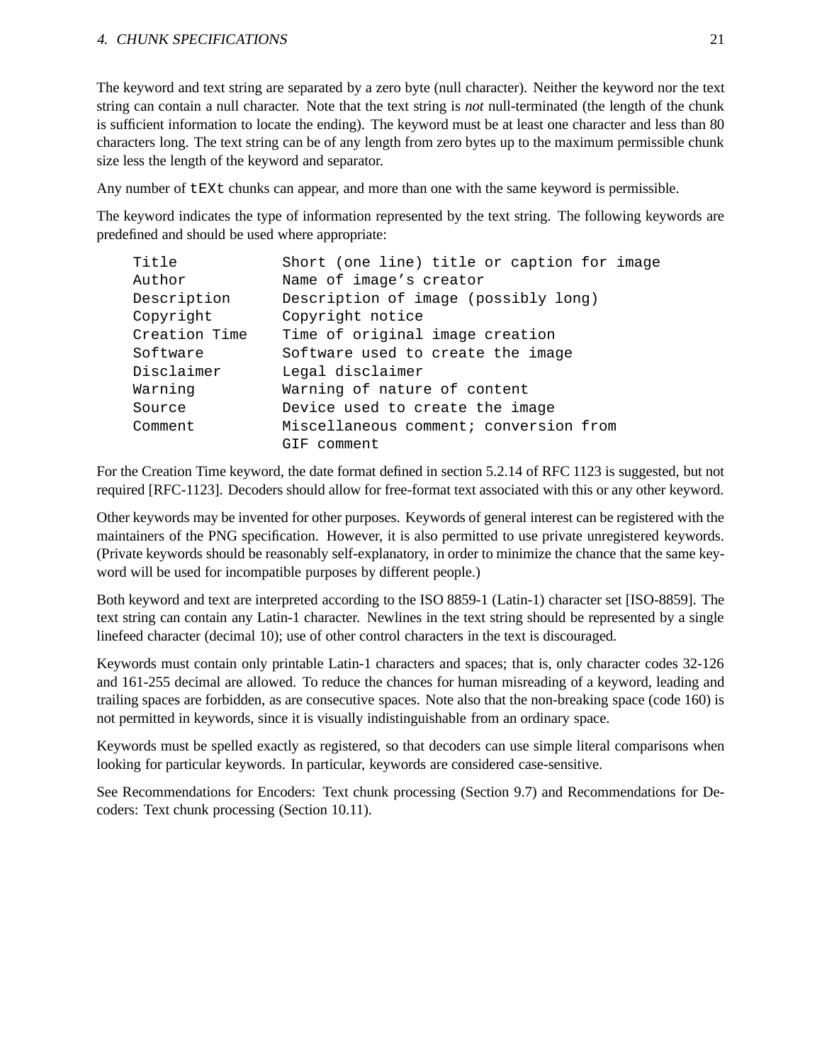The keyword and text string are separated by a zero byte (null character). Neither the keyword nor the text string can contain a null character. Note that the text string is *not* null-terminated (the length of the chunk is sufficient information to locate the ending). The keyword must be at least one character and less than 80 characters long. The text string can be of any length from zero bytes up to the maximum permissible chunk size less the length of the keyword and separator.

Any number of `tEXt` chunks can appear, and more than one with the same keyword is permissible.

The keyword indicates the type of information represented by the text string. The following keywords are predefined and should be used where appropriate:

```
Title           Short (one line) title or caption for image
Author          Name of image's creator
Description     Description of image (possibly long)
Copyright       Copyright notice
Creation Time   Time of original image creation
Software        Software used to create the image
Disclaimer      Legal disclaimer
Warning         Warning of nature of content
Source          Device used to create the image
Comment         Miscellaneous comment; conversion from
                GIF comment
```

For the Creation Time keyword, the date format defined in section 5.2.14 of RFC 1123 is suggested, but not required [RFC-1123]. Decoders should allow for free-format text associated with this or any other keyword.

Other keywords may be invented for other purposes. Keywords of general interest can be registered with the maintainers of the PNG specification. However, it is also permitted to use private unregistered keywords. (Private keywords should be reasonably self-explanatory, in order to minimize the chance that the same keyword will be used for incompatible purposes by different people.)

Both keyword and text are interpreted according to the ISO 8859-1 (Latin-1) character set [ISO-8859]. The text string can contain any Latin-1 character. Newlines in the text string should be represented by a single linefeed character (decimal 10); use of other control characters in the text is discouraged.

Keywords must contain only printable Latin-1 characters and spaces; that is, only character codes 32-126 and 161-255 decimal are allowed. To reduce the chances for human misreading of a keyword, leading and trailing spaces are forbidden, as are consecutive spaces. Note also that the non-breaking space (code 160) is not permitted in keywords, since it is visually indistinguishable from an ordinary space.

Keywords must be spelled exactly as registered, so that decoders can use simple literal comparisons when looking for particular keywords. In particular, keywords are considered case-sensitive.

See Recommendations for Encoders: Text chunk processing (Section 9.7) and Recommendations for Decoders: Text chunk processing (Section 10.11).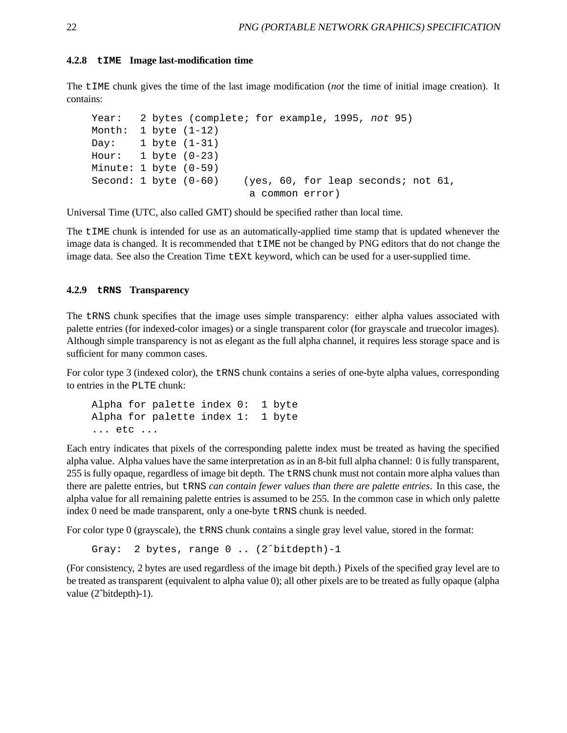### 4.2.8 `tIME` Image last-modification time

The `tIME` chunk gives the time of the last image modification (*not* the time of initial image creation). It contains:

```
Year:   2 bytes (complete; for example, 1995, not 95)
Month:  1 byte (1-12)
Day:    1 byte (1-31)
Hour:   1 byte (0-23)
Minute: 1 byte (0-59)
Second: 1 byte (0-60)    (yes, 60, for leap seconds; not 61,
                          a common error)
```

Universal Time (UTC, also called GMT) should be specified rather than local time.

The `tIME` chunk is intended for use as an automatically-applied time stamp that is updated whenever the image data is changed. It is recommended that `tIME` not be changed by PNG editors that do not change the image data. See also the Creation Time `tEXt` keyword, which can be used for a user-supplied time.

### 4.2.9 `tRNS` Transparency

The `tRNS` chunk specifies that the image uses simple transparency: either alpha values associated with palette entries (for indexed-color images) or a single transparent color (for grayscale and truecolor images). Although simple transparency is not as elegant as the full alpha channel, it requires less storage space and is sufficient for many common cases.

For color type 3 (indexed color), the `tRNS` chunk contains a series of one-byte alpha values, corresponding to entries in the `PLTE` chunk:

```
Alpha for palette index 0:  1 byte
Alpha for palette index 1:  1 byte
... etc ...
```

Each entry indicates that pixels of the corresponding palette index must be treated as having the specified alpha value. Alpha values have the same interpretation as in an 8-bit full alpha channel: 0 is fully transparent, 255 is fully opaque, regardless of image bit depth. The `tRNS` chunk must not contain more alpha values than there are palette entries, but `tRNS` *can contain fewer values than there are palette entries*. In this case, the alpha value for all remaining palette entries is assumed to be 255. In the common case in which only palette index 0 need be made transparent, only a one-byte `tRNS` chunk is needed.

For color type 0 (grayscale), the `tRNS` chunk contains a single gray level value, stored in the format:

```
Gray:  2 bytes, range 0 .. (2^bitdepth)-1
```

(For consistency, 2 bytes are used regardless of the image bit depth.) Pixels of the specified gray level are to be treated as transparent (equivalent to alpha value 0); all other pixels are to be treated as fully opaque (alpha value (2^bitdepth)-1).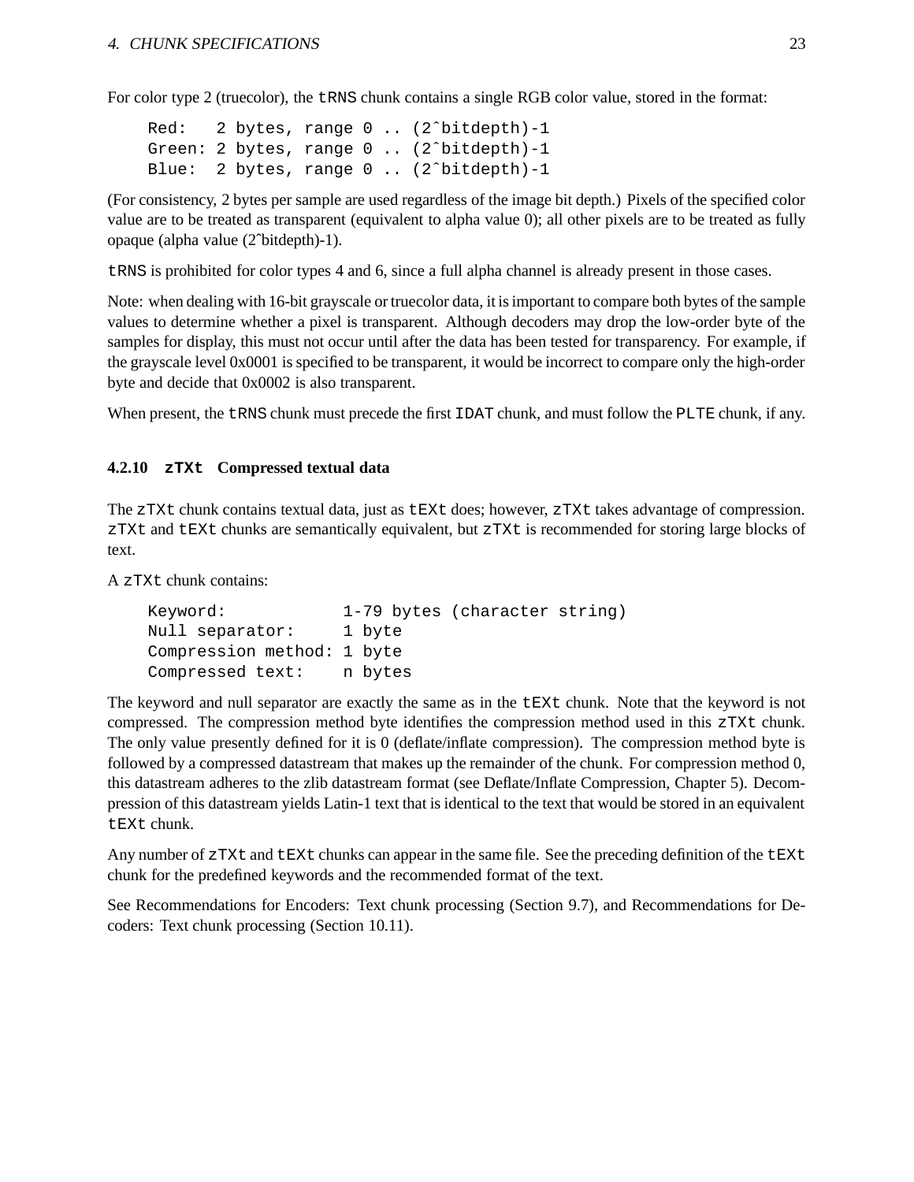For color type 2 (truecolor), the `tRNS` chunk contains a single RGB color value, stored in the format:

```
Red:   2 bytes, range 0 .. (2^bitdepth)-1
Green: 2 bytes, range 0 .. (2^bitdepth)-1
Blue:  2 bytes, range 0 .. (2^bitdepth)-1
```

(For consistency, 2 bytes per sample are used regardless of the image bit depth.) Pixels of the specified color value are to be treated as transparent (equivalent to alpha value 0); all other pixels are to be treated as fully opaque (alpha value (2^bitdepth)-1).

`tRNS` is prohibited for color types 4 and 6, since a full alpha channel is already present in those cases.

Note: when dealing with 16-bit grayscale or truecolor data, it is important to compare both bytes of the sample values to determine whether a pixel is transparent. Although decoders may drop the low-order byte of the samples for display, this must not occur until after the data has been tested for transparency. For example, if the grayscale level 0x0001 is specified to be transparent, it would be incorrect to compare only the high-order byte and decide that 0x0002 is also transparent.

When present, the `tRNS` chunk must precede the first `IDAT` chunk, and must follow the `PLTE` chunk, if any.

### 4.2.10 `zTXt` Compressed textual data

The `zTXt` chunk contains textual data, just as `tEXt` does; however, `zTXt` takes advantage of compression. `zTXt` and `tEXt` chunks are semantically equivalent, but `zTXt` is recommended for storing large blocks of text.

A `zTXt` chunk contains:

```
Keyword:            1-79 bytes (character string)
Null separator:     1 byte
Compression method: 1 byte
Compressed text:    n bytes
```

The keyword and null separator are exactly the same as in the `tEXt` chunk. Note that the keyword is not compressed. The compression method byte identifies the compression method used in this `zTXt` chunk. The only value presently defined for it is 0 (deflate/inflate compression). The compression method byte is followed by a compressed datastream that makes up the remainder of the chunk. For compression method 0, this datastream adheres to the zlib datastream format (see Deflate/Inflate Compression, Chapter 5). Decompression of this datastream yields Latin-1 text that is identical to the text that would be stored in an equivalent `tEXt` chunk.

Any number of `zTXt` and `tEXt` chunks can appear in the same file. See the preceding definition of the `tEXt` chunk for the predefined keywords and the recommended format of the text.

See Recommendations for Encoders: Text chunk processing (Section 9.7), and Recommendations for Decoders: Text chunk processing (Section 10.11).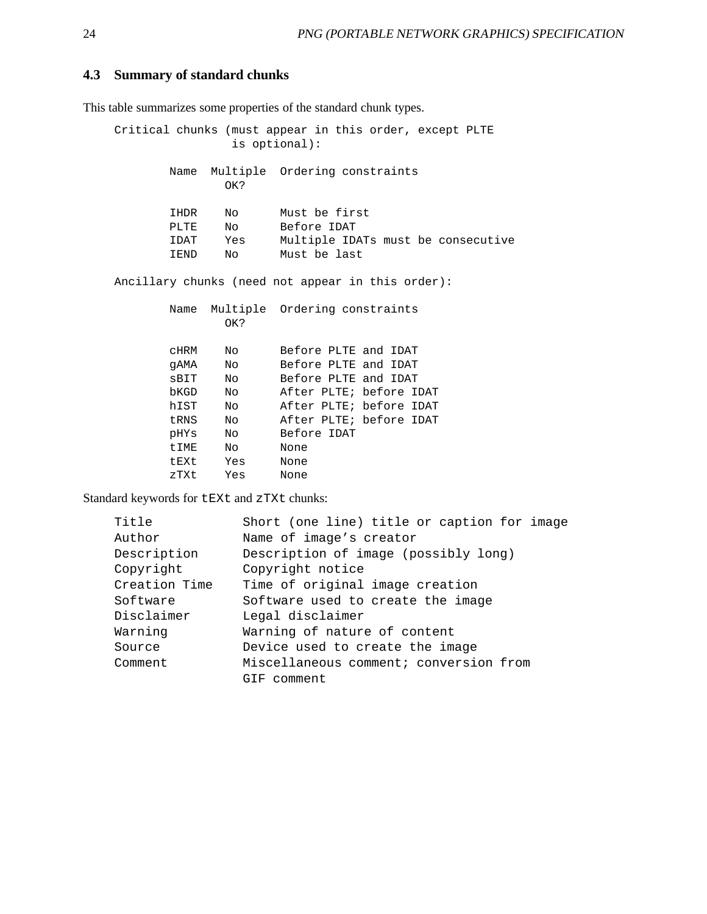### 4.3 Summary of standard chunks

This table summarizes some properties of the standard chunk types.

```
Critical chunks (must appear in this order, except PLTE
                 is optional):

        Name  Multiple  Ordering constraints
                OK?

        IHDR    No      Must be first
        PLTE    No      Before IDAT
        IDAT    Yes     Multiple IDATs must be consecutive
        IEND    No      Must be last

Ancillary chunks (need not appear in this order):

        Name  Multiple  Ordering constraints
                OK?

        cHRM    No      Before PLTE and IDAT
        gAMA    No      Before PLTE and IDAT
        sBIT    No      Before PLTE and IDAT
        bKGD    No      After PLTE; before IDAT
        hIST    No      After PLTE; before IDAT
        tRNS    No      After PLTE; before IDAT
        pHYs    No      Before IDAT
        tIME    No      None
        tEXt    Yes     None
        zTXt    Yes     None
```

Standard keywords for `tEXt` and `zTXt` chunks:

```
Title            Short (one line) title or caption for image
Author           Name of image's creator
Description      Description of image (possibly long)
Copyright        Copyright notice
Creation Time    Time of original image creation
Software         Software used to create the image
Disclaimer       Legal disclaimer
Warning          Warning of nature of content
Source           Device used to create the image
Comment          Miscellaneous comment; conversion from
                 GIF comment
```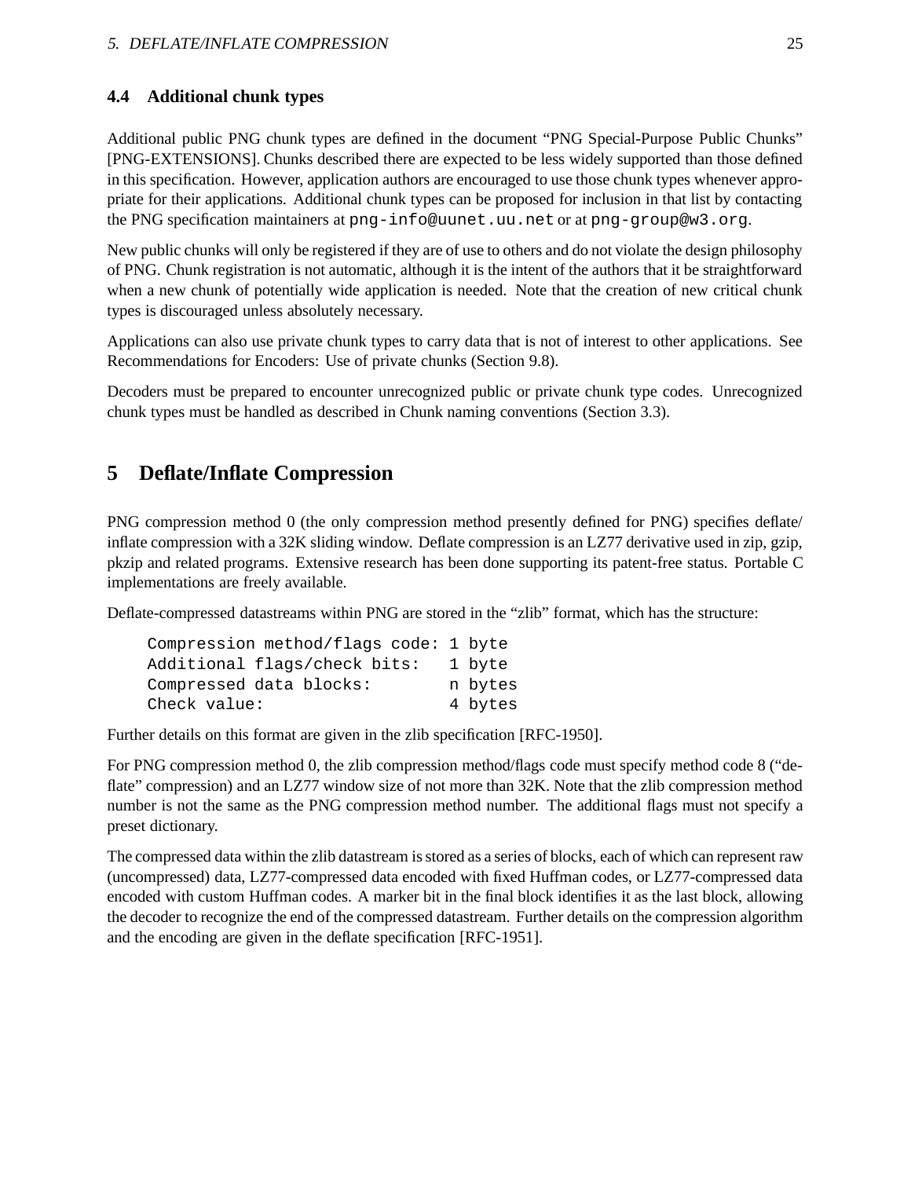### 4.4 Additional chunk types

Additional public PNG chunk types are defined in the document "PNG Special-Purpose Public Chunks" [PNG-EXTENSIONS]. Chunks described there are expected to be less widely supported than those defined in this specification. However, application authors are encouraged to use those chunk types whenever appropriate for their applications. Additional chunk types can be proposed for inclusion in that list by contacting the PNG specification maintainers at `png-info@uunet.uu.net` or at `png-group@w3.org`.

New public chunks will only be registered if they are of use to others and do not violate the design philosophy of PNG. Chunk registration is not automatic, although it is the intent of the authors that it be straightforward when a new chunk of potentially wide application is needed. Note that the creation of new critical chunk types is discouraged unless absolutely necessary.

Applications can also use private chunk types to carry data that is not of interest to other applications. See Recommendations for Encoders: Use of private chunks (Section 9.8).

Decoders must be prepared to encounter unrecognized public or private chunk type codes. Unrecognized chunk types must be handled as described in Chunk naming conventions (Section 3.3).

## 5 Deflate/Inflate Compression

PNG compression method 0 (the only compression method presently defined for PNG) specifies deflate/inflate compression with a 32K sliding window. Deflate compression is an LZ77 derivative used in zip, gzip, pkzip and related programs. Extensive research has been done supporting its patent-free status. Portable C implementations are freely available.

Deflate-compressed datastreams within PNG are stored in the "zlib" format, which has the structure:

```
Compression method/flags code: 1 byte
Additional flags/check bits:   1 byte
Compressed data blocks:        n bytes
Check value:                   4 bytes
```

Further details on this format are given in the zlib specification [RFC-1950].

For PNG compression method 0, the zlib compression method/flags code must specify method code 8 ("deflate" compression) and an LZ77 window size of not more than 32K. Note that the zlib compression method number is not the same as the PNG compression method number. The additional flags must not specify a preset dictionary.

The compressed data within the zlib datastream is stored as a series of blocks, each of which can represent raw (uncompressed) data, LZ77-compressed data encoded with fixed Huffman codes, or LZ77-compressed data encoded with custom Huffman codes. A marker bit in the final block identifies it as the last block, allowing the decoder to recognize the end of the compressed datastream. Further details on the compression algorithm and the encoding are given in the deflate specification [RFC-1951].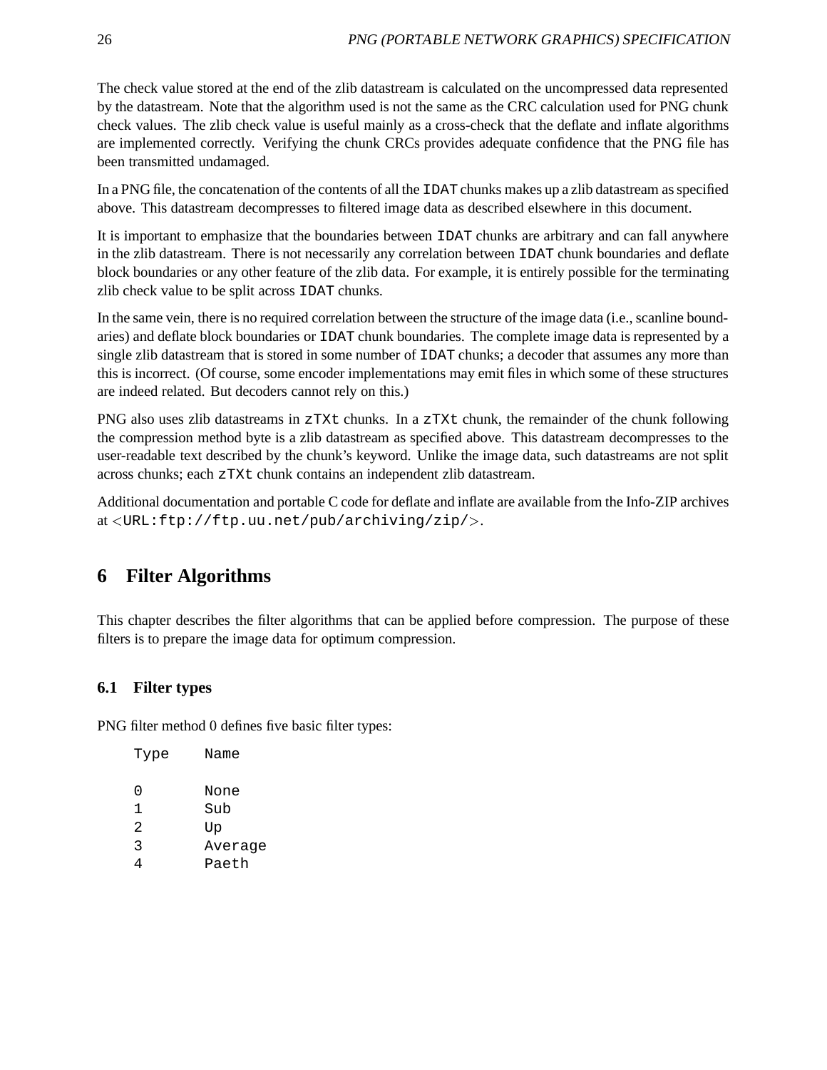The check value stored at the end of the zlib datastream is calculated on the uncompressed data represented by the datastream. Note that the algorithm used is not the same as the CRC calculation used for PNG chunk check values. The zlib check value is useful mainly as a cross-check that the deflate and inflate algorithms are implemented correctly. Verifying the chunk CRCs provides adequate confidence that the PNG file has been transmitted undamaged.

In a PNG file, the concatenation of the contents of all the `IDAT` chunks makes up a zlib datastream as specified above. This datastream decompresses to filtered image data as described elsewhere in this document.

It is important to emphasize that the boundaries between `IDAT` chunks are arbitrary and can fall anywhere in the zlib datastream. There is not necessarily any correlation between `IDAT` chunk boundaries and deflate block boundaries or any other feature of the zlib data. For example, it is entirely possible for the terminating zlib check value to be split across `IDAT` chunks.

In the same vein, there is no required correlation between the structure of the image data (i.e., scanline boundaries) and deflate block boundaries or `IDAT` chunk boundaries. The complete image data is represented by a single zlib datastream that is stored in some number of `IDAT` chunks; a decoder that assumes any more than this is incorrect. (Of course, some encoder implementations may emit files in which some of these structures are indeed related. But decoders cannot rely on this.)

PNG also uses zlib datastreams in `zTXt` chunks. In a `zTXt` chunk, the remainder of the chunk following the compression method byte is a zlib datastream as specified above. This datastream decompresses to the user-readable text described by the chunk's keyword. Unlike the image data, such datastreams are not split across chunks; each `zTXt` chunk contains an independent zlib datastream.

Additional documentation and portable C code for deflate and inflate are available from the Info-ZIP archives at <`URL:ftp://ftp.uu.net/pub/archiving/zip/`>.

# 6 Filter Algorithms

This chapter describes the filter algorithms that can be applied before compression. The purpose of these filters is to prepare the image data for optimum compression.

## 6.1 Filter types

PNG filter method 0 defines five basic filter types:

```
Type    Name

0       None
1       Sub
2       Up
3       Average
4       Paeth
```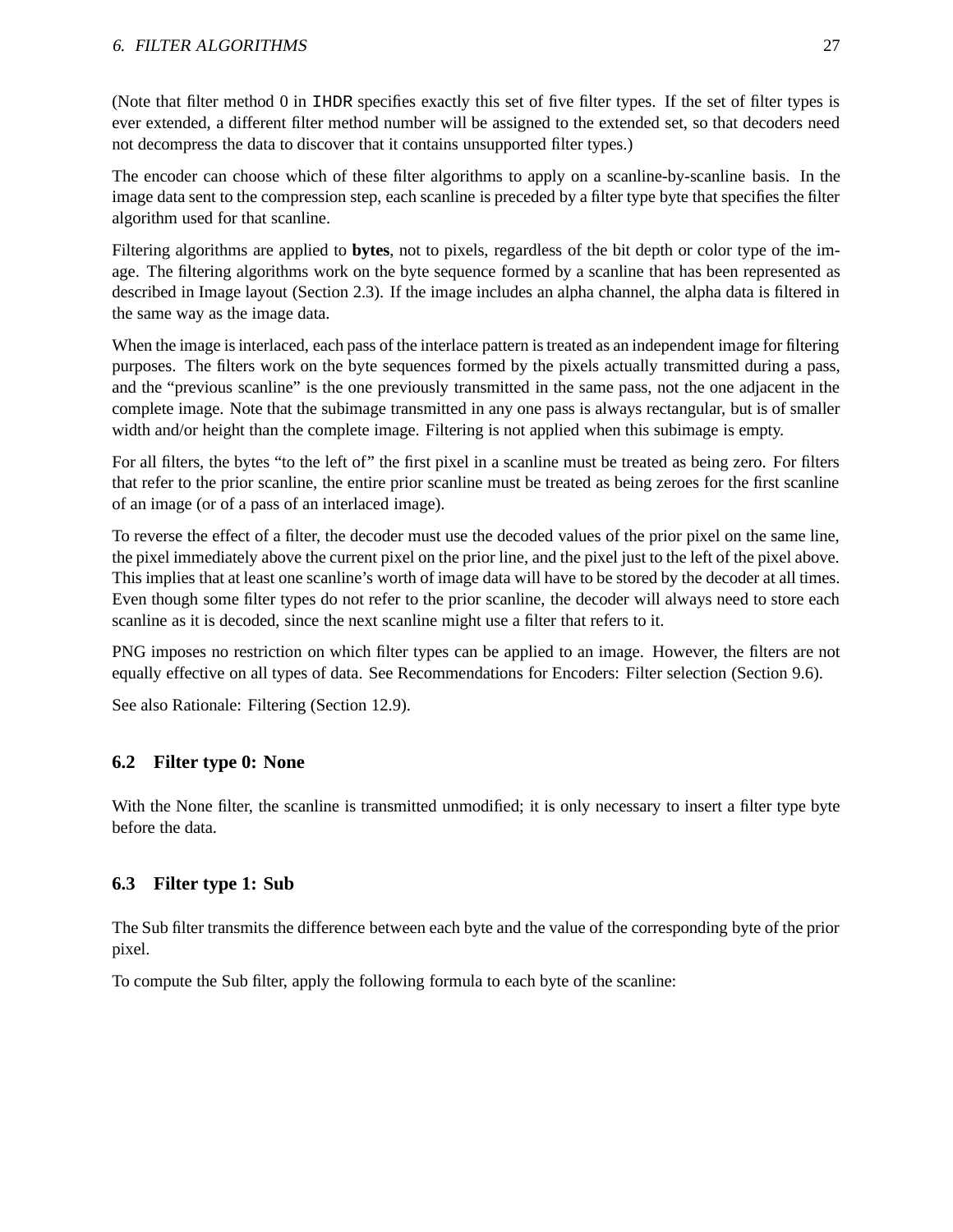(Note that filter method 0 in `IHDR` specifies exactly this set of five filter types. If the set of filter types is ever extended, a different filter method number will be assigned to the extended set, so that decoders need not decompress the data to discover that it contains unsupported filter types.)

The encoder can choose which of these filter algorithms to apply on a scanline-by-scanline basis. In the image data sent to the compression step, each scanline is preceded by a filter type byte that specifies the filter algorithm used for that scanline.

Filtering algorithms are applied to **bytes**, not to pixels, regardless of the bit depth or color type of the image. The filtering algorithms work on the byte sequence formed by a scanline that has been represented as described in Image layout (Section 2.3). If the image includes an alpha channel, the alpha data is filtered in the same way as the image data.

When the image is interlaced, each pass of the interlace pattern is treated as an independent image for filtering purposes. The filters work on the byte sequences formed by the pixels actually transmitted during a pass, and the "previous scanline" is the one previously transmitted in the same pass, not the one adjacent in the complete image. Note that the subimage transmitted in any one pass is always rectangular, but is of smaller width and/or height than the complete image. Filtering is not applied when this subimage is empty.

For all filters, the bytes "to the left of" the first pixel in a scanline must be treated as being zero. For filters that refer to the prior scanline, the entire prior scanline must be treated as being zeroes for the first scanline of an image (or of a pass of an interlaced image).

To reverse the effect of a filter, the decoder must use the decoded values of the prior pixel on the same line, the pixel immediately above the current pixel on the prior line, and the pixel just to the left of the pixel above. This implies that at least one scanline's worth of image data will have to be stored by the decoder at all times. Even though some filter types do not refer to the prior scanline, the decoder will always need to store each scanline as it is decoded, since the next scanline might use a filter that refers to it.

PNG imposes no restriction on which filter types can be applied to an image. However, the filters are not equally effective on all types of data. See Recommendations for Encoders: Filter selection (Section 9.6).

See also Rationale: Filtering (Section 12.9).

### 6.2 Filter type 0: None

With the None filter, the scanline is transmitted unmodified; it is only necessary to insert a filter type byte before the data.

### 6.3 Filter type 1: Sub

The Sub filter transmits the difference between each byte and the value of the corresponding byte of the prior pixel.

To compute the Sub filter, apply the following formula to each byte of the scanline: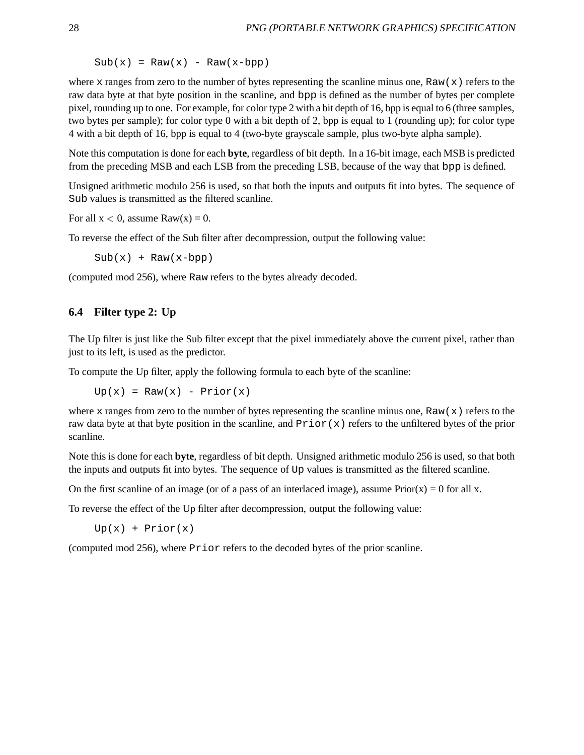```
Sub(x) = Raw(x) - Raw(x-bpp)
```

where `x` ranges from zero to the number of bytes representing the scanline minus one, `Raw(x)` refers to the raw data byte at that byte position in the scanline, and `bpp` is defined as the number of bytes per complete pixel, rounding up to one. For example, for color type 2 with a bit depth of 16, bpp is equal to 6 (three samples, two bytes per sample); for color type 0 with a bit depth of 2, bpp is equal to 1 (rounding up); for color type 4 with a bit depth of 16, bpp is equal to 4 (two-byte grayscale sample, plus two-byte alpha sample).

Note this computation is done for each **byte**, regardless of bit depth. In a 16-bit image, each MSB is predicted from the preceding MSB and each LSB from the preceding LSB, because of the way that `bpp` is defined.

Unsigned arithmetic modulo 256 is used, so that both the inputs and outputs fit into bytes. The sequence of `Sub` values is transmitted as the filtered scanline.

For all $x < 0$, assume Raw(x) = 0.

To reverse the effect of the Sub filter after decompression, output the following value:

```
Sub(x) + Raw(x-bpp)
```

(computed mod 256), where `Raw` refers to the bytes already decoded.

## 6.4 Filter type 2: Up

The Up filter is just like the Sub filter except that the pixel immediately above the current pixel, rather than just to its left, is used as the predictor.

To compute the Up filter, apply the following formula to each byte of the scanline:

```
Up(x) = Raw(x) - Prior(x)
```

where `x` ranges from zero to the number of bytes representing the scanline minus one, `Raw(x)` refers to the raw data byte at that byte position in the scanline, and `Prior(x)` refers to the unfiltered bytes of the prior scanline.

Note this is done for each **byte**, regardless of bit depth. Unsigned arithmetic modulo 256 is used, so that both the inputs and outputs fit into bytes. The sequence of `Up` values is transmitted as the filtered scanline.

On the first scanline of an image (or of a pass of an interlaced image), assume Prior(x) = 0 for all x.

To reverse the effect of the Up filter after decompression, output the following value:

```
Up(x) + Prior(x)
```

(computed mod 256), where `Prior` refers to the decoded bytes of the prior scanline.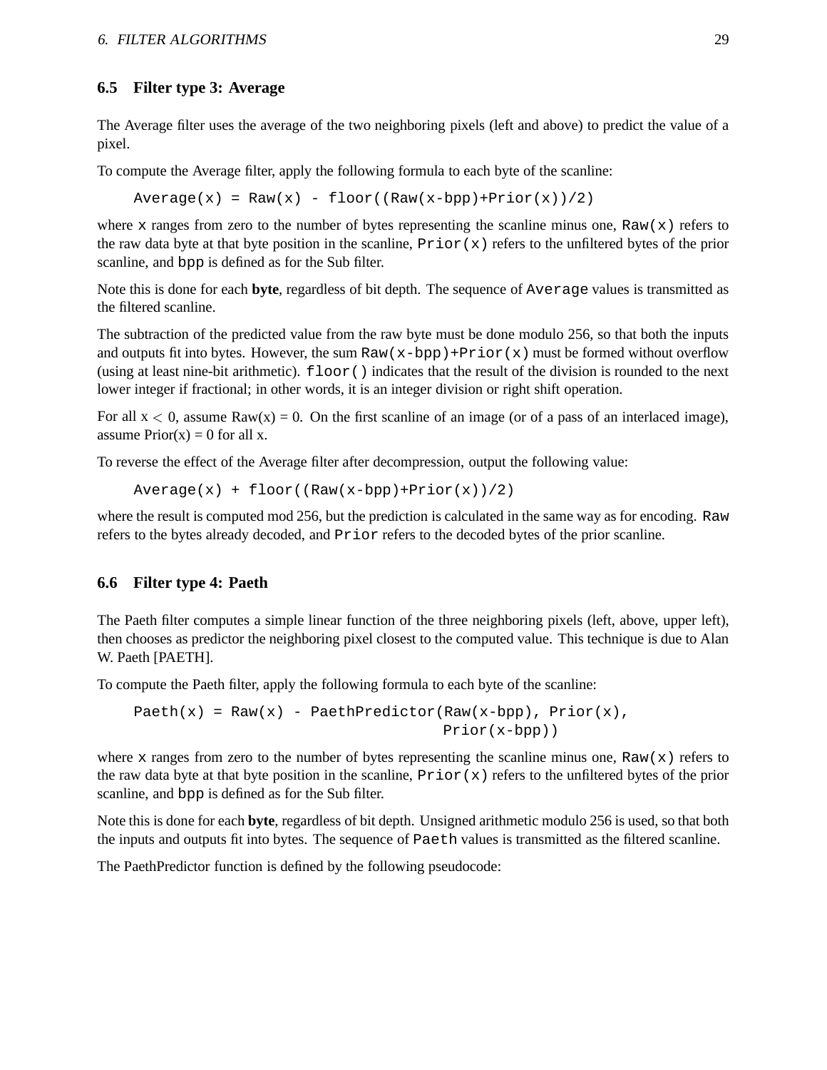### 6.5 Filter type 3: Average

The Average filter uses the average of the two neighboring pixels (left and above) to predict the value of a pixel.

To compute the Average filter, apply the following formula to each byte of the scanline:

```
Average(x) = Raw(x) - floor((Raw(x-bpp)+Prior(x))/2)
```

where `x` ranges from zero to the number of bytes representing the scanline minus one, `Raw(x)` refers to the raw data byte at that byte position in the scanline, `Prior(x)` refers to the unfiltered bytes of the prior scanline, and `bpp` is defined as for the Sub filter.

Note this is done for each **byte**, regardless of bit depth. The sequence of `Average` values is transmitted as the filtered scanline.

The subtraction of the predicted value from the raw byte must be done modulo 256, so that both the inputs and outputs fit into bytes. However, the sum `Raw(x-bpp)+Prior(x)` must be formed without overflow (using at least nine-bit arithmetic). `floor()` indicates that the result of the division is rounded to the next lower integer if fractional; in other words, it is an integer division or right shift operation.

For all $x < 0$, assume Raw(x) = 0. On the first scanline of an image (or of a pass of an interlaced image), assume Prior(x) = 0 for all x.

To reverse the effect of the Average filter after decompression, output the following value:

```
Average(x) + floor((Raw(x-bpp)+Prior(x))/2)
```

where the result is computed mod 256, but the prediction is calculated in the same way as for encoding. `Raw` refers to the bytes already decoded, and `Prior` refers to the decoded bytes of the prior scanline.

### 6.6 Filter type 4: Paeth

The Paeth filter computes a simple linear function of the three neighboring pixels (left, above, upper left), then chooses as predictor the neighboring pixel closest to the computed value. This technique is due to Alan W. Paeth [PAETH].

To compute the Paeth filter, apply the following formula to each byte of the scanline:

```
Paeth(x) = Raw(x) - PaethPredictor(Raw(x-bpp), Prior(x),
                                   Prior(x-bpp))
```

where `x` ranges from zero to the number of bytes representing the scanline minus one, `Raw(x)` refers to the raw data byte at that byte position in the scanline, `Prior(x)` refers to the unfiltered bytes of the prior scanline, and `bpp` is defined as for the Sub filter.

Note this is done for each **byte**, regardless of bit depth. Unsigned arithmetic modulo 256 is used, so that both the inputs and outputs fit into bytes. The sequence of `Paeth` values is transmitted as the filtered scanline.

The PaethPredictor function is defined by the following pseudocode: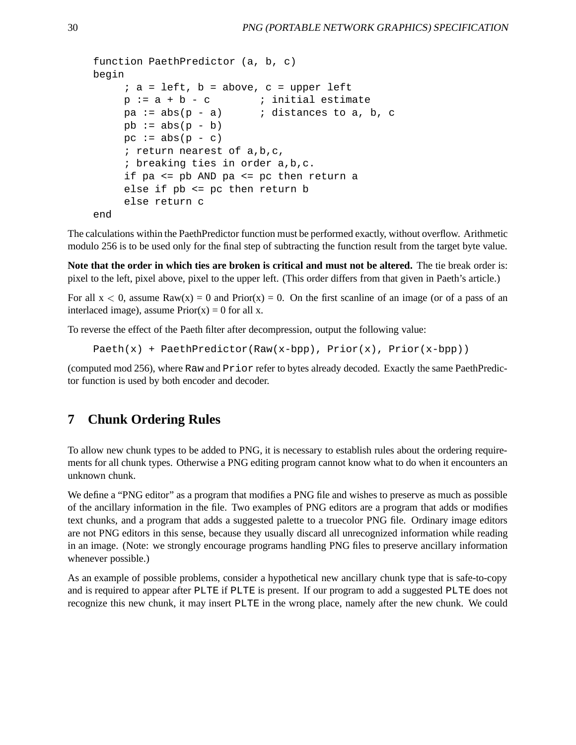```
function PaethPredictor (a, b, c)
begin
     ; a = left, b = above, c = upper left
     p := a + b - c        ; initial estimate
     pa := abs(p - a)      ; distances to a, b, c
     pb := abs(p - b)
     pc := abs(p - c)
     ; return nearest of a,b,c,
     ; breaking ties in order a,b,c.
     if pa <= pb AND pa <= pc then return a
     else if pb <= pc then return b
     else return c
end
```

The calculations within the PaethPredictor function must be performed exactly, without overflow. Arithmetic modulo 256 is to be used only for the final step of subtracting the function result from the target byte value.

**Note that the order in which ties are broken is critical and must not be altered.** The tie break order is: pixel to the left, pixel above, pixel to the upper left. (This order differs from that given in Paeth's article.)

For all $x < 0$, assume Raw(x) = 0 and Prior(x) = 0. On the first scanline of an image (or of a pass of an interlaced image), assume Prior(x) = 0 for all x.

To reverse the effect of the Paeth filter after decompression, output the following value:

```
Paeth(x) + PaethPredictor(Raw(x-bpp), Prior(x), Prior(x-bpp))
```

(computed mod 256), where `Raw` and `Prior` refer to bytes already decoded. Exactly the same PaethPredictor function is used by both encoder and decoder.

# 7 Chunk Ordering Rules

To allow new chunk types to be added to PNG, it is necessary to establish rules about the ordering requirements for all chunk types. Otherwise a PNG editing program cannot know what to do when it encounters an unknown chunk.

We define a "PNG editor" as a program that modifies a PNG file and wishes to preserve as much as possible of the ancillary information in the file. Two examples of PNG editors are a program that adds or modifies text chunks, and a program that adds a suggested palette to a truecolor PNG file. Ordinary image editors are not PNG editors in this sense, because they usually discard all unrecognized information while reading in an image. (Note: we strongly encourage programs handling PNG files to preserve ancillary information whenever possible.)

As an example of possible problems, consider a hypothetical new ancillary chunk type that is safe-to-copy and is required to appear after `PLTE` if `PLTE` is present. If our program to add a suggested `PLTE` does not recognize this new chunk, it may insert `PLTE` in the wrong place, namely after the new chunk. We could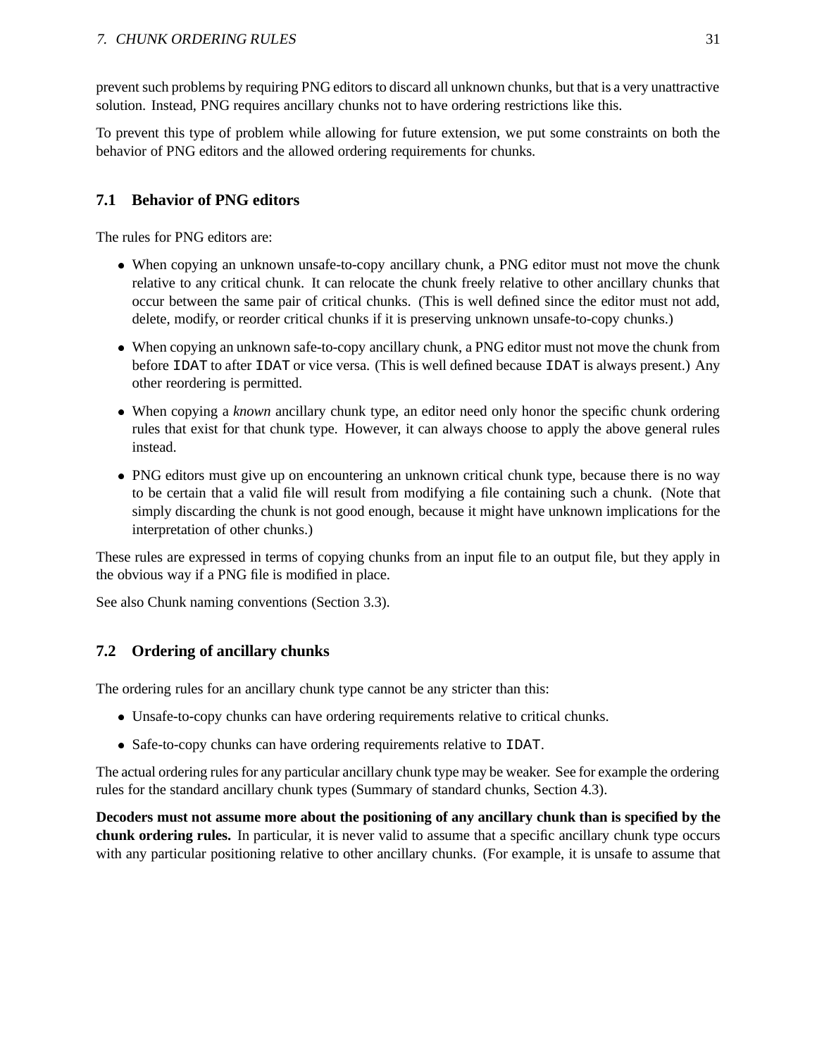prevent such problems by requiring PNG editors to discard all unknown chunks, but that is a very unattractive solution. Instead, PNG requires ancillary chunks not to have ordering restrictions like this.

To prevent this type of problem while allowing for future extension, we put some constraints on both the behavior of PNG editors and the allowed ordering requirements for chunks.

## 7.1 Behavior of PNG editors

The rules for PNG editors are:

- When copying an unknown unsafe-to-copy ancillary chunk, a PNG editor must not move the chunk relative to any critical chunk. It can relocate the chunk freely relative to other ancillary chunks that occur between the same pair of critical chunks. (This is well defined since the editor must not add, delete, modify, or reorder critical chunks if it is preserving unknown unsafe-to-copy chunks.)
- When copying an unknown safe-to-copy ancillary chunk, a PNG editor must not move the chunk from before `IDAT` to after `IDAT` or vice versa. (This is well defined because `IDAT` is always present.) Any other reordering is permitted.
- When copying a *known* ancillary chunk type, an editor need only honor the specific chunk ordering rules that exist for that chunk type. However, it can always choose to apply the above general rules instead.
- PNG editors must give up on encountering an unknown critical chunk type, because there is no way to be certain that a valid file will result from modifying a file containing such a chunk. (Note that simply discarding the chunk is not good enough, because it might have unknown implications for the interpretation of other chunks.)

These rules are expressed in terms of copying chunks from an input file to an output file, but they apply in the obvious way if a PNG file is modified in place.

See also Chunk naming conventions (Section 3.3).

## 7.2 Ordering of ancillary chunks

The ordering rules for an ancillary chunk type cannot be any stricter than this:

- Unsafe-to-copy chunks can have ordering requirements relative to critical chunks.
- Safe-to-copy chunks can have ordering requirements relative to `IDAT`.

The actual ordering rules for any particular ancillary chunk type may be weaker. See for example the ordering rules for the standard ancillary chunk types (Summary of standard chunks, Section 4.3).

**Decoders must not assume more about the positioning of any ancillary chunk than is specified by the chunk ordering rules.** In particular, it is never valid to assume that a specific ancillary chunk type occurs with any particular positioning relative to other ancillary chunks. (For example, it is unsafe to assume that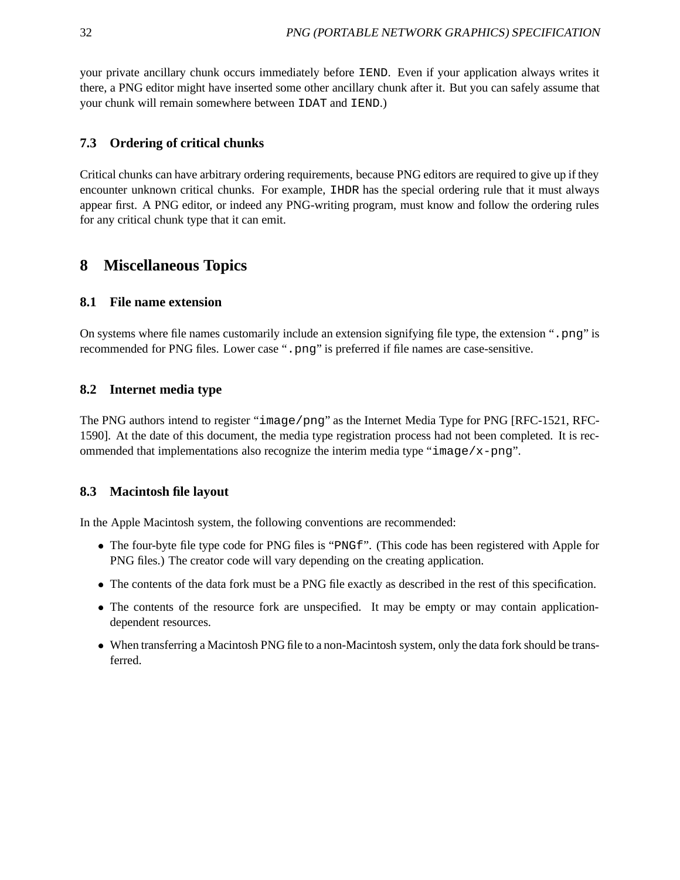your private ancillary chunk occurs immediately before `IEND`. Even if your application always writes it there, a PNG editor might have inserted some other ancillary chunk after it. But you can safely assume that your chunk will remain somewhere between `IDAT` and `IEND`.)

### 7.3 Ordering of critical chunks

Critical chunks can have arbitrary ordering requirements, because PNG editors are required to give up if they encounter unknown critical chunks. For example, `IHDR` has the special ordering rule that it must always appear first. A PNG editor, or indeed any PNG-writing program, must know and follow the ordering rules for any critical chunk type that it can emit.

## 8 Miscellaneous Topics

### 8.1 File name extension

On systems where file names customarily include an extension signifying file type, the extension "`.png`" is recommended for PNG files. Lower case "`.png`" is preferred if file names are case-sensitive.

### 8.2 Internet media type

The PNG authors intend to register "`image/png`" as the Internet Media Type for PNG [RFC-1521, RFC-1590]. At the date of this document, the media type registration process had not been completed. It is recommended that implementations also recognize the interim media type "`image/x-png`".

### 8.3 Macintosh file layout

In the Apple Macintosh system, the following conventions are recommended:

- The four-byte file type code for PNG files is "`PNGf`". (This code has been registered with Apple for PNG files.) The creator code will vary depending on the creating application.
- The contents of the data fork must be a PNG file exactly as described in the rest of this specification.
- The contents of the resource fork are unspecified. It may be empty or may contain application-dependent resources.
- When transferring a Macintosh PNG file to a non-Macintosh system, only the data fork should be transferred.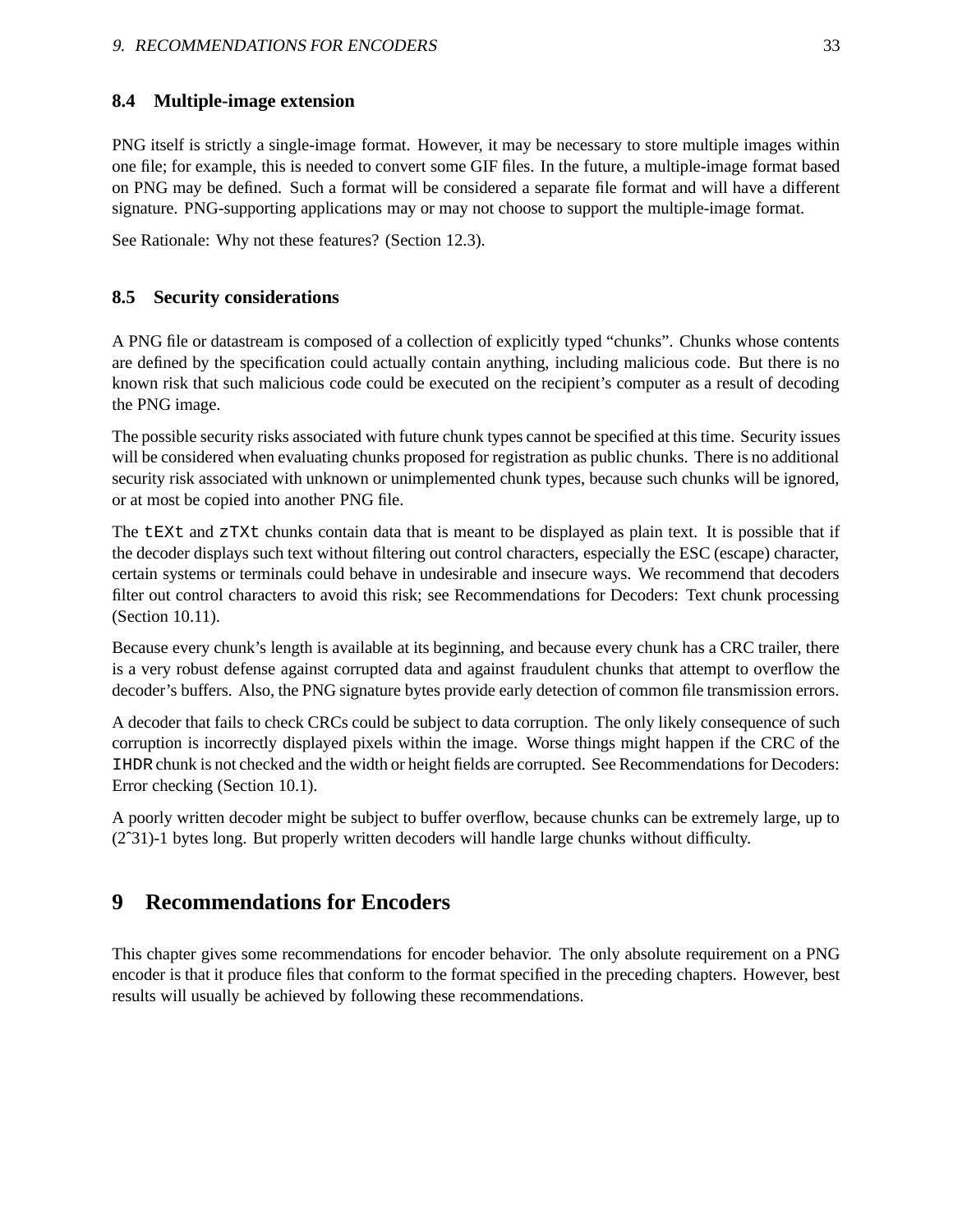### 8.4 Multiple-image extension

PNG itself is strictly a single-image format. However, it may be necessary to store multiple images within one file; for example, this is needed to convert some GIF files. In the future, a multiple-image format based on PNG may be defined. Such a format will be considered a separate file format and will have a different signature. PNG-supporting applications may or may not choose to support the multiple-image format.

See Rationale: Why not these features? (Section 12.3).

### 8.5 Security considerations

A PNG file or datastream is composed of a collection of explicitly typed "chunks". Chunks whose contents are defined by the specification could actually contain anything, including malicious code. But there is no known risk that such malicious code could be executed on the recipient's computer as a result of decoding the PNG image.

The possible security risks associated with future chunk types cannot be specified at this time. Security issues will be considered when evaluating chunks proposed for registration as public chunks. There is no additional security risk associated with unknown or unimplemented chunk types, because such chunks will be ignored, or at most be copied into another PNG file.

The `tEXt` and `zTXt` chunks contain data that is meant to be displayed as plain text. It is possible that if the decoder displays such text without filtering out control characters, especially the ESC (escape) character, certain systems or terminals could behave in undesirable and insecure ways. We recommend that decoders filter out control characters to avoid this risk; see Recommendations for Decoders: Text chunk processing (Section 10.11).

Because every chunk's length is available at its beginning, and because every chunk has a CRC trailer, there is a very robust defense against corrupted data and against fraudulent chunks that attempt to overflow the decoder's buffers. Also, the PNG signature bytes provide early detection of common file transmission errors.

A decoder that fails to check CRCs could be subject to data corruption. The only likely consequence of such corruption is incorrectly displayed pixels within the image. Worse things might happen if the CRC of the `IHDR` chunk is not checked and the width or height fields are corrupted. See Recommendations for Decoders: Error checking (Section 10.1).

A poorly written decoder might be subject to buffer overflow, because chunks can be extremely large, up to (2^31)-1 bytes long. But properly written decoders will handle large chunks without difficulty.

## 9 Recommendations for Encoders

This chapter gives some recommendations for encoder behavior. The only absolute requirement on a PNG encoder is that it produce files that conform to the format specified in the preceding chapters. However, best results will usually be achieved by following these recommendations.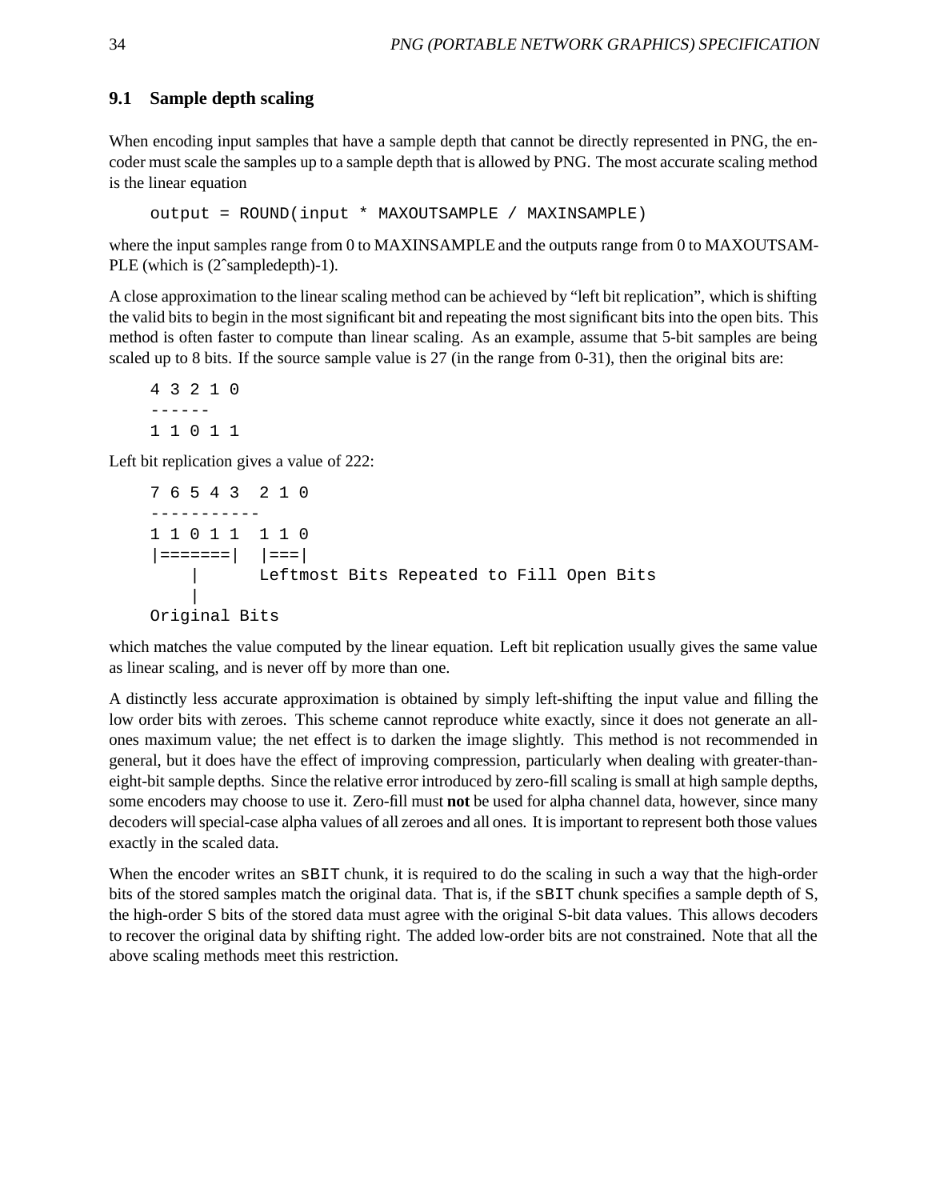## 9.1 Sample depth scaling

When encoding input samples that have a sample depth that cannot be directly represented in PNG, the encoder must scale the samples up to a sample depth that is allowed by PNG. The most accurate scaling method is the linear equation

```
output = ROUND(input * MAXOUTSAMPLE / MAXINSAMPLE)
```

where the input samples range from 0 to MAXINSAMPLE and the outputs range from 0 to MAXOUTSAMPLE (which is (2^sampledepth)-1).

A close approximation to the linear scaling method can be achieved by "left bit replication", which is shifting the valid bits to begin in the most significant bit and repeating the most significant bits into the open bits. This method is often faster to compute than linear scaling. As an example, assume that 5-bit samples are being scaled up to 8 bits. If the source sample value is 27 (in the range from 0-31), then the original bits are:

```
4 3 2 1 0
------
1 1 0 1 1
```

Left bit replication gives a value of 222:

```
7 6 5 4 3  2 1 0
-----------
1 1 0 1 1  1 1 0
|=======|  |===|
    |      Leftmost Bits Repeated to Fill Open Bits
    |
Original Bits
```

which matches the value computed by the linear equation. Left bit replication usually gives the same value as linear scaling, and is never off by more than one.

A distinctly less accurate approximation is obtained by simply left-shifting the input value and filling the low order bits with zeroes. This scheme cannot reproduce white exactly, since it does not generate an all-ones maximum value; the net effect is to darken the image slightly. This method is not recommended in general, but it does have the effect of improving compression, particularly when dealing with greater-than-eight-bit sample depths. Since the relative error introduced by zero-fill scaling is small at high sample depths, some encoders may choose to use it. Zero-fill must **not** be used for alpha channel data, however, since many decoders will special-case alpha values of all zeroes and all ones. It is important to represent both those values exactly in the scaled data.

When the encoder writes an `sBIT` chunk, it is required to do the scaling in such a way that the high-order bits of the stored samples match the original data. That is, if the `sBIT` chunk specifies a sample depth of S, the high-order S bits of the stored data must agree with the original S-bit data values. This allows decoders to recover the original data by shifting right. The added low-order bits are not constrained. Note that all the above scaling methods meet this restriction.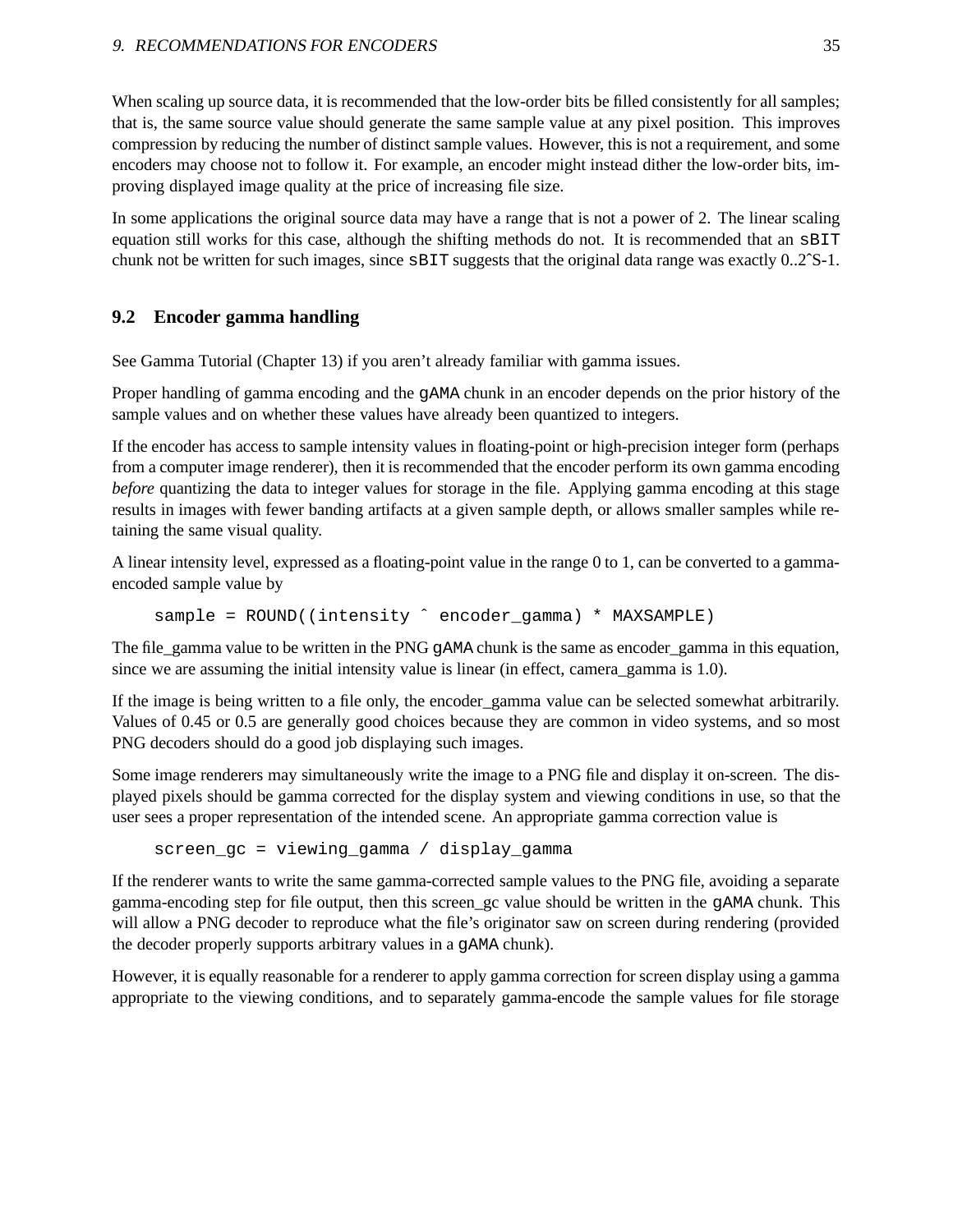When scaling up source data, it is recommended that the low-order bits be filled consistently for all samples; that is, the same source value should generate the same sample value at any pixel position. This improves compression by reducing the number of distinct sample values. However, this is not a requirement, and some encoders may choose not to follow it. For example, an encoder might instead dither the low-order bits, improving displayed image quality at the price of increasing file size.

In some applications the original source data may have a range that is not a power of 2. The linear scaling equation still works for this case, although the shifting methods do not. It is recommended that an sBIT chunk not be written for such images, since sBIT suggests that the original data range was exactly 0..2^S-1.

## 9.2 Encoder gamma handling

See Gamma Tutorial (Chapter 13) if you aren't already familiar with gamma issues.

Proper handling of gamma encoding and the gAMA chunk in an encoder depends on the prior history of the sample values and on whether these values have already been quantized to integers.

If the encoder has access to sample intensity values in floating-point or high-precision integer form (perhaps from a computer image renderer), then it is recommended that the encoder perform its own gamma encoding *before* quantizing the data to integer values for storage in the file. Applying gamma encoding at this stage results in images with fewer banding artifacts at a given sample depth, or allows smaller samples while retaining the same visual quality.

A linear intensity level, expressed as a floating-point value in the range 0 to 1, can be converted to a gamma-encoded sample value by

```
sample = ROUND((intensity ^ encoder_gamma) * MAXSAMPLE)
```

The file_gamma value to be written in the PNG gAMA chunk is the same as encoder_gamma in this equation, since we are assuming the initial intensity value is linear (in effect, camera_gamma is 1.0).

If the image is being written to a file only, the encoder_gamma value can be selected somewhat arbitrarily. Values of 0.45 or 0.5 are generally good choices because they are common in video systems, and so most PNG decoders should do a good job displaying such images.

Some image renderers may simultaneously write the image to a PNG file and display it on-screen. The displayed pixels should be gamma corrected for the display system and viewing conditions in use, so that the user sees a proper representation of the intended scene. An appropriate gamma correction value is

```
screen_gc = viewing_gamma / display_gamma
```

If the renderer wants to write the same gamma-corrected sample values to the PNG file, avoiding a separate gamma-encoding step for file output, then this screen_gc value should be written in the gAMA chunk. This will allow a PNG decoder to reproduce what the file's originator saw on screen during rendering (provided the decoder properly supports arbitrary values in a gAMA chunk).

However, it is equally reasonable for a renderer to apply gamma correction for screen display using a gamma appropriate to the viewing conditions, and to separately gamma-encode the sample values for file storage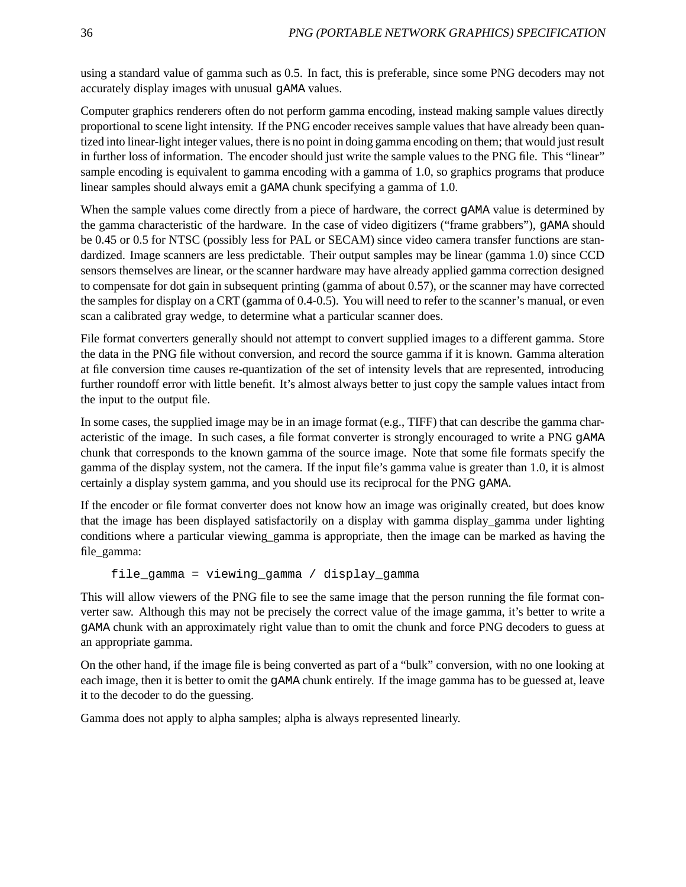using a standard value of gamma such as 0.5. In fact, this is preferable, since some PNG decoders may not accurately display images with unusual `gAMA` values.

Computer graphics renderers often do not perform gamma encoding, instead making sample values directly proportional to scene light intensity. If the PNG encoder receives sample values that have already been quantized into linear-light integer values, there is no point in doing gamma encoding on them; that would just result in further loss of information. The encoder should just write the sample values to the PNG file. This "linear" sample encoding is equivalent to gamma encoding with a gamma of 1.0, so graphics programs that produce linear samples should always emit a `gAMA` chunk specifying a gamma of 1.0.

When the sample values come directly from a piece of hardware, the correct `gAMA` value is determined by the gamma characteristic of the hardware. In the case of video digitizers ("frame grabbers"), `gAMA` should be 0.45 or 0.5 for NTSC (possibly less for PAL or SECAM) since video camera transfer functions are standardized. Image scanners are less predictable. Their output samples may be linear (gamma 1.0) since CCD sensors themselves are linear, or the scanner hardware may have already applied gamma correction designed to compensate for dot gain in subsequent printing (gamma of about 0.57), or the scanner may have corrected the samples for display on a CRT (gamma of 0.4-0.5). You will need to refer to the scanner's manual, or even scan a calibrated gray wedge, to determine what a particular scanner does.

File format converters generally should not attempt to convert supplied images to a different gamma. Store the data in the PNG file without conversion, and record the source gamma if it is known. Gamma alteration at file conversion time causes re-quantization of the set of intensity levels that are represented, introducing further roundoff error with little benefit. It's almost always better to just copy the sample values intact from the input to the output file.

In some cases, the supplied image may be in an image format (e.g., TIFF) that can describe the gamma characteristic of the image. In such cases, a file format converter is strongly encouraged to write a PNG `gAMA` chunk that corresponds to the known gamma of the source image. Note that some file formats specify the gamma of the display system, not the camera. If the input file's gamma value is greater than 1.0, it is almost certainly a display system gamma, and you should use its reciprocal for the PNG `gAMA`.

If the encoder or file format converter does not know how an image was originally created, but does know that the image has been displayed satisfactorily on a display with gamma display_gamma under lighting conditions where a particular viewing_gamma is appropriate, then the image can be marked as having the file_gamma:

```
file_gamma = viewing_gamma / display_gamma
```

This will allow viewers of the PNG file to see the same image that the person running the file format converter saw. Although this may not be precisely the correct value of the image gamma, it's better to write a `gAMA` chunk with an approximately right value than to omit the chunk and force PNG decoders to guess at an appropriate gamma.

On the other hand, if the image file is being converted as part of a "bulk" conversion, with no one looking at each image, then it is better to omit the `gAMA` chunk entirely. If the image gamma has to be guessed at, leave it to the decoder to do the guessing.

Gamma does not apply to alpha samples; alpha is always represented linearly.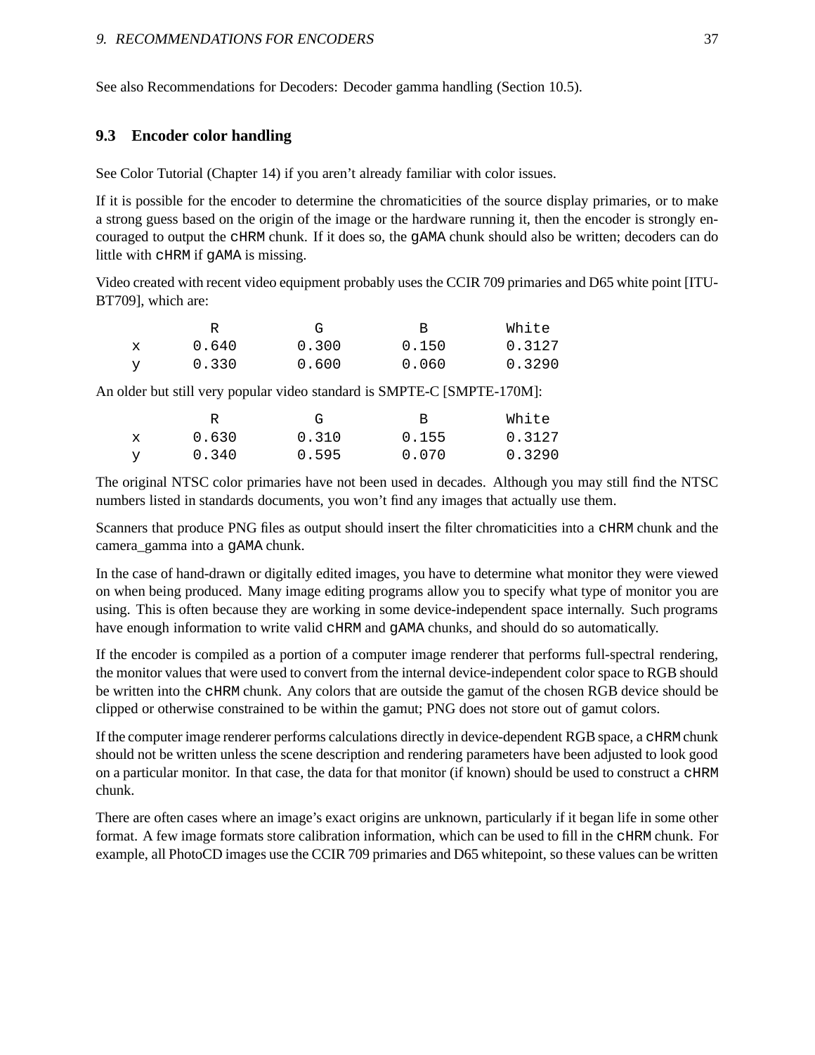See also Recommendations for Decoders: Decoder gamma handling (Section 10.5).

### 9.3 Encoder color handling

See Color Tutorial (Chapter 14) if you aren't already familiar with color issues.

If it is possible for the encoder to determine the chromaticities of the source display primaries, or to make a strong guess based on the origin of the image or the hardware running it, then the encoder is strongly encouraged to output the `cHRM` chunk. If it does so, the `gAMA` chunk should also be written; decoders can do little with `cHRM` if `gAMA` is missing.

Video created with recent video equipment probably uses the CCIR 709 primaries and D65 white point [ITU-BT709], which are:

```
        R        G        B        White
x     0.640    0.300    0.150    0.3127
y     0.330    0.600    0.060    0.3290
```

An older but still very popular video standard is SMPTE-C [SMPTE-170M]:

```
        R        G        B        White
x     0.630    0.310    0.155    0.3127
y     0.340    0.595    0.070    0.3290
```

The original NTSC color primaries have not been used in decades. Although you may still find the NTSC numbers listed in standards documents, you won't find any images that actually use them.

Scanners that produce PNG files as output should insert the filter chromaticities into a `cHRM` chunk and the camera_gamma into a `gAMA` chunk.

In the case of hand-drawn or digitally edited images, you have to determine what monitor they were viewed on when being produced. Many image editing programs allow you to specify what type of monitor you are using. This is often because they are working in some device-independent space internally. Such programs have enough information to write valid `cHRM` and `gAMA` chunks, and should do so automatically.

If the encoder is compiled as a portion of a computer image renderer that performs full-spectral rendering, the monitor values that were used to convert from the internal device-independent color space to RGB should be written into the `cHRM` chunk. Any colors that are outside the gamut of the chosen RGB device should be clipped or otherwise constrained to be within the gamut; PNG does not store out of gamut colors.

If the computer image renderer performs calculations directly in device-dependent RGB space, a `cHRM` chunk should not be written unless the scene description and rendering parameters have been adjusted to look good on a particular monitor. In that case, the data for that monitor (if known) should be used to construct a `cHRM` chunk.

There are often cases where an image's exact origins are unknown, particularly if it began life in some other format. A few image formats store calibration information, which can be used to fill in the `cHRM` chunk. For example, all PhotoCD images use the CCIR 709 primaries and D65 whitepoint, so these values can be written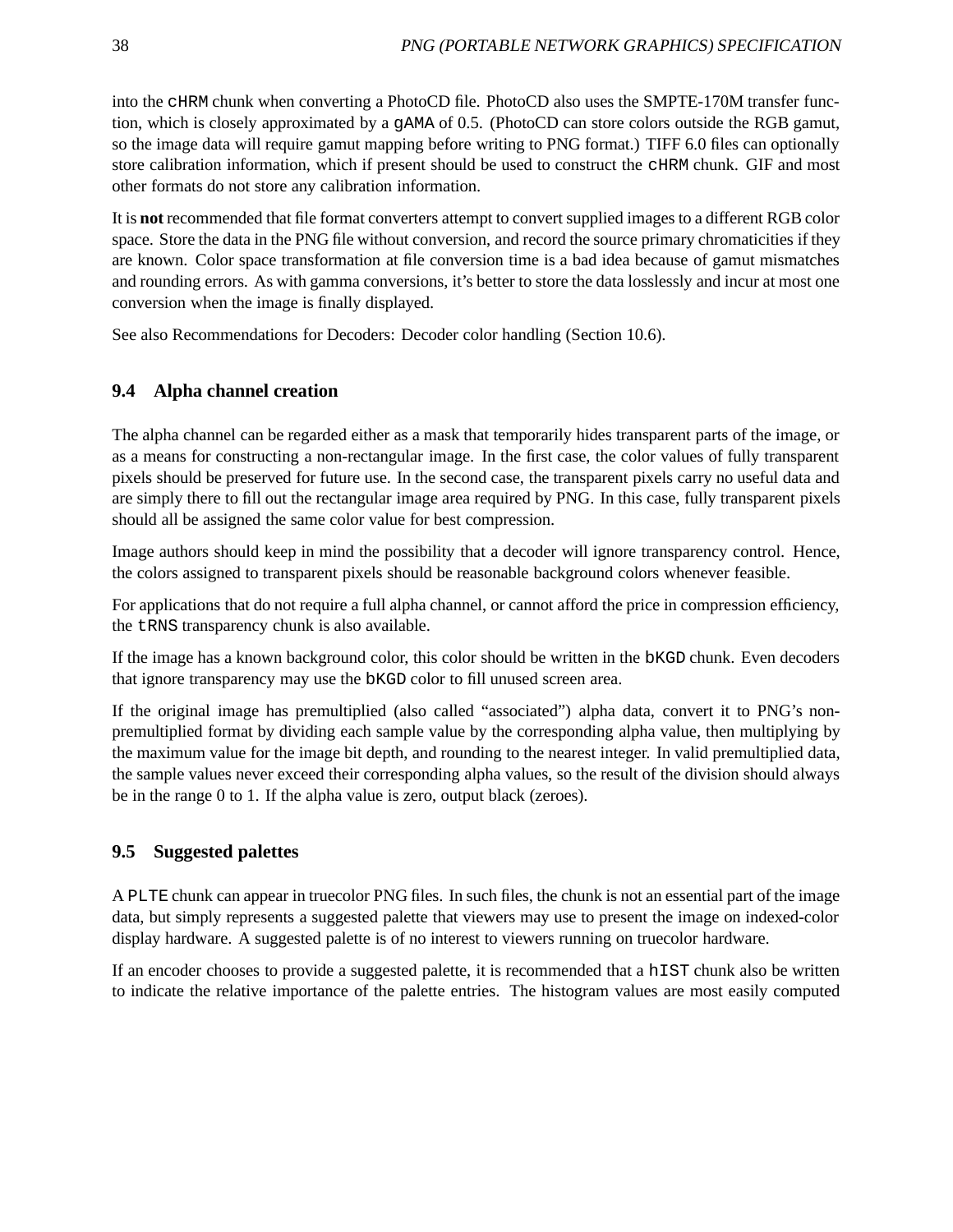into the `cHRM` chunk when converting a PhotoCD file. PhotoCD also uses the SMPTE-170M transfer function, which is closely approximated by a `gAMA` of 0.5. (PhotoCD can store colors outside the RGB gamut, so the image data will require gamut mapping before writing to PNG format.) TIFF 6.0 files can optionally store calibration information, which if present should be used to construct the `cHRM` chunk. GIF and most other formats do not store any calibration information.

It is **not** recommended that file format converters attempt to convert supplied images to a different RGB color space. Store the data in the PNG file without conversion, and record the source primary chromaticities if they are known. Color space transformation at file conversion time is a bad idea because of gamut mismatches and rounding errors. As with gamma conversions, it's better to store the data losslessly and incur at most one conversion when the image is finally displayed.

See also Recommendations for Decoders: Decoder color handling (Section 10.6).

### 9.4 Alpha channel creation

The alpha channel can be regarded either as a mask that temporarily hides transparent parts of the image, or as a means for constructing a non-rectangular image. In the first case, the color values of fully transparent pixels should be preserved for future use. In the second case, the transparent pixels carry no useful data and are simply there to fill out the rectangular image area required by PNG. In this case, fully transparent pixels should all be assigned the same color value for best compression.

Image authors should keep in mind the possibility that a decoder will ignore transparency control. Hence, the colors assigned to transparent pixels should be reasonable background colors whenever feasible.

For applications that do not require a full alpha channel, or cannot afford the price in compression efficiency, the `tRNS` transparency chunk is also available.

If the image has a known background color, this color should be written in the `bKGD` chunk. Even decoders that ignore transparency may use the `bKGD` color to fill unused screen area.

If the original image has premultiplied (also called "associated") alpha data, convert it to PNG's non-premultiplied format by dividing each sample value by the corresponding alpha value, then multiplying by the maximum value for the image bit depth, and rounding to the nearest integer. In valid premultiplied data, the sample values never exceed their corresponding alpha values, so the result of the division should always be in the range 0 to 1. If the alpha value is zero, output black (zeroes).

### 9.5 Suggested palettes

A `PLTE` chunk can appear in truecolor PNG files. In such files, the chunk is not an essential part of the image data, but simply represents a suggested palette that viewers may use to present the image on indexed-color display hardware. A suggested palette is of no interest to viewers running on truecolor hardware.

If an encoder chooses to provide a suggested palette, it is recommended that a `hIST` chunk also be written to indicate the relative importance of the palette entries. The histogram values are most easily computed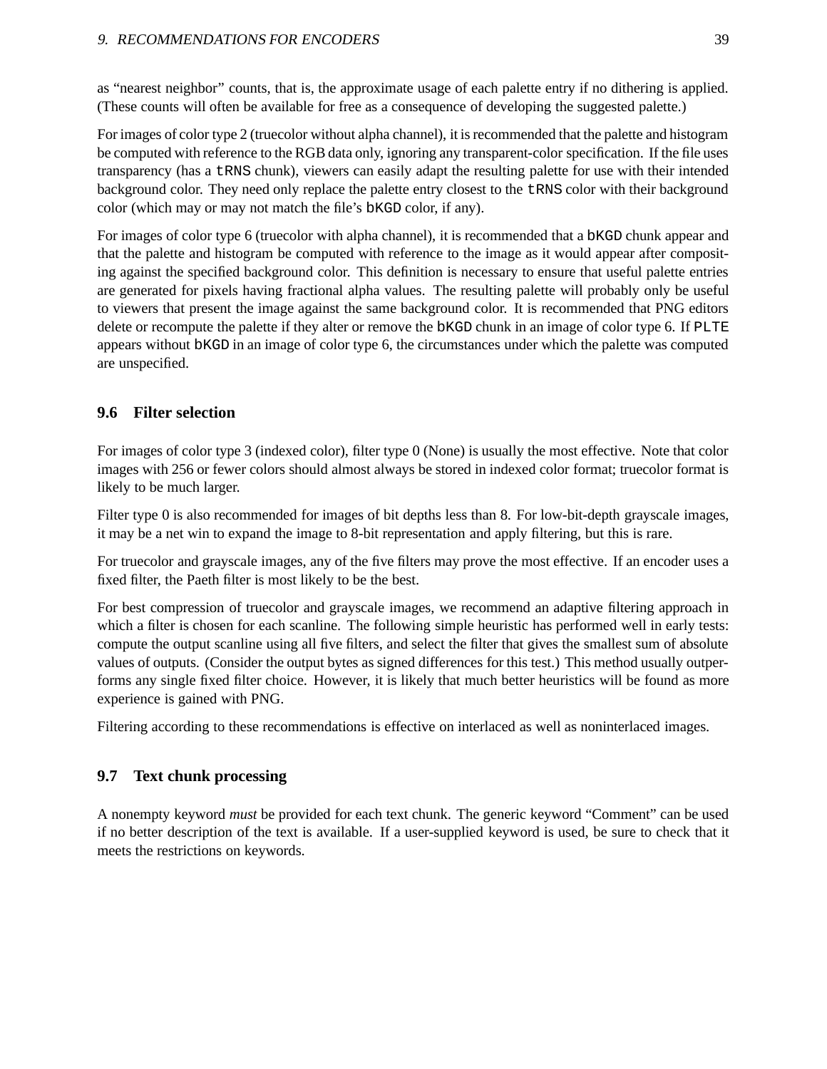as "nearest neighbor" counts, that is, the approximate usage of each palette entry if no dithering is applied. (These counts will often be available for free as a consequence of developing the suggested palette.)

For images of color type 2 (truecolor without alpha channel), it is recommended that the palette and histogram be computed with reference to the RGB data only, ignoring any transparent-color specification. If the file uses transparency (has a `tRNS` chunk), viewers can easily adapt the resulting palette for use with their intended background color. They need only replace the palette entry closest to the `tRNS` color with their background color (which may or may not match the file's `bKGD` color, if any).

For images of color type 6 (truecolor with alpha channel), it is recommended that a `bKGD` chunk appear and that the palette and histogram be computed with reference to the image as it would appear after compositing against the specified background color. This definition is necessary to ensure that useful palette entries are generated for pixels having fractional alpha values. The resulting palette will probably only be useful to viewers that present the image against the same background color. It is recommended that PNG editors delete or recompute the palette if they alter or remove the `bKGD` chunk in an image of color type 6. If `PLTE` appears without `bKGD` in an image of color type 6, the circumstances under which the palette was computed are unspecified.

## 9.6 Filter selection

For images of color type 3 (indexed color), filter type 0 (None) is usually the most effective. Note that color images with 256 or fewer colors should almost always be stored in indexed color format; truecolor format is likely to be much larger.

Filter type 0 is also recommended for images of bit depths less than 8. For low-bit-depth grayscale images, it may be a net win to expand the image to 8-bit representation and apply filtering, but this is rare.

For truecolor and grayscale images, any of the five filters may prove the most effective. If an encoder uses a fixed filter, the Paeth filter is most likely to be the best.

For best compression of truecolor and grayscale images, we recommend an adaptive filtering approach in which a filter is chosen for each scanline. The following simple heuristic has performed well in early tests: compute the output scanline using all five filters, and select the filter that gives the smallest sum of absolute values of outputs. (Consider the output bytes as signed differences for this test.) This method usually outperforms any single fixed filter choice. However, it is likely that much better heuristics will be found as more experience is gained with PNG.

Filtering according to these recommendations is effective on interlaced as well as noninterlaced images.

## 9.7 Text chunk processing

A nonempty keyword *must* be provided for each text chunk. The generic keyword "Comment" can be used if no better description of the text is available. If a user-supplied keyword is used, be sure to check that it meets the restrictions on keywords.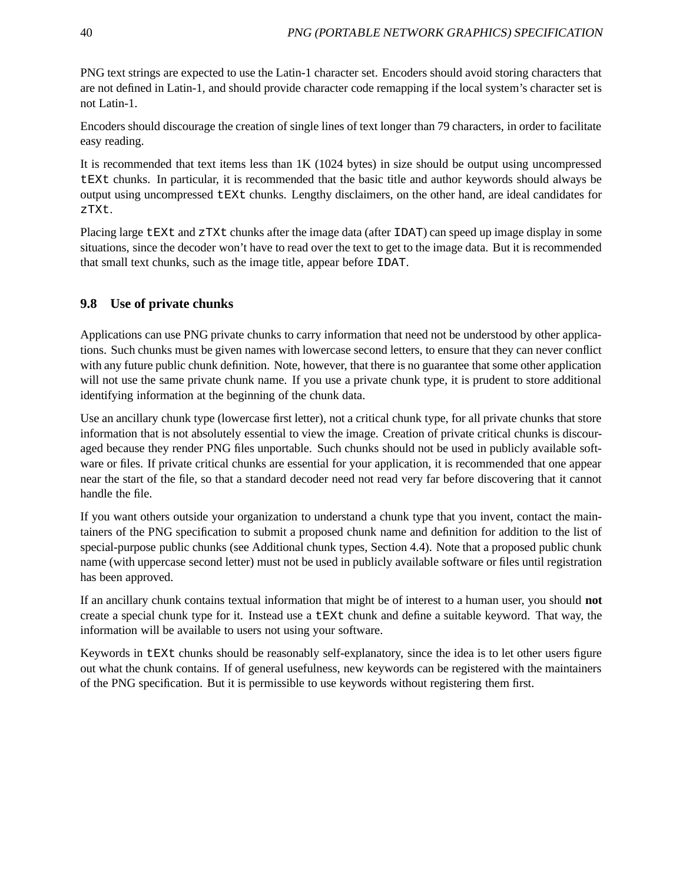PNG text strings are expected to use the Latin-1 character set. Encoders should avoid storing characters that are not defined in Latin-1, and should provide character code remapping if the local system's character set is not Latin-1.

Encoders should discourage the creation of single lines of text longer than 79 characters, in order to facilitate easy reading.

It is recommended that text items less than 1K (1024 bytes) in size should be output using uncompressed `tEXt` chunks. In particular, it is recommended that the basic title and author keywords should always be output using uncompressed `tEXt` chunks. Lengthy disclaimers, on the other hand, are ideal candidates for `zTXt`.

Placing large `tEXt` and `zTXt` chunks after the image data (after `IDAT`) can speed up image display in some situations, since the decoder won't have to read over the text to get to the image data. But it is recommended that small text chunks, such as the image title, appear before `IDAT`.

### 9.8 Use of private chunks

Applications can use PNG private chunks to carry information that need not be understood by other applications. Such chunks must be given names with lowercase second letters, to ensure that they can never conflict with any future public chunk definition. Note, however, that there is no guarantee that some other application will not use the same private chunk name. If you use a private chunk type, it is prudent to store additional identifying information at the beginning of the chunk data.

Use an ancillary chunk type (lowercase first letter), not a critical chunk type, for all private chunks that store information that is not absolutely essential to view the image. Creation of private critical chunks is discouraged because they render PNG files unportable. Such chunks should not be used in publicly available software or files. If private critical chunks are essential for your application, it is recommended that one appear near the start of the file, so that a standard decoder need not read very far before discovering that it cannot handle the file.

If you want others outside your organization to understand a chunk type that you invent, contact the maintainers of the PNG specification to submit a proposed chunk name and definition for addition to the list of special-purpose public chunks (see Additional chunk types, Section 4.4). Note that a proposed public chunk name (with uppercase second letter) must not be used in publicly available software or files until registration has been approved.

If an ancillary chunk contains textual information that might be of interest to a human user, you should **not** create a special chunk type for it. Instead use a `tEXt` chunk and define a suitable keyword. That way, the information will be available to users not using your software.

Keywords in `tEXt` chunks should be reasonably self-explanatory, since the idea is to let other users figure out what the chunk contains. If of general usefulness, new keywords can be registered with the maintainers of the PNG specification. But it is permissible to use keywords without registering them first.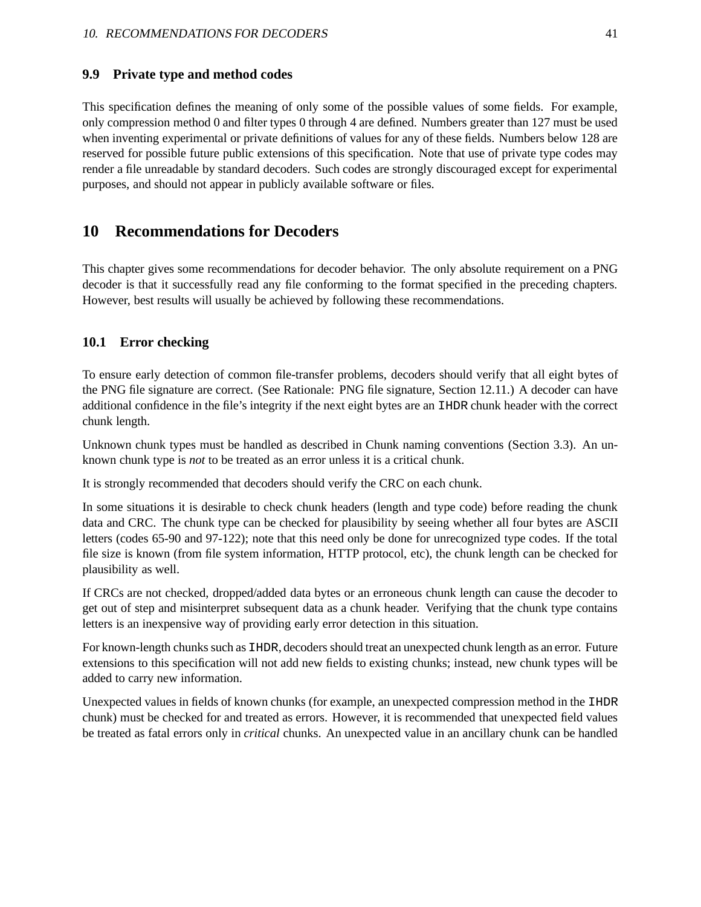### 9.9 Private type and method codes

This specification defines the meaning of only some of the possible values of some fields. For example, only compression method 0 and filter types 0 through 4 are defined. Numbers greater than 127 must be used when inventing experimental or private definitions of values for any of these fields. Numbers below 128 are reserved for possible future public extensions of this specification. Note that use of private type codes may render a file unreadable by standard decoders. Such codes are strongly discouraged except for experimental purposes, and should not appear in publicly available software or files.

## 10 Recommendations for Decoders

This chapter gives some recommendations for decoder behavior. The only absolute requirement on a PNG decoder is that it successfully read any file conforming to the format specified in the preceding chapters. However, best results will usually be achieved by following these recommendations.

### 10.1 Error checking

To ensure early detection of common file-transfer problems, decoders should verify that all eight bytes of the PNG file signature are correct. (See Rationale: PNG file signature, Section 12.11.) A decoder can have additional confidence in the file's integrity if the next eight bytes are an `IHDR` chunk header with the correct chunk length.

Unknown chunk types must be handled as described in Chunk naming conventions (Section 3.3). An unknown chunk type is *not* to be treated as an error unless it is a critical chunk.

It is strongly recommended that decoders should verify the CRC on each chunk.

In some situations it is desirable to check chunk headers (length and type code) before reading the chunk data and CRC. The chunk type can be checked for plausibility by seeing whether all four bytes are ASCII letters (codes 65-90 and 97-122); note that this need only be done for unrecognized type codes. If the total file size is known (from file system information, HTTP protocol, etc), the chunk length can be checked for plausibility as well.

If CRCs are not checked, dropped/added data bytes or an erroneous chunk length can cause the decoder to get out of step and misinterpret subsequent data as a chunk header. Verifying that the chunk type contains letters is an inexpensive way of providing early error detection in this situation.

For known-length chunks such as `IHDR`, decoders should treat an unexpected chunk length as an error. Future extensions to this specification will not add new fields to existing chunks; instead, new chunk types will be added to carry new information.

Unexpected values in fields of known chunks (for example, an unexpected compression method in the `IHDR` chunk) must be checked for and treated as errors. However, it is recommended that unexpected field values be treated as fatal errors only in *critical* chunks. An unexpected value in an ancillary chunk can be handled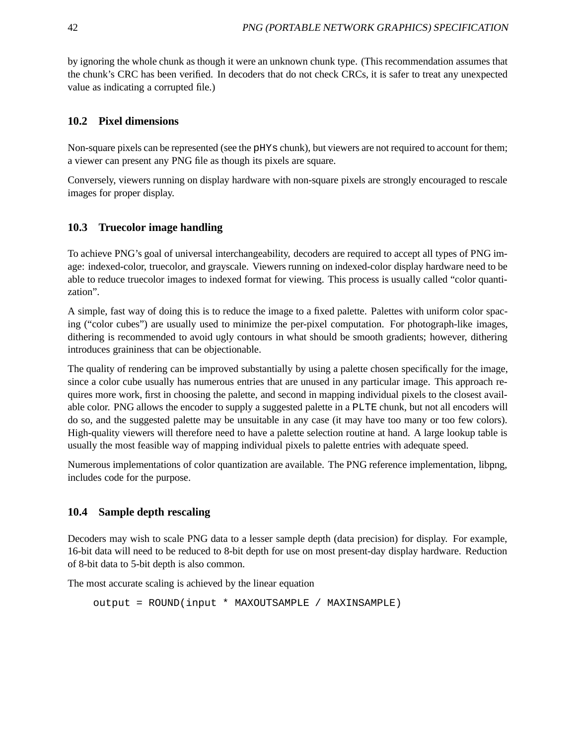by ignoring the whole chunk as though it were an unknown chunk type. (This recommendation assumes that the chunk's CRC has been verified. In decoders that do not check CRCs, it is safer to treat any unexpected value as indicating a corrupted file.)

## 10.2 Pixel dimensions

Non-square pixels can be represented (see the `pHYs` chunk), but viewers are not required to account for them; a viewer can present any PNG file as though its pixels are square.

Conversely, viewers running on display hardware with non-square pixels are strongly encouraged to rescale images for proper display.

## 10.3 Truecolor image handling

To achieve PNG's goal of universal interchangeability, decoders are required to accept all types of PNG image: indexed-color, truecolor, and grayscale. Viewers running on indexed-color display hardware need to be able to reduce truecolor images to indexed format for viewing. This process is usually called "color quantization".

A simple, fast way of doing this is to reduce the image to a fixed palette. Palettes with uniform color spacing ("color cubes") are usually used to minimize the per-pixel computation. For photograph-like images, dithering is recommended to avoid ugly contours in what should be smooth gradients; however, dithering introduces graininess that can be objectionable.

The quality of rendering can be improved substantially by using a palette chosen specifically for the image, since a color cube usually has numerous entries that are unused in any particular image. This approach requires more work, first in choosing the palette, and second in mapping individual pixels to the closest available color. PNG allows the encoder to supply a suggested palette in a `PLTE` chunk, but not all encoders will do so, and the suggested palette may be unsuitable in any case (it may have too many or too few colors). High-quality viewers will therefore need to have a palette selection routine at hand. A large lookup table is usually the most feasible way of mapping individual pixels to palette entries with adequate speed.

Numerous implementations of color quantization are available. The PNG reference implementation, libpng, includes code for the purpose.

## 10.4 Sample depth rescaling

Decoders may wish to scale PNG data to a lesser sample depth (data precision) for display. For example, 16-bit data will need to be reduced to 8-bit depth for use on most present-day display hardware. Reduction of 8-bit data to 5-bit depth is also common.

The most accurate scaling is achieved by the linear equation

```
output = ROUND(input * MAXOUTSAMPLE / MAXINSAMPLE)
```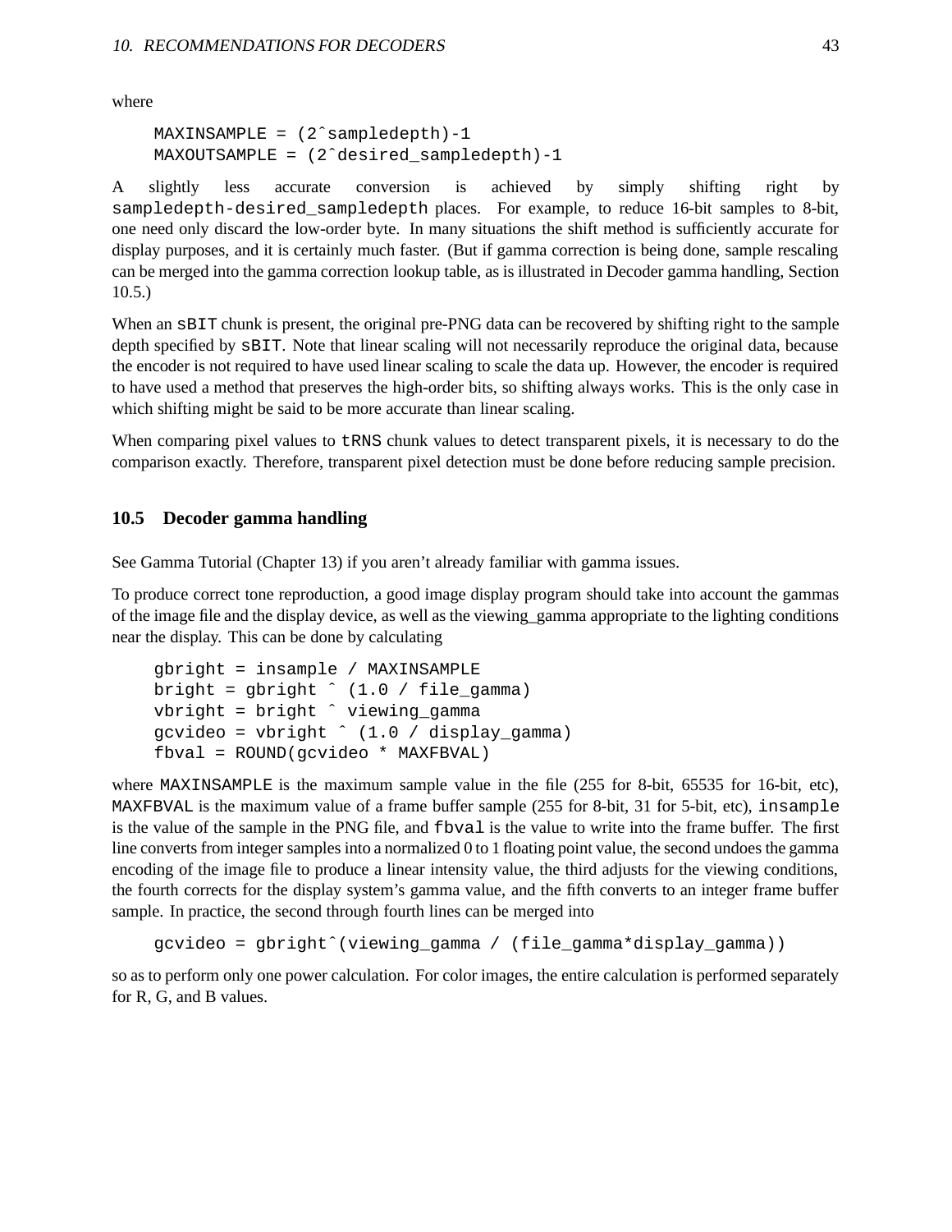where

```
MAXINSAMPLE = (2^sampledepth)-1
MAXOUTSAMPLE = (2^desired_sampledepth)-1
```

A slightly less accurate conversion is achieved by simply shifting right by `sampledepth-desired_sampledepth` places. For example, to reduce 16-bit samples to 8-bit, one need only discard the low-order byte. In many situations the shift method is sufficiently accurate for display purposes, and it is certainly much faster. (But if gamma correction is being done, sample rescaling can be merged into the gamma correction lookup table, as is illustrated in Decoder gamma handling, Section 10.5.)

When an `sBIT` chunk is present, the original pre-PNG data can be recovered by shifting right to the sample depth specified by `sBIT`. Note that linear scaling will not necessarily reproduce the original data, because the encoder is not required to have used linear scaling to scale the data up. However, the encoder is required to have used a method that preserves the high-order bits, so shifting always works. This is the only case in which shifting might be said to be more accurate than linear scaling.

When comparing pixel values to `tRNS` chunk values to detect transparent pixels, it is necessary to do the comparison exactly. Therefore, transparent pixel detection must be done before reducing sample precision.

## 10.5 Decoder gamma handling

See Gamma Tutorial (Chapter 13) if you aren't already familiar with gamma issues.

To produce correct tone reproduction, a good image display program should take into account the gammas of the image file and the display device, as well as the viewing_gamma appropriate to the lighting conditions near the display. This can be done by calculating

```
gbright = insample / MAXINSAMPLE
bright = gbright ^ (1.0 / file_gamma)
vbright = bright ^ viewing_gamma
gcvideo = vbright ^ (1.0 / display_gamma)
fbval = ROUND(gcvideo * MAXFBVAL)
```

where `MAXINSAMPLE` is the maximum sample value in the file (255 for 8-bit, 65535 for 16-bit, etc), `MAXFBVAL` is the maximum value of a frame buffer sample (255 for 8-bit, 31 for 5-bit, etc), `insample` is the value of the sample in the PNG file, and `fbval` is the value to write into the frame buffer. The first line converts from integer samples into a normalized 0 to 1 floating point value, the second undoes the gamma encoding of the image file to produce a linear intensity value, the third adjusts for the viewing conditions, the fourth corrects for the display system's gamma value, and the fifth converts to an integer frame buffer sample. In practice, the second through fourth lines can be merged into

```
gcvideo = gbright^(viewing_gamma / (file_gamma*display_gamma))
```

so as to perform only one power calculation. For color images, the entire calculation is performed separately for R, G, and B values.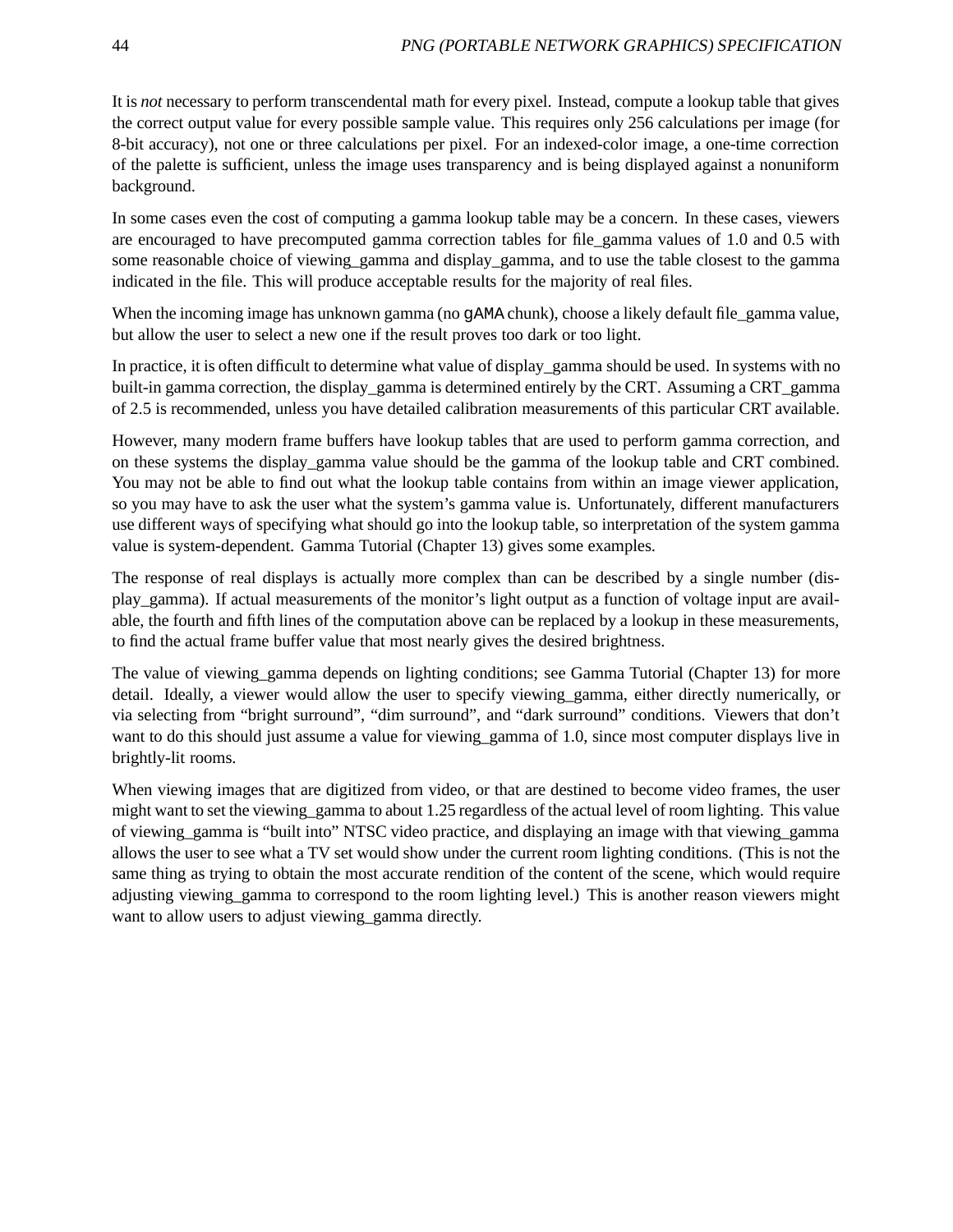It is *not* necessary to perform transcendental math for every pixel. Instead, compute a lookup table that gives the correct output value for every possible sample value. This requires only 256 calculations per image (for 8-bit accuracy), not one or three calculations per pixel. For an indexed-color image, a one-time correction of the palette is sufficient, unless the image uses transparency and is being displayed against a nonuniform background.

In some cases even the cost of computing a gamma lookup table may be a concern. In these cases, viewers are encouraged to have precomputed gamma correction tables for file_gamma values of 1.0 and 0.5 with some reasonable choice of viewing_gamma and display_gamma, and to use the table closest to the gamma indicated in the file. This will produce acceptable results for the majority of real files.

When the incoming image has unknown gamma (no `gAMA` chunk), choose a likely default file_gamma value, but allow the user to select a new one if the result proves too dark or too light.

In practice, it is often difficult to determine what value of display_gamma should be used. In systems with no built-in gamma correction, the display_gamma is determined entirely by the CRT. Assuming a CRT_gamma of 2.5 is recommended, unless you have detailed calibration measurements of this particular CRT available.

However, many modern frame buffers have lookup tables that are used to perform gamma correction, and on these systems the display_gamma value should be the gamma of the lookup table and CRT combined. You may not be able to find out what the lookup table contains from within an image viewer application, so you may have to ask the user what the system's gamma value is. Unfortunately, different manufacturers use different ways of specifying what should go into the lookup table, so interpretation of the system gamma value is system-dependent. Gamma Tutorial (Chapter 13) gives some examples.

The response of real displays is actually more complex than can be described by a single number (display_gamma). If actual measurements of the monitor's light output as a function of voltage input are available, the fourth and fifth lines of the computation above can be replaced by a lookup in these measurements, to find the actual frame buffer value that most nearly gives the desired brightness.

The value of viewing_gamma depends on lighting conditions; see Gamma Tutorial (Chapter 13) for more detail. Ideally, a viewer would allow the user to specify viewing_gamma, either directly numerically, or via selecting from "bright surround", "dim surround", and "dark surround" conditions. Viewers that don't want to do this should just assume a value for viewing_gamma of 1.0, since most computer displays live in brightly-lit rooms.

When viewing images that are digitized from video, or that are destined to become video frames, the user might want to set the viewing_gamma to about 1.25 regardless of the actual level of room lighting. This value of viewing_gamma is "built into" NTSC video practice, and displaying an image with that viewing_gamma allows the user to see what a TV set would show under the current room lighting conditions. (This is not the same thing as trying to obtain the most accurate rendition of the content of the scene, which would require adjusting viewing_gamma to correspond to the room lighting level.) This is another reason viewers might want to allow users to adjust viewing_gamma directly.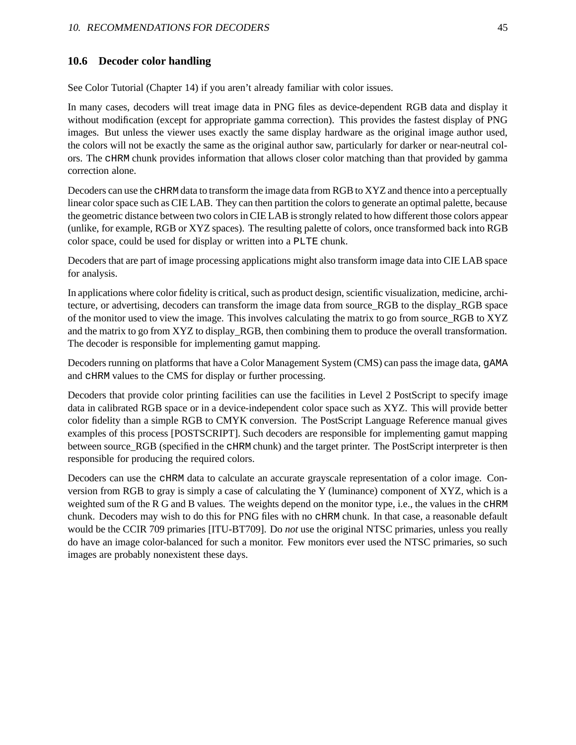## 10.6 Decoder color handling

See Color Tutorial (Chapter 14) if you aren't already familiar with color issues.

In many cases, decoders will treat image data in PNG files as device-dependent RGB data and display it without modification (except for appropriate gamma correction). This provides the fastest display of PNG images. But unless the viewer uses exactly the same display hardware as the original image author used, the colors will not be exactly the same as the original author saw, particularly for darker or near-neutral colors. The `cHRM` chunk provides information that allows closer color matching than that provided by gamma correction alone.

Decoders can use the `cHRM` data to transform the image data from RGB to XYZ and thence into a perceptually linear color space such as CIE LAB. They can then partition the colors to generate an optimal palette, because the geometric distance between two colors in CIE LAB is strongly related to how different those colors appear (unlike, for example, RGB or XYZ spaces). The resulting palette of colors, once transformed back into RGB color space, could be used for display or written into a `PLTE` chunk.

Decoders that are part of image processing applications might also transform image data into CIE LAB space for analysis.

In applications where color fidelity is critical, such as product design, scientific visualization, medicine, architecture, or advertising, decoders can transform the image data from source_RGB to the display_RGB space of the monitor used to view the image. This involves calculating the matrix to go from source_RGB to XYZ and the matrix to go from XYZ to display_RGB, then combining them to produce the overall transformation. The decoder is responsible for implementing gamut mapping.

Decoders running on platforms that have a Color Management System (CMS) can pass the image data, `gAMA` and `cHRM` values to the CMS for display or further processing.

Decoders that provide color printing facilities can use the facilities in Level 2 PostScript to specify image data in calibrated RGB space or in a device-independent color space such as XYZ. This will provide better color fidelity than a simple RGB to CMYK conversion. The PostScript Language Reference manual gives examples of this process [POSTSCRIPT]. Such decoders are responsible for implementing gamut mapping between source_RGB (specified in the `cHRM` chunk) and the target printer. The PostScript interpreter is then responsible for producing the required colors.

Decoders can use the `cHRM` data to calculate an accurate grayscale representation of a color image. Conversion from RGB to gray is simply a case of calculating the Y (luminance) component of XYZ, which is a weighted sum of the R G and B values. The weights depend on the monitor type, i.e., the values in the `cHRM` chunk. Decoders may wish to do this for PNG files with no `cHRM` chunk. In that case, a reasonable default would be the CCIR 709 primaries [ITU-BT709]. Do *not* use the original NTSC primaries, unless you really do have an image color-balanced for such a monitor. Few monitors ever used the NTSC primaries, so such images are probably nonexistent these days.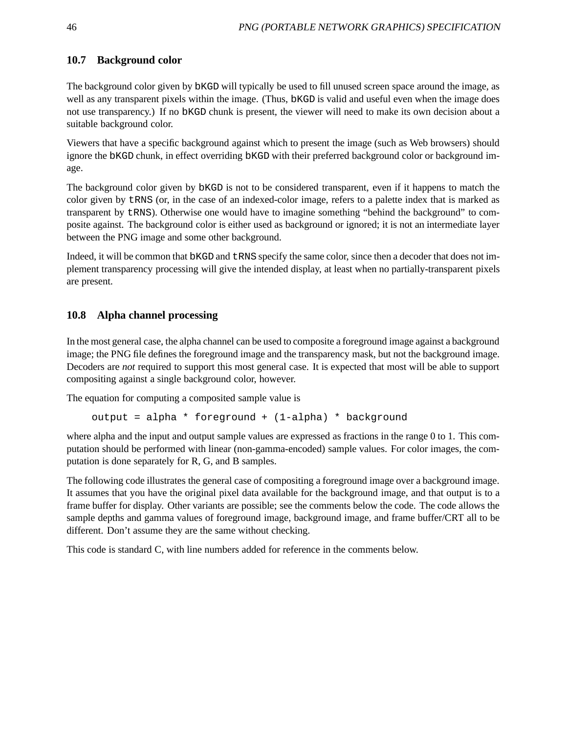## 10.7 Background color

The background color given by `bKGD` will typically be used to fill unused screen space around the image, as well as any transparent pixels within the image. (Thus, `bKGD` is valid and useful even when the image does not use transparency.) If no `bKGD` chunk is present, the viewer will need to make its own decision about a suitable background color.

Viewers that have a specific background against which to present the image (such as Web browsers) should ignore the `bKGD` chunk, in effect overriding `bKGD` with their preferred background color or background image.

The background color given by `bKGD` is not to be considered transparent, even if it happens to match the color given by `tRNS` (or, in the case of an indexed-color image, refers to a palette index that is marked as transparent by `tRNS`). Otherwise one would have to imagine something "behind the background" to composite against. The background color is either used as background or ignored; it is not an intermediate layer between the PNG image and some other background.

Indeed, it will be common that `bKGD` and `tRNS` specify the same color, since then a decoder that does not implement transparency processing will give the intended display, at least when no partially-transparent pixels are present.

## 10.8 Alpha channel processing

In the most general case, the alpha channel can be used to composite a foreground image against a background image; the PNG file defines the foreground image and the transparency mask, but not the background image. Decoders are *not* required to support this most general case. It is expected that most will be able to support compositing against a single background color, however.

The equation for computing a composited sample value is

```
output = alpha * foreground + (1-alpha) * background
```

where alpha and the input and output sample values are expressed as fractions in the range 0 to 1. This computation should be performed with linear (non-gamma-encoded) sample values. For color images, the computation is done separately for R, G, and B samples.

The following code illustrates the general case of compositing a foreground image over a background image. It assumes that you have the original pixel data available for the background image, and that output is to a frame buffer for display. Other variants are possible; see the comments below the code. The code allows the sample depths and gamma values of foreground image, background image, and frame buffer/CRT all to be different. Don't assume they are the same without checking.

This code is standard C, with line numbers added for reference in the comments below.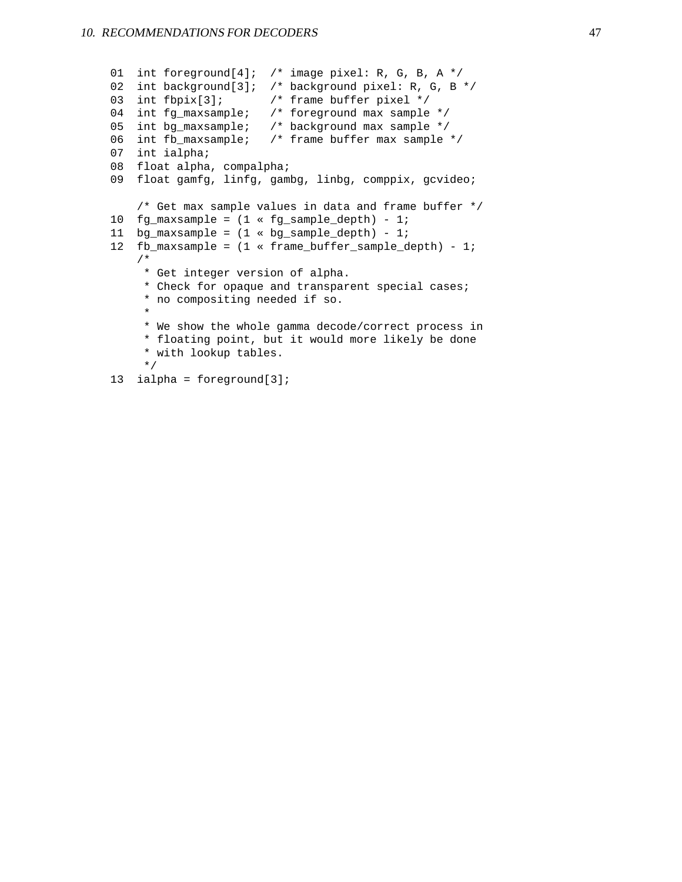```
01  int foreground[4];  /* image pixel: R, G, B, A */
02  int background[3];  /* background pixel: R, G, B */
03  int fbpix[3];       /* frame buffer pixel */
04  int fg_maxsample;   /* foreground max sample */
05  int bg_maxsample;   /* background max sample */
06  int fb_maxsample;   /* frame buffer max sample */
07  int ialpha;
08  float alpha, compalpha;
09  float gamfg, linfg, gambg, linbg, comppix, gcvideo;

    /* Get max sample values in data and frame buffer */
10  fg_maxsample = (1 « fg_sample_depth) - 1;
11  bg_maxsample = (1 « bg_sample_depth) - 1;
12  fb_maxsample = (1 « frame_buffer_sample_depth) - 1;
    /*
     * Get integer version of alpha.
     * Check for opaque and transparent special cases;
     * no compositing needed if so.
     *
     * We show the whole gamma decode/correct process in
     * floating point, but it would more likely be done
     * with lookup tables.
     */
13  ialpha = foreground[3];
```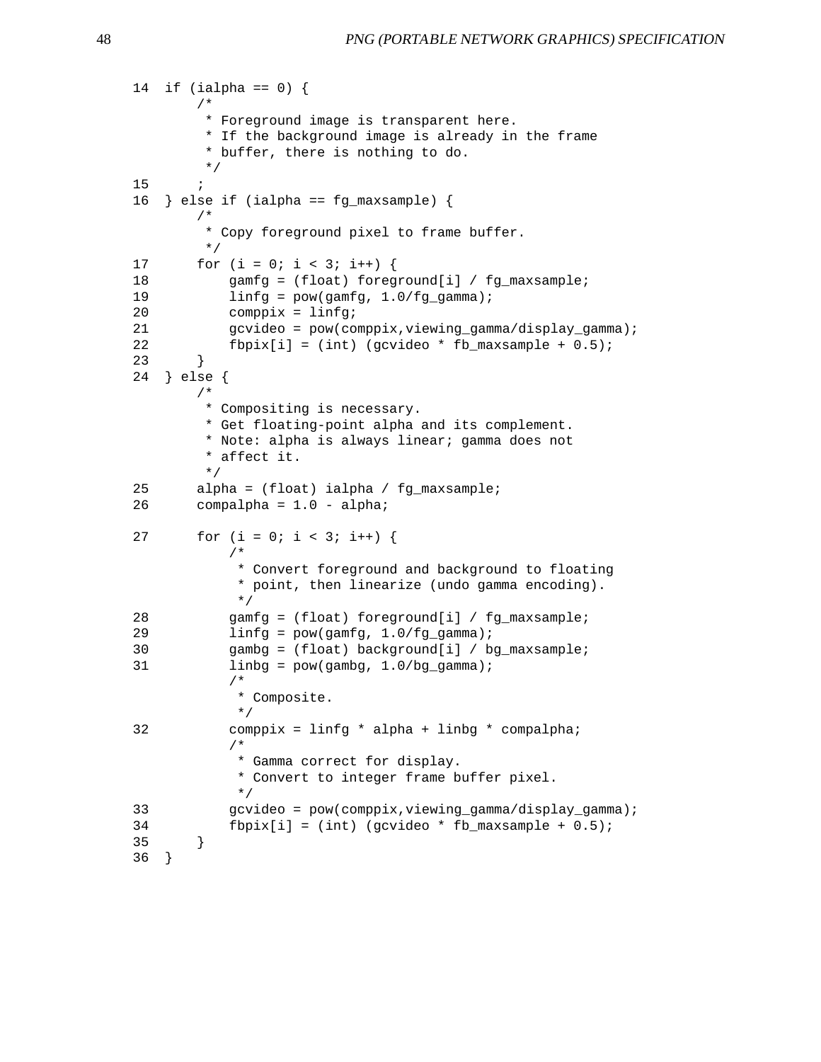```
14  if (ialpha == 0) {
        /*
         * Foreground image is transparent here.
         * If the background image is already in the frame
         * buffer, there is nothing to do.
         */
15      ;
16  } else if (ialpha == fg_maxsample) {
        /*
         * Copy foreground pixel to frame buffer.
         */
17      for (i = 0; i < 3; i++) {
18          gamfg = (float) foreground[i] / fg_maxsample;
19          linfg = pow(gamfg, 1.0/fg_gamma);
20          comppix = linfg;
21          gcvideo = pow(comppix,viewing_gamma/display_gamma);
22          fbpix[i] = (int) (gcvideo * fb_maxsample + 0.5);
23      }
24  } else {
        /*
         * Compositing is necessary.
         * Get floating-point alpha and its complement.
         * Note: alpha is always linear; gamma does not
         * affect it.
         */
25      alpha = (float) ialpha / fg_maxsample;
26      compalpha = 1.0 - alpha;

27      for (i = 0; i < 3; i++) {
            /*
             * Convert foreground and background to floating
             * point, then linearize (undo gamma encoding).
             */
28          gamfg = (float) foreground[i] / fg_maxsample;
29          linfg = pow(gamfg, 1.0/fg_gamma);
30          gambg = (float) background[i] / bg_maxsample;
31          linbg = pow(gambg, 1.0/bg_gamma);
            /*
             * Composite.
             */
32          comppix = linfg * alpha + linbg * compalpha;
            /*
             * Gamma correct for display.
             * Convert to integer frame buffer pixel.
             */
33          gcvideo = pow(comppix,viewing_gamma/display_gamma);
34          fbpix[i] = (int) (gcvideo * fb_maxsample + 0.5);
35      }
36  }
```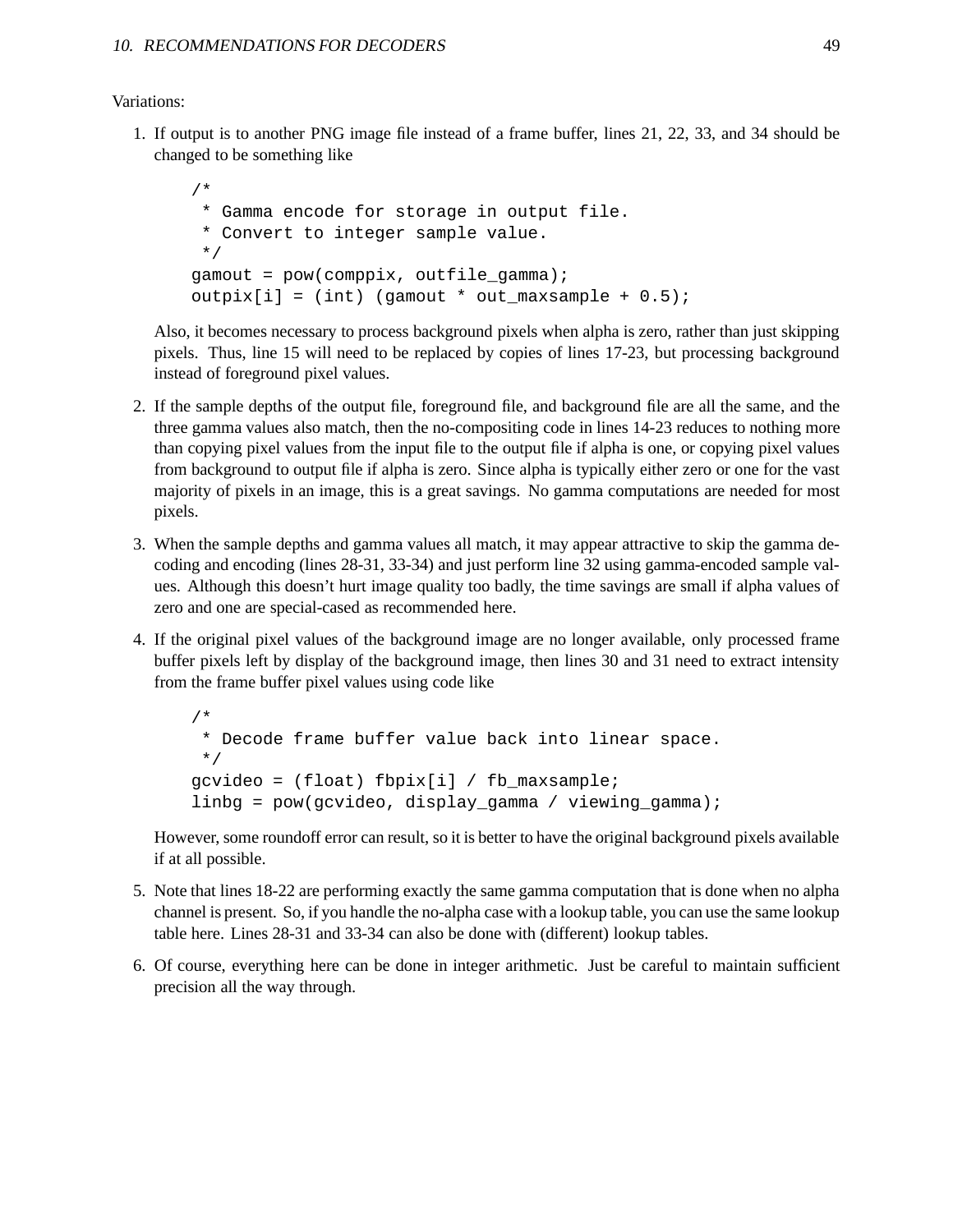Variations:

1. If output is to another PNG image file instead of a frame buffer, lines 21, 22, 33, and 34 should be changed to be something like

   ```
   /*
    * Gamma encode for storage in output file.
    * Convert to integer sample value.
    */
   gamout = pow(comppix, outfile_gamma);
   outpix[i] = (int) (gamout * out_maxsample + 0.5);
   ```

   Also, it becomes necessary to process background pixels when alpha is zero, rather than just skipping pixels. Thus, line 15 will need to be replaced by copies of lines 17-23, but processing background instead of foreground pixel values.

2. If the sample depths of the output file, foreground file, and background file are all the same, and the three gamma values also match, then the no-compositing code in lines 14-23 reduces to nothing more than copying pixel values from the input file to the output file if alpha is one, or copying pixel values from background to output file if alpha is zero. Since alpha is typically either zero or one for the vast majority of pixels in an image, this is a great savings. No gamma computations are needed for most pixels.

3. When the sample depths and gamma values all match, it may appear attractive to skip the gamma decoding and encoding (lines 28-31, 33-34) and just perform line 32 using gamma-encoded sample values. Although this doesn't hurt image quality too badly, the time savings are small if alpha values of zero and one are special-cased as recommended here.

4. If the original pixel values of the background image are no longer available, only processed frame buffer pixels left by display of the background image, then lines 30 and 31 need to extract intensity from the frame buffer pixel values using code like

   ```
   /*
    * Decode frame buffer value back into linear space.
    */
   gcvideo = (float) fbpix[i] / fb_maxsample;
   linbg = pow(gcvideo, display_gamma / viewing_gamma);
   ```

   However, some roundoff error can result, so it is better to have the original background pixels available if at all possible.

5. Note that lines 18-22 are performing exactly the same gamma computation that is done when no alpha channel is present. So, if you handle the no-alpha case with a lookup table, you can use the same lookup table here. Lines 28-31 and 33-34 can also be done with (different) lookup tables.

6. Of course, everything here can be done in integer arithmetic. Just be careful to maintain sufficient precision all the way through.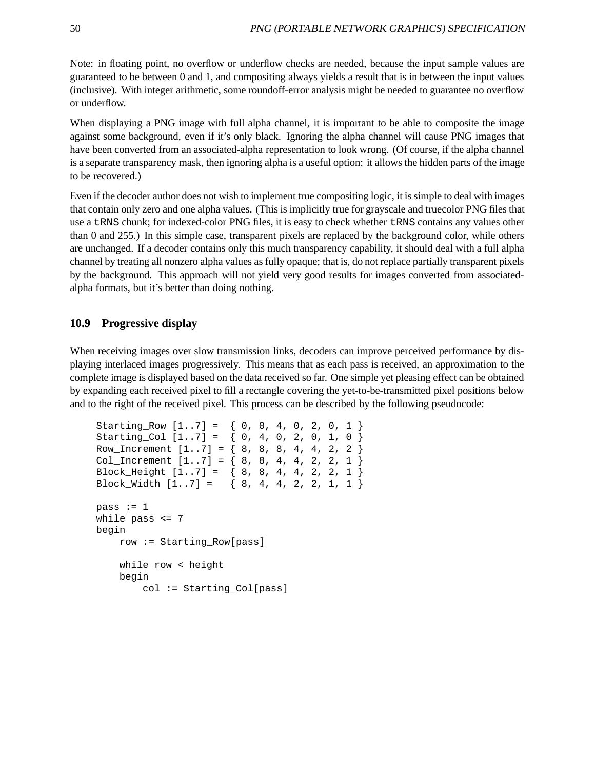Note: in floating point, no overflow or underflow checks are needed, because the input sample values are guaranteed to be between 0 and 1, and compositing always yields a result that is in between the input values (inclusive). With integer arithmetic, some roundoff-error analysis might be needed to guarantee no overflow or underflow.

When displaying a PNG image with full alpha channel, it is important to be able to composite the image against some background, even if it's only black. Ignoring the alpha channel will cause PNG images that have been converted from an associated-alpha representation to look wrong. (Of course, if the alpha channel is a separate transparency mask, then ignoring alpha is a useful option: it allows the hidden parts of the image to be recovered.)

Even if the decoder author does not wish to implement true compositing logic, it is simple to deal with images that contain only zero and one alpha values. (This is implicitly true for grayscale and truecolor PNG files that use a `tRNS` chunk; for indexed-color PNG files, it is easy to check whether `tRNS` contains any values other than 0 and 255.) In this simple case, transparent pixels are replaced by the background color, while others are unchanged. If a decoder contains only this much transparency capability, it should deal with a full alpha channel by treating all nonzero alpha values as fully opaque; that is, do not replace partially transparent pixels by the background. This approach will not yield very good results for images converted from associated-alpha formats, but it's better than doing nothing.

## 10.9 Progressive display

When receiving images over slow transmission links, decoders can improve perceived performance by displaying interlaced images progressively. This means that as each pass is received, an approximation to the complete image is displayed based on the data received so far. One simple yet pleasing effect can be obtained by expanding each received pixel to fill a rectangle covering the yet-to-be-transmitted pixel positions below and to the right of the received pixel. This process can be described by the following pseudocode:

```
Starting_Row [1..7] =  { 0, 0, 4, 0, 2, 0, 1 }
Starting_Col [1..7] =  { 0, 4, 0, 2, 0, 1, 0 }
Row_Increment [1..7] = { 8, 8, 8, 4, 4, 2, 2 }
Col_Increment [1..7] = { 8, 8, 4, 4, 2, 2, 1 }
Block_Height [1..7] =  { 8, 8, 4, 4, 2, 2, 1 }
Block_Width [1..7] =   { 8, 4, 4, 2, 2, 1, 1 }

pass := 1
while pass <= 7
begin
    row := Starting_Row[pass]

    while row < height
    begin
        col := Starting_Col[pass]
```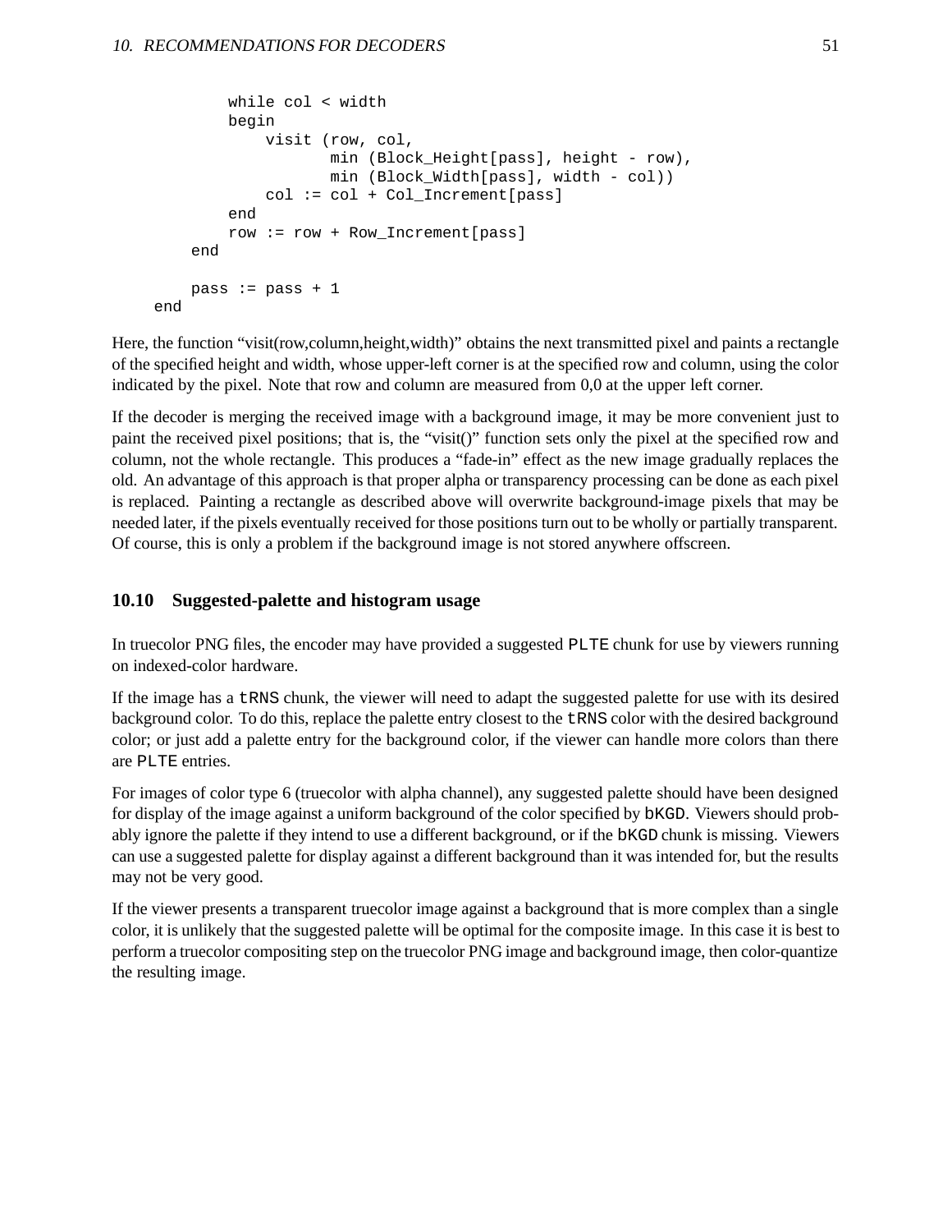```
            while col < width
            begin
                visit (row, col,
                       min (Block_Height[pass], height - row),
                       min (Block_Width[pass], width - col))
                col := col + Col_Increment[pass]
            end
            row := row + Row_Increment[pass]
        end

        pass := pass + 1
    end
```

Here, the function "visit(row,column,height,width)" obtains the next transmitted pixel and paints a rectangle of the specified height and width, whose upper-left corner is at the specified row and column, using the color indicated by the pixel. Note that row and column are measured from 0,0 at the upper left corner.

If the decoder is merging the received image with a background image, it may be more convenient just to paint the received pixel positions; that is, the "visit()" function sets only the pixel at the specified row and column, not the whole rectangle. This produces a "fade-in" effect as the new image gradually replaces the old. An advantage of this approach is that proper alpha or transparency processing can be done as each pixel is replaced. Painting a rectangle as described above will overwrite background-image pixels that may be needed later, if the pixels eventually received for those positions turn out to be wholly or partially transparent. Of course, this is only a problem if the background image is not stored anywhere offscreen.

## 10.10 Suggested-palette and histogram usage

In truecolor PNG files, the encoder may have provided a suggested `PLTE` chunk for use by viewers running on indexed-color hardware.

If the image has a `tRNS` chunk, the viewer will need to adapt the suggested palette for use with its desired background color. To do this, replace the palette entry closest to the `tRNS` color with the desired background color; or just add a palette entry for the background color, if the viewer can handle more colors than there are `PLTE` entries.

For images of color type 6 (truecolor with alpha channel), any suggested palette should have been designed for display of the image against a uniform background of the color specified by `bKGD`. Viewers should probably ignore the palette if they intend to use a different background, or if the `bKGD` chunk is missing. Viewers can use a suggested palette for display against a different background than it was intended for, but the results may not be very good.

If the viewer presents a transparent truecolor image against a background that is more complex than a single color, it is unlikely that the suggested palette will be optimal for the composite image. In this case it is best to perform a truecolor compositing step on the truecolor PNG image and background image, then color-quantize the resulting image.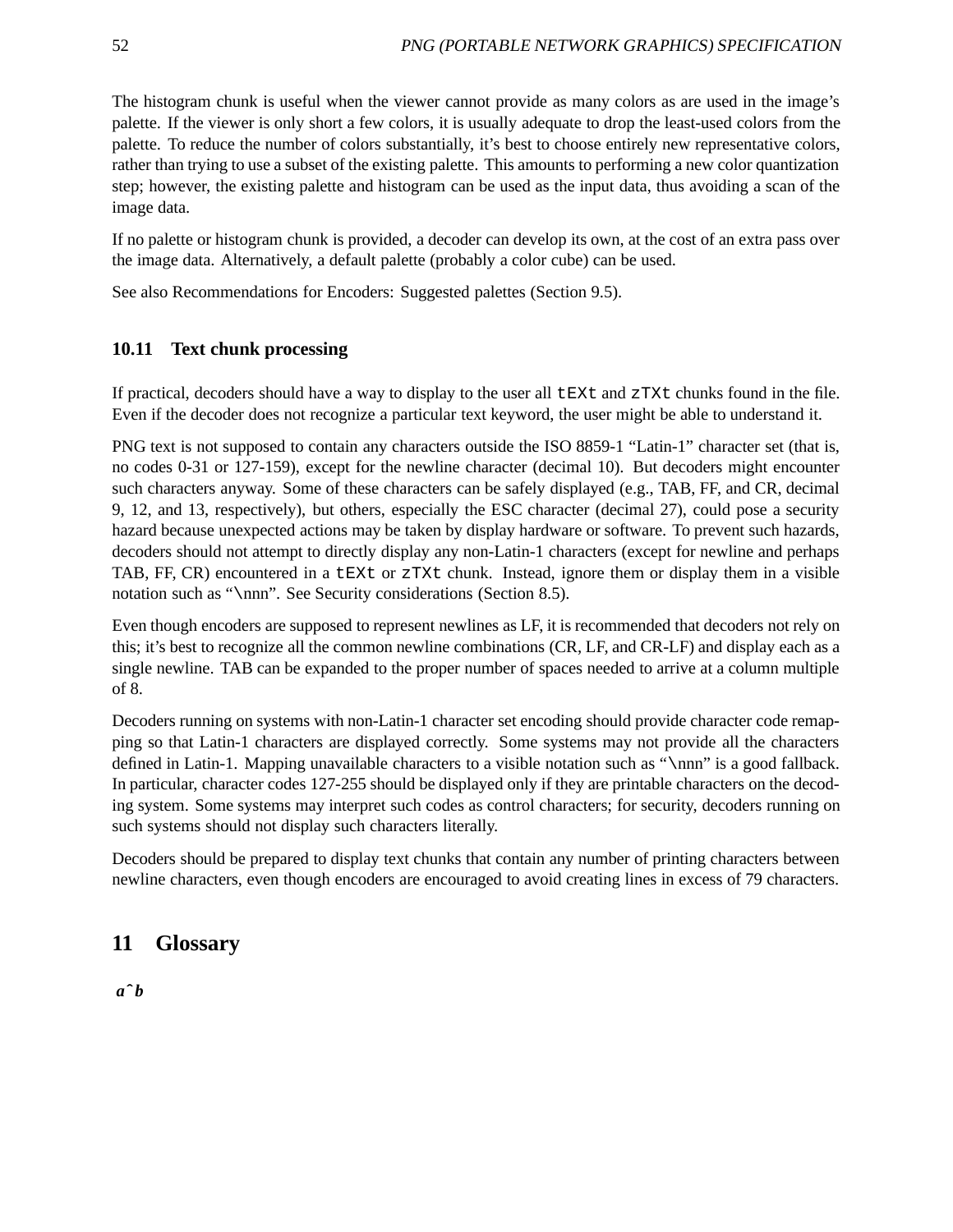The histogram chunk is useful when the viewer cannot provide as many colors as are used in the image's palette. If the viewer is only short a few colors, it is usually adequate to drop the least-used colors from the palette. To reduce the number of colors substantially, it's best to choose entirely new representative colors, rather than trying to use a subset of the existing palette. This amounts to performing a new color quantization step; however, the existing palette and histogram can be used as the input data, thus avoiding a scan of the image data.

If no palette or histogram chunk is provided, a decoder can develop its own, at the cost of an extra pass over the image data. Alternatively, a default palette (probably a color cube) can be used.

See also Recommendations for Encoders: Suggested palettes (Section 9.5).

### 10.11 Text chunk processing

If practical, decoders should have a way to display to the user all `tEXt` and `zTXt` chunks found in the file. Even if the decoder does not recognize a particular text keyword, the user might be able to understand it.

PNG text is not supposed to contain any characters outside the ISO 8859-1 "Latin-1" character set (that is, no codes 0-31 or 127-159), except for the newline character (decimal 10). But decoders might encounter such characters anyway. Some of these characters can be safely displayed (e.g., TAB, FF, and CR, decimal 9, 12, and 13, respectively), but others, especially the ESC character (decimal 27), could pose a security hazard because unexpected actions may be taken by display hardware or software. To prevent such hazards, decoders should not attempt to directly display any non-Latin-1 characters (except for newline and perhaps TAB, FF, CR) encountered in a `tEXt` or `zTXt` chunk. Instead, ignore them or display them in a visible notation such as "\nnn". See Security considerations (Section 8.5).

Even though encoders are supposed to represent newlines as LF, it is recommended that decoders not rely on this; it's best to recognize all the common newline combinations (CR, LF, and CR-LF) and display each as a single newline. TAB can be expanded to the proper number of spaces needed to arrive at a column multiple of 8.

Decoders running on systems with non-Latin-1 character set encoding should provide character code remapping so that Latin-1 characters are displayed correctly. Some systems may not provide all the characters defined in Latin-1. Mapping unavailable characters to a visible notation such as "\nnn" is a good fallback. In particular, character codes 127-255 should be displayed only if they are printable characters on the decoding system. Some systems may interpret such codes as control characters; for security, decoders running on such systems should not display such characters literally.

Decoders should be prepared to display text chunks that contain any number of printing characters between newline characters, even though encoders are encouraged to avoid creating lines in excess of 79 characters.

## 11 Glossary

***a^b***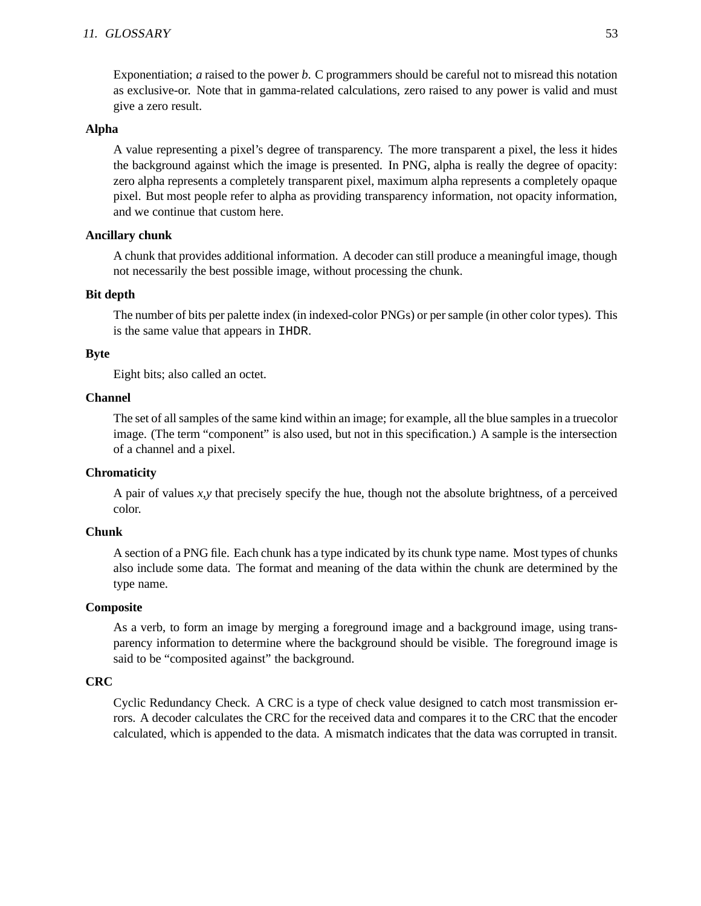Exponentiation; *a* raised to the power *b*. C programmers should be careful not to misread this notation as exclusive-or. Note that in gamma-related calculations, zero raised to any power is valid and must give a zero result.

**Alpha**

A value representing a pixel's degree of transparency. The more transparent a pixel, the less it hides the background against which the image is presented. In PNG, alpha is really the degree of opacity: zero alpha represents a completely transparent pixel, maximum alpha represents a completely opaque pixel. But most people refer to alpha as providing transparency information, not opacity information, and we continue that custom here.

**Ancillary chunk**

A chunk that provides additional information. A decoder can still produce a meaningful image, though not necessarily the best possible image, without processing the chunk.

**Bit depth**

The number of bits per palette index (in indexed-color PNGs) or per sample (in other color types). This is the same value that appears in `IHDR`.

**Byte**

Eight bits; also called an octet.

**Channel**

The set of all samples of the same kind within an image; for example, all the blue samples in a truecolor image. (The term "component" is also used, but not in this specification.) A sample is the intersection of a channel and a pixel.

**Chromaticity**

A pair of values *x,y* that precisely specify the hue, though not the absolute brightness, of a perceived color.

**Chunk**

A section of a PNG file. Each chunk has a type indicated by its chunk type name. Most types of chunks also include some data. The format and meaning of the data within the chunk are determined by the type name.

**Composite**

As a verb, to form an image by merging a foreground image and a background image, using transparency information to determine where the background should be visible. The foreground image is said to be "composited against" the background.

**CRC**

Cyclic Redundancy Check. A CRC is a type of check value designed to catch most transmission errors. A decoder calculates the CRC for the received data and compares it to the CRC that the encoder calculated, which is appended to the data. A mismatch indicates that the data was corrupted in transit.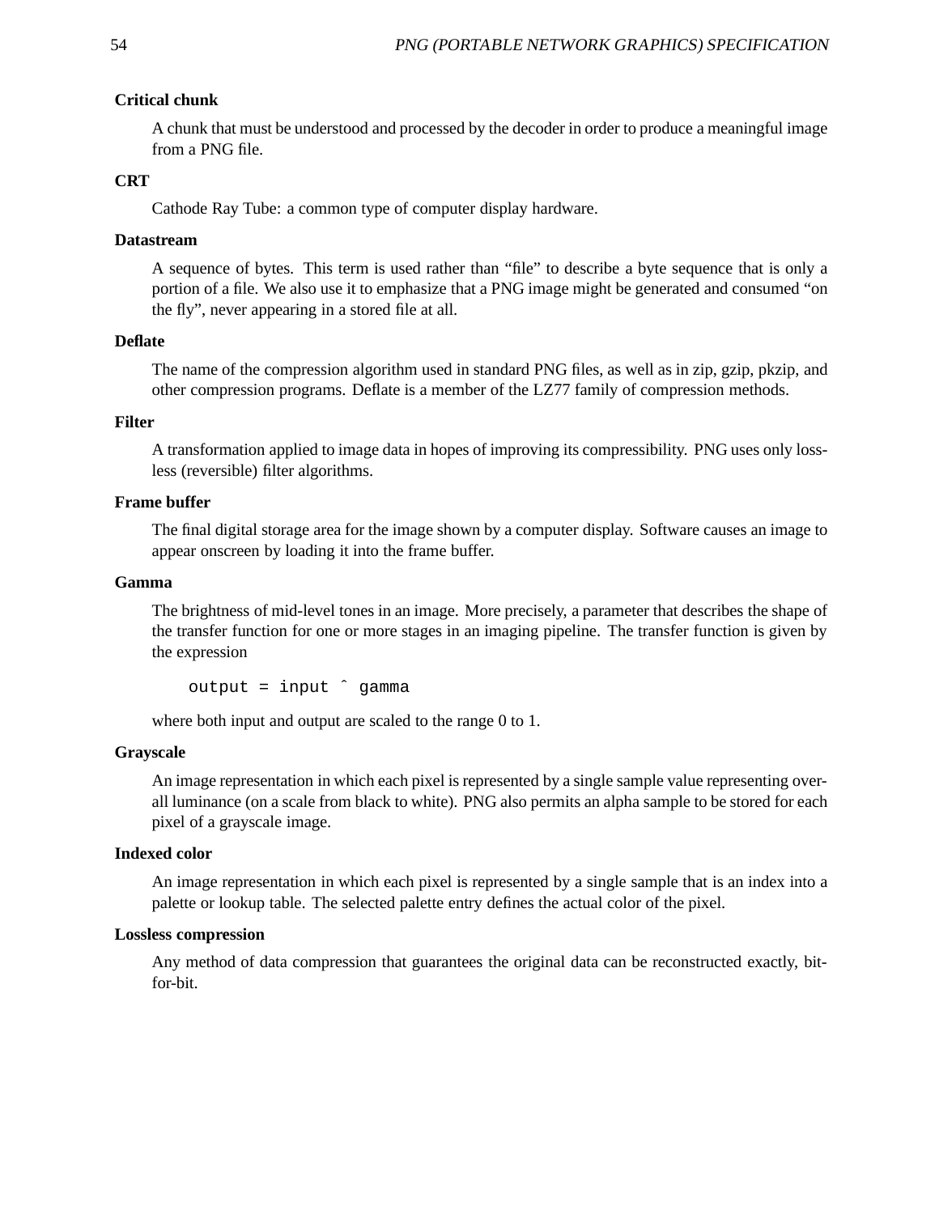**Critical chunk**

A chunk that must be understood and processed by the decoder in order to produce a meaningful image from a PNG file.

**CRT**

Cathode Ray Tube: a common type of computer display hardware.

**Datastream**

A sequence of bytes. This term is used rather than "file" to describe a byte sequence that is only a portion of a file. We also use it to emphasize that a PNG image might be generated and consumed "on the fly", never appearing in a stored file at all.

**Deflate**

The name of the compression algorithm used in standard PNG files, as well as in zip, gzip, pkzip, and other compression programs. Deflate is a member of the LZ77 family of compression methods.

**Filter**

A transformation applied to image data in hopes of improving its compressibility. PNG uses only lossless (reversible) filter algorithms.

**Frame buffer**

The final digital storage area for the image shown by a computer display. Software causes an image to appear onscreen by loading it into the frame buffer.

**Gamma**

The brightness of mid-level tones in an image. More precisely, a parameter that describes the shape of the transfer function for one or more stages in an imaging pipeline. The transfer function is given by the expression

```
output = input ^ gamma
```

where both input and output are scaled to the range 0 to 1.

**Grayscale**

An image representation in which each pixel is represented by a single sample value representing overall luminance (on a scale from black to white). PNG also permits an alpha sample to be stored for each pixel of a grayscale image.

**Indexed color**

An image representation in which each pixel is represented by a single sample that is an index into a palette or lookup table. The selected palette entry defines the actual color of the pixel.

**Lossless compression**

Any method of data compression that guarantees the original data can be reconstructed exactly, bit-for-bit.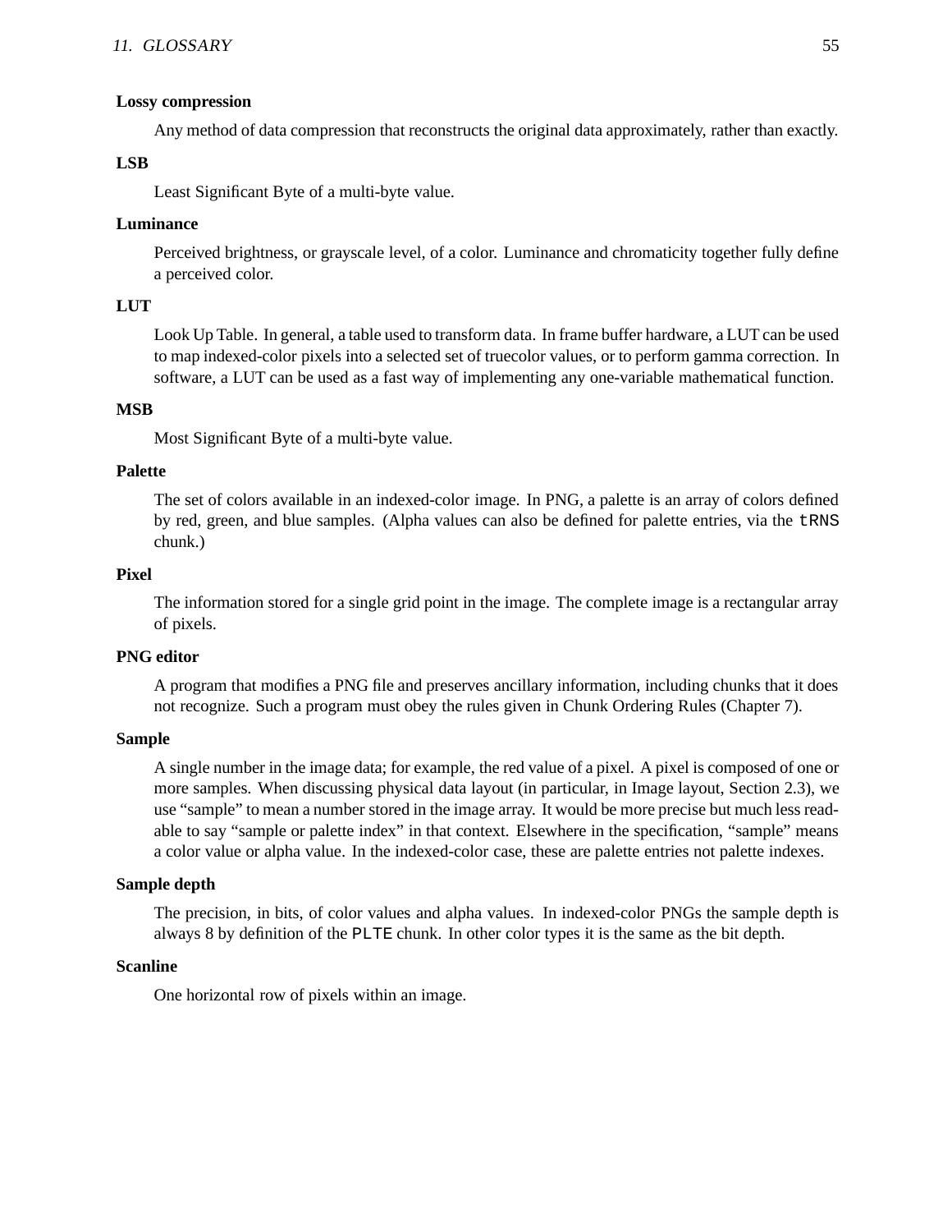**Lossy compression**

Any method of data compression that reconstructs the original data approximately, rather than exactly.

**LSB**

Least Significant Byte of a multi-byte value.

**Luminance**

Perceived brightness, or grayscale level, of a color. Luminance and chromaticity together fully define a perceived color.

**LUT**

Look Up Table. In general, a table used to transform data. In frame buffer hardware, a LUT can be used to map indexed-color pixels into a selected set of truecolor values, or to perform gamma correction. In software, a LUT can be used as a fast way of implementing any one-variable mathematical function.

**MSB**

Most Significant Byte of a multi-byte value.

**Palette**

The set of colors available in an indexed-color image. In PNG, a palette is an array of colors defined by red, green, and blue samples. (Alpha values can also be defined for palette entries, via the `tRNS` chunk.)

**Pixel**

The information stored for a single grid point in the image. The complete image is a rectangular array of pixels.

**PNG editor**

A program that modifies a PNG file and preserves ancillary information, including chunks that it does not recognize. Such a program must obey the rules given in Chunk Ordering Rules (Chapter 7).

**Sample**

A single number in the image data; for example, the red value of a pixel. A pixel is composed of one or more samples. When discussing physical data layout (in particular, in Image layout, Section 2.3), we use "sample" to mean a number stored in the image array. It would be more precise but much less readable to say "sample or palette index" in that context. Elsewhere in the specification, "sample" means a color value or alpha value. In the indexed-color case, these are palette entries not palette indexes.

**Sample depth**

The precision, in bits, of color values and alpha values. In indexed-color PNGs the sample depth is always 8 by definition of the `PLTE` chunk. In other color types it is the same as the bit depth.

**Scanline**

One horizontal row of pixels within an image.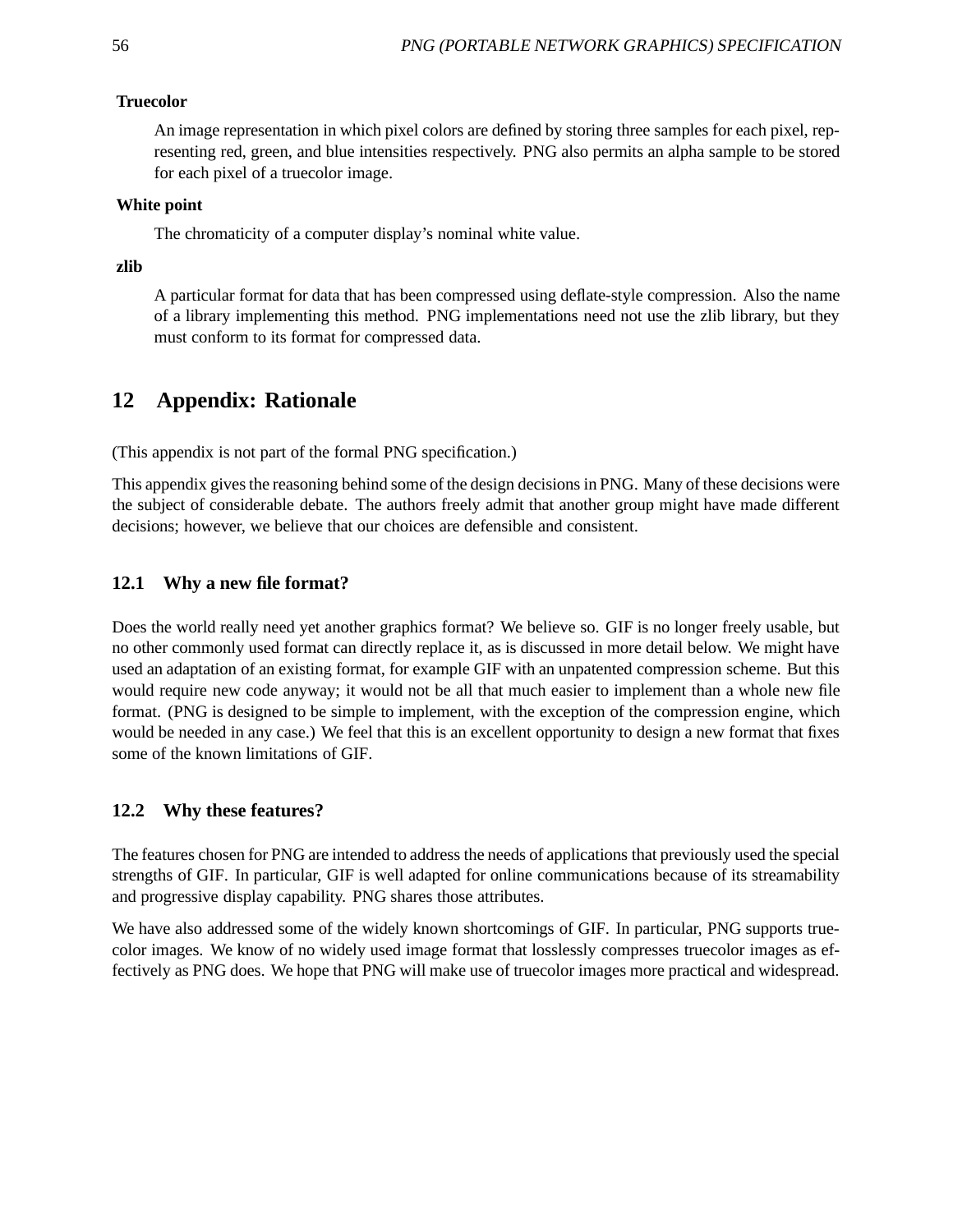**Truecolor**

An image representation in which pixel colors are defined by storing three samples for each pixel, representing red, green, and blue intensities respectively. PNG also permits an alpha sample to be stored for each pixel of a truecolor image.

**White point**

The chromaticity of a computer display's nominal white value.

**zlib**

A particular format for data that has been compressed using deflate-style compression. Also the name of a library implementing this method. PNG implementations need not use the zlib library, but they must conform to its format for compressed data.

# 12 Appendix: Rationale

(This appendix is not part of the formal PNG specification.)

This appendix gives the reasoning behind some of the design decisions in PNG. Many of these decisions were the subject of considerable debate. The authors freely admit that another group might have made different decisions; however, we believe that our choices are defensible and consistent.

## 12.1 Why a new file format?

Does the world really need yet another graphics format? We believe so. GIF is no longer freely usable, but no other commonly used format can directly replace it, as is discussed in more detail below. We might have used an adaptation of an existing format, for example GIF with an unpatented compression scheme. But this would require new code anyway; it would not be all that much easier to implement than a whole new file format. (PNG is designed to be simple to implement, with the exception of the compression engine, which would be needed in any case.) We feel that this is an excellent opportunity to design a new format that fixes some of the known limitations of GIF.

## 12.2 Why these features?

The features chosen for PNG are intended to address the needs of applications that previously used the special strengths of GIF. In particular, GIF is well adapted for online communications because of its streamability and progressive display capability. PNG shares those attributes.

We have also addressed some of the widely known shortcomings of GIF. In particular, PNG supports truecolor images. We know of no widely used image format that losslessly compresses truecolor images as effectively as PNG does. We hope that PNG will make use of truecolor images more practical and widespread.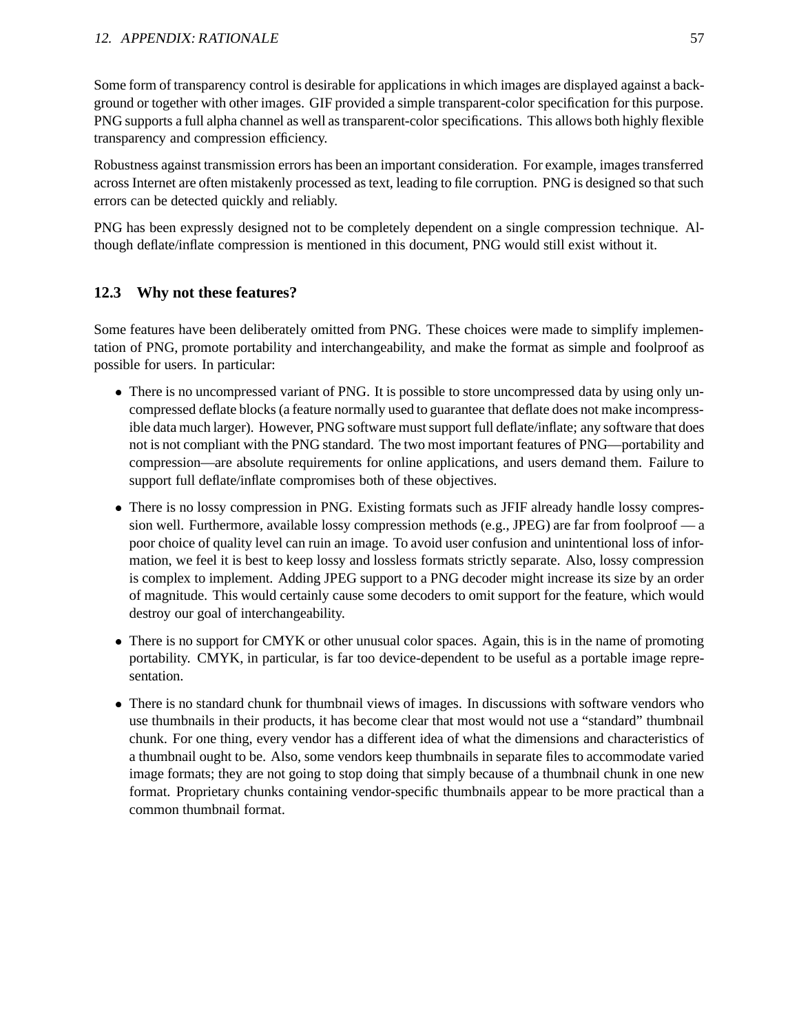Some form of transparency control is desirable for applications in which images are displayed against a background or together with other images. GIF provided a simple transparent-color specification for this purpose. PNG supports a full alpha channel as well as transparent-color specifications. This allows both highly flexible transparency and compression efficiency.

Robustness against transmission errors has been an important consideration. For example, images transferred across Internet are often mistakenly processed as text, leading to file corruption. PNG is designed so that such errors can be detected quickly and reliably.

PNG has been expressly designed not to be completely dependent on a single compression technique. Although deflate/inflate compression is mentioned in this document, PNG would still exist without it.

### 12.3 Why not these features?

Some features have been deliberately omitted from PNG. These choices were made to simplify implementation of PNG, promote portability and interchangeability, and make the format as simple and foolproof as possible for users. In particular:

- There is no uncompressed variant of PNG. It is possible to store uncompressed data by using only uncompressed deflate blocks (a feature normally used to guarantee that deflate does not make incompressible data much larger). However, PNG software must support full deflate/inflate; any software that does not is not compliant with the PNG standard. The two most important features of PNG—portability and compression—are absolute requirements for online applications, and users demand them. Failure to support full deflate/inflate compromises both of these objectives.
- There is no lossy compression in PNG. Existing formats such as JFIF already handle lossy compression well. Furthermore, available lossy compression methods (e.g., JPEG) are far from foolproof — a poor choice of quality level can ruin an image. To avoid user confusion and unintentional loss of information, we feel it is best to keep lossy and lossless formats strictly separate. Also, lossy compression is complex to implement. Adding JPEG support to a PNG decoder might increase its size by an order of magnitude. This would certainly cause some decoders to omit support for the feature, which would destroy our goal of interchangeability.
- There is no support for CMYK or other unusual color spaces. Again, this is in the name of promoting portability. CMYK, in particular, is far too device-dependent to be useful as a portable image representation.
- There is no standard chunk for thumbnail views of images. In discussions with software vendors who use thumbnails in their products, it has become clear that most would not use a "standard" thumbnail chunk. For one thing, every vendor has a different idea of what the dimensions and characteristics of a thumbnail ought to be. Also, some vendors keep thumbnails in separate files to accommodate varied image formats; they are not going to stop doing that simply because of a thumbnail chunk in one new format. Proprietary chunks containing vendor-specific thumbnails appear to be more practical than a common thumbnail format.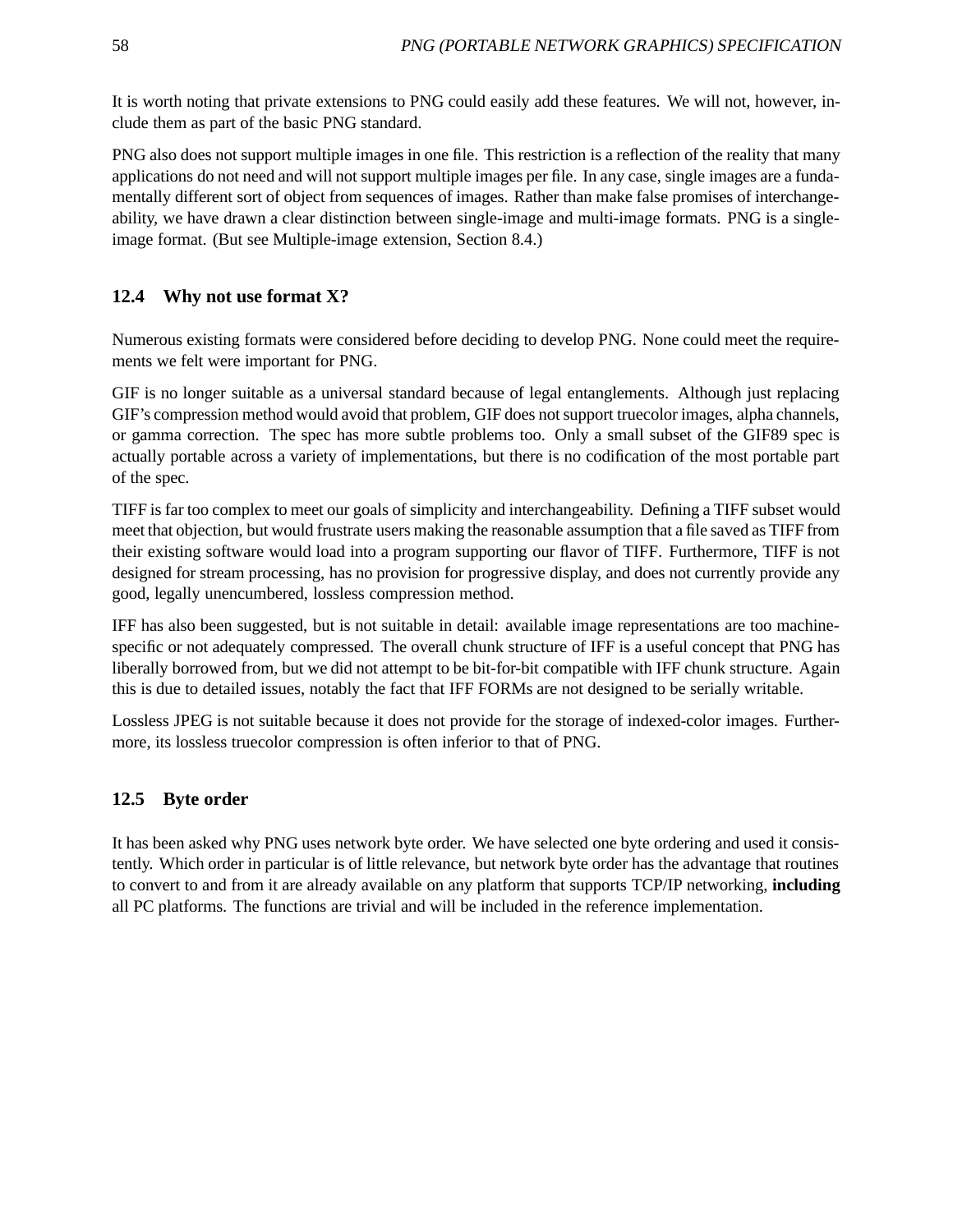It is worth noting that private extensions to PNG could easily add these features. We will not, however, include them as part of the basic PNG standard.

PNG also does not support multiple images in one file. This restriction is a reflection of the reality that many applications do not need and will not support multiple images per file. In any case, single images are a fundamentally different sort of object from sequences of images. Rather than make false promises of interchangeability, we have drawn a clear distinction between single-image and multi-image formats. PNG is a single-image format. (But see Multiple-image extension, Section 8.4.)

### 12.4 Why not use format X?

Numerous existing formats were considered before deciding to develop PNG. None could meet the requirements we felt were important for PNG.

GIF is no longer suitable as a universal standard because of legal entanglements. Although just replacing GIF's compression method would avoid that problem, GIF does not support truecolor images, alpha channels, or gamma correction. The spec has more subtle problems too. Only a small subset of the GIF89 spec is actually portable across a variety of implementations, but there is no codification of the most portable part of the spec.

TIFF is far too complex to meet our goals of simplicity and interchangeability. Defining a TIFF subset would meet that objection, but would frustrate users making the reasonable assumption that a file saved as TIFF from their existing software would load into a program supporting our flavor of TIFF. Furthermore, TIFF is not designed for stream processing, has no provision for progressive display, and does not currently provide any good, legally unencumbered, lossless compression method.

IFF has also been suggested, but is not suitable in detail: available image representations are too machine-specific or not adequately compressed. The overall chunk structure of IFF is a useful concept that PNG has liberally borrowed from, but we did not attempt to be bit-for-bit compatible with IFF chunk structure. Again this is due to detailed issues, notably the fact that IFF FORMs are not designed to be serially writable.

Lossless JPEG is not suitable because it does not provide for the storage of indexed-color images. Furthermore, its lossless truecolor compression is often inferior to that of PNG.

### 12.5 Byte order

It has been asked why PNG uses network byte order. We have selected one byte ordering and used it consistently. Which order in particular is of little relevance, but network byte order has the advantage that routines to convert to and from it are already available on any platform that supports TCP/IP networking, **including** all PC platforms. The functions are trivial and will be included in the reference implementation.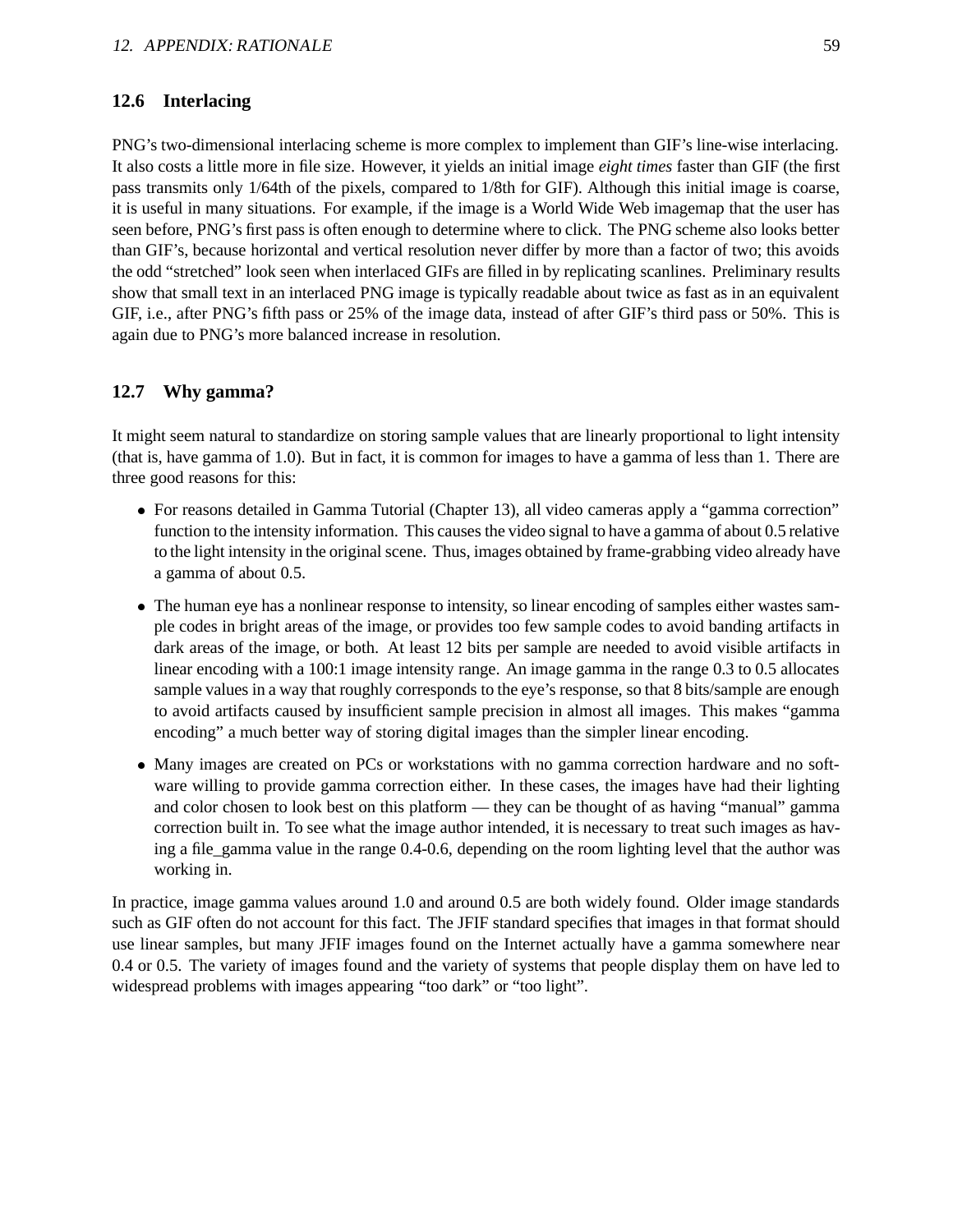## 12.6 Interlacing

PNG's two-dimensional interlacing scheme is more complex to implement than GIF's line-wise interlacing. It also costs a little more in file size. However, it yields an initial image *eight times* faster than GIF (the first pass transmits only 1/64th of the pixels, compared to 1/8th for GIF). Although this initial image is coarse, it is useful in many situations. For example, if the image is a World Wide Web imagemap that the user has seen before, PNG's first pass is often enough to determine where to click. The PNG scheme also looks better than GIF's, because horizontal and vertical resolution never differ by more than a factor of two; this avoids the odd "stretched" look seen when interlaced GIFs are filled in by replicating scanlines. Preliminary results show that small text in an interlaced PNG image is typically readable about twice as fast as in an equivalent GIF, i.e., after PNG's fifth pass or 25% of the image data, instead of after GIF's third pass or 50%. This is again due to PNG's more balanced increase in resolution.

## 12.7 Why gamma?

It might seem natural to standardize on storing sample values that are linearly proportional to light intensity (that is, have gamma of 1.0). But in fact, it is common for images to have a gamma of less than 1. There are three good reasons for this:

- For reasons detailed in Gamma Tutorial (Chapter 13), all video cameras apply a "gamma correction" function to the intensity information. This causes the video signal to have a gamma of about 0.5 relative to the light intensity in the original scene. Thus, images obtained by frame-grabbing video already have a gamma of about 0.5.
- The human eye has a nonlinear response to intensity, so linear encoding of samples either wastes sample codes in bright areas of the image, or provides too few sample codes to avoid banding artifacts in dark areas of the image, or both. At least 12 bits per sample are needed to avoid visible artifacts in linear encoding with a 100:1 image intensity range. An image gamma in the range 0.3 to 0.5 allocates sample values in a way that roughly corresponds to the eye's response, so that 8 bits/sample are enough to avoid artifacts caused by insufficient sample precision in almost all images. This makes "gamma encoding" a much better way of storing digital images than the simpler linear encoding.
- Many images are created on PCs or workstations with no gamma correction hardware and no software willing to provide gamma correction either. In these cases, the images have had their lighting and color chosen to look best on this platform — they can be thought of as having "manual" gamma correction built in. To see what the image author intended, it is necessary to treat such images as having a file_gamma value in the range 0.4-0.6, depending on the room lighting level that the author was working in.

In practice, image gamma values around 1.0 and around 0.5 are both widely found. Older image standards such as GIF often do not account for this fact. The JFIF standard specifies that images in that format should use linear samples, but many JFIF images found on the Internet actually have a gamma somewhere near 0.4 or 0.5. The variety of images found and the variety of systems that people display them on have led to widespread problems with images appearing "too dark" or "too light".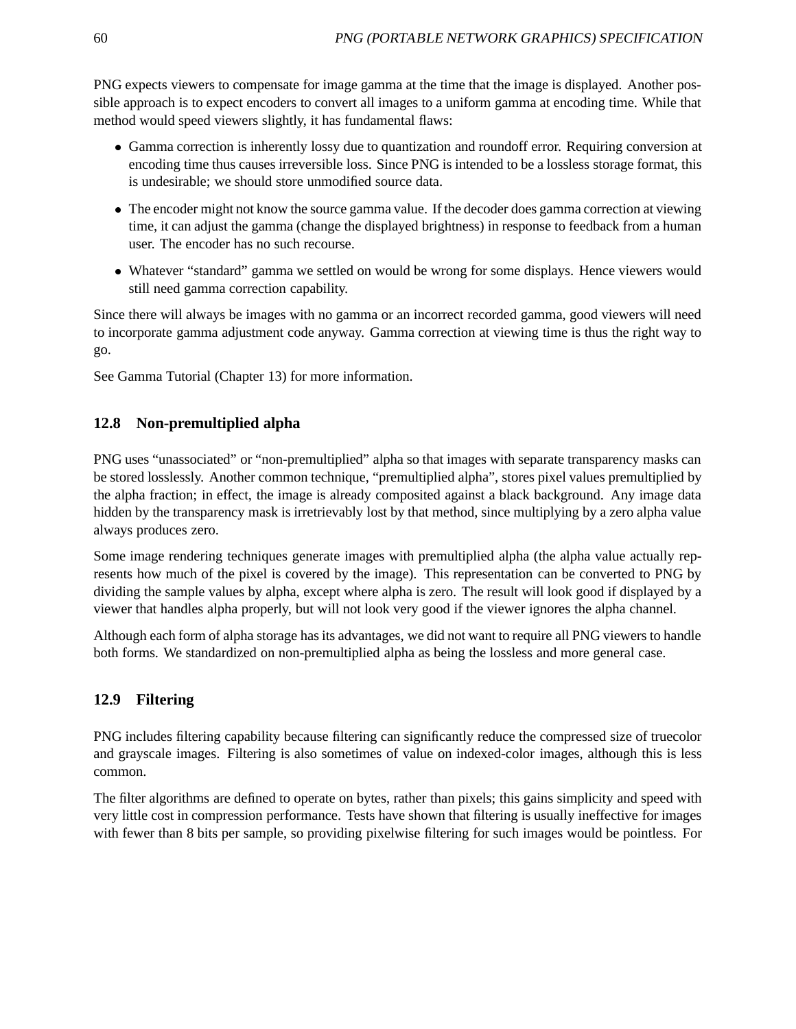PNG expects viewers to compensate for image gamma at the time that the image is displayed. Another possible approach is to expect encoders to convert all images to a uniform gamma at encoding time. While that method would speed viewers slightly, it has fundamental flaws:

- Gamma correction is inherently lossy due to quantization and roundoff error. Requiring conversion at encoding time thus causes irreversible loss. Since PNG is intended to be a lossless storage format, this is undesirable; we should store unmodified source data.
- The encoder might not know the source gamma value. If the decoder does gamma correction at viewing time, it can adjust the gamma (change the displayed brightness) in response to feedback from a human user. The encoder has no such recourse.
- Whatever "standard" gamma we settled on would be wrong for some displays. Hence viewers would still need gamma correction capability.

Since there will always be images with no gamma or an incorrect recorded gamma, good viewers will need to incorporate gamma adjustment code anyway. Gamma correction at viewing time is thus the right way to go.

See Gamma Tutorial (Chapter 13) for more information.

### 12.8 Non-premultiplied alpha

PNG uses "unassociated" or "non-premultiplied" alpha so that images with separate transparency masks can be stored losslessly. Another common technique, "premultiplied alpha", stores pixel values premultiplied by the alpha fraction; in effect, the image is already composited against a black background. Any image data hidden by the transparency mask is irretrievably lost by that method, since multiplying by a zero alpha value always produces zero.

Some image rendering techniques generate images with premultiplied alpha (the alpha value actually represents how much of the pixel is covered by the image). This representation can be converted to PNG by dividing the sample values by alpha, except where alpha is zero. The result will look good if displayed by a viewer that handles alpha properly, but will not look very good if the viewer ignores the alpha channel.

Although each form of alpha storage has its advantages, we did not want to require all PNG viewers to handle both forms. We standardized on non-premultiplied alpha as being the lossless and more general case.

### 12.9 Filtering

PNG includes filtering capability because filtering can significantly reduce the compressed size of truecolor and grayscale images. Filtering is also sometimes of value on indexed-color images, although this is less common.

The filter algorithms are defined to operate on bytes, rather than pixels; this gains simplicity and speed with very little cost in compression performance. Tests have shown that filtering is usually ineffective for images with fewer than 8 bits per sample, so providing pixelwise filtering for such images would be pointless. For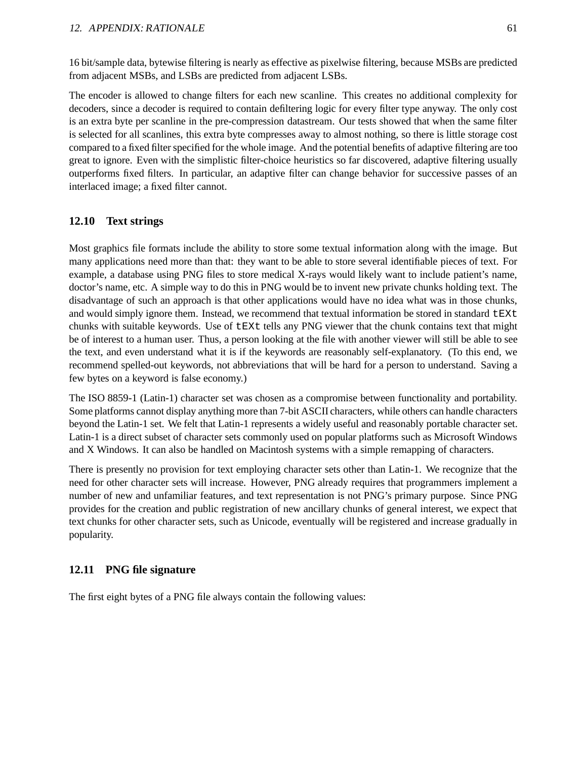16 bit/sample data, bytewise filtering is nearly as effective as pixelwise filtering, because MSBs are predicted from adjacent MSBs, and LSBs are predicted from adjacent LSBs.

The encoder is allowed to change filters for each new scanline. This creates no additional complexity for decoders, since a decoder is required to contain defiltering logic for every filter type anyway. The only cost is an extra byte per scanline in the pre-compression datastream. Our tests showed that when the same filter is selected for all scanlines, this extra byte compresses away to almost nothing, so there is little storage cost compared to a fixed filter specified for the whole image. And the potential benefits of adaptive filtering are too great to ignore. Even with the simplistic filter-choice heuristics so far discovered, adaptive filtering usually outperforms fixed filters. In particular, an adaptive filter can change behavior for successive passes of an interlaced image; a fixed filter cannot.

### 12.10 Text strings

Most graphics file formats include the ability to store some textual information along with the image. But many applications need more than that: they want to be able to store several identifiable pieces of text. For example, a database using PNG files to store medical X-rays would likely want to include patient's name, doctor's name, etc. A simple way to do this in PNG would be to invent new private chunks holding text. The disadvantage of such an approach is that other applications would have no idea what was in those chunks, and would simply ignore them. Instead, we recommend that textual information be stored in standard `tEXt` chunks with suitable keywords. Use of `tEXt` tells any PNG viewer that the chunk contains text that might be of interest to a human user. Thus, a person looking at the file with another viewer will still be able to see the text, and even understand what it is if the keywords are reasonably self-explanatory. (To this end, we recommend spelled-out keywords, not abbreviations that will be hard for a person to understand. Saving a few bytes on a keyword is false economy.)

The ISO 8859-1 (Latin-1) character set was chosen as a compromise between functionality and portability. Some platforms cannot display anything more than 7-bit ASCII characters, while others can handle characters beyond the Latin-1 set. We felt that Latin-1 represents a widely useful and reasonably portable character set. Latin-1 is a direct subset of character sets commonly used on popular platforms such as Microsoft Windows and X Windows. It can also be handled on Macintosh systems with a simple remapping of characters.

There is presently no provision for text employing character sets other than Latin-1. We recognize that the need for other character sets will increase. However, PNG already requires that programmers implement a number of new and unfamiliar features, and text representation is not PNG's primary purpose. Since PNG provides for the creation and public registration of new ancillary chunks of general interest, we expect that text chunks for other character sets, such as Unicode, eventually will be registered and increase gradually in popularity.

### 12.11 PNG file signature

The first eight bytes of a PNG file always contain the following values: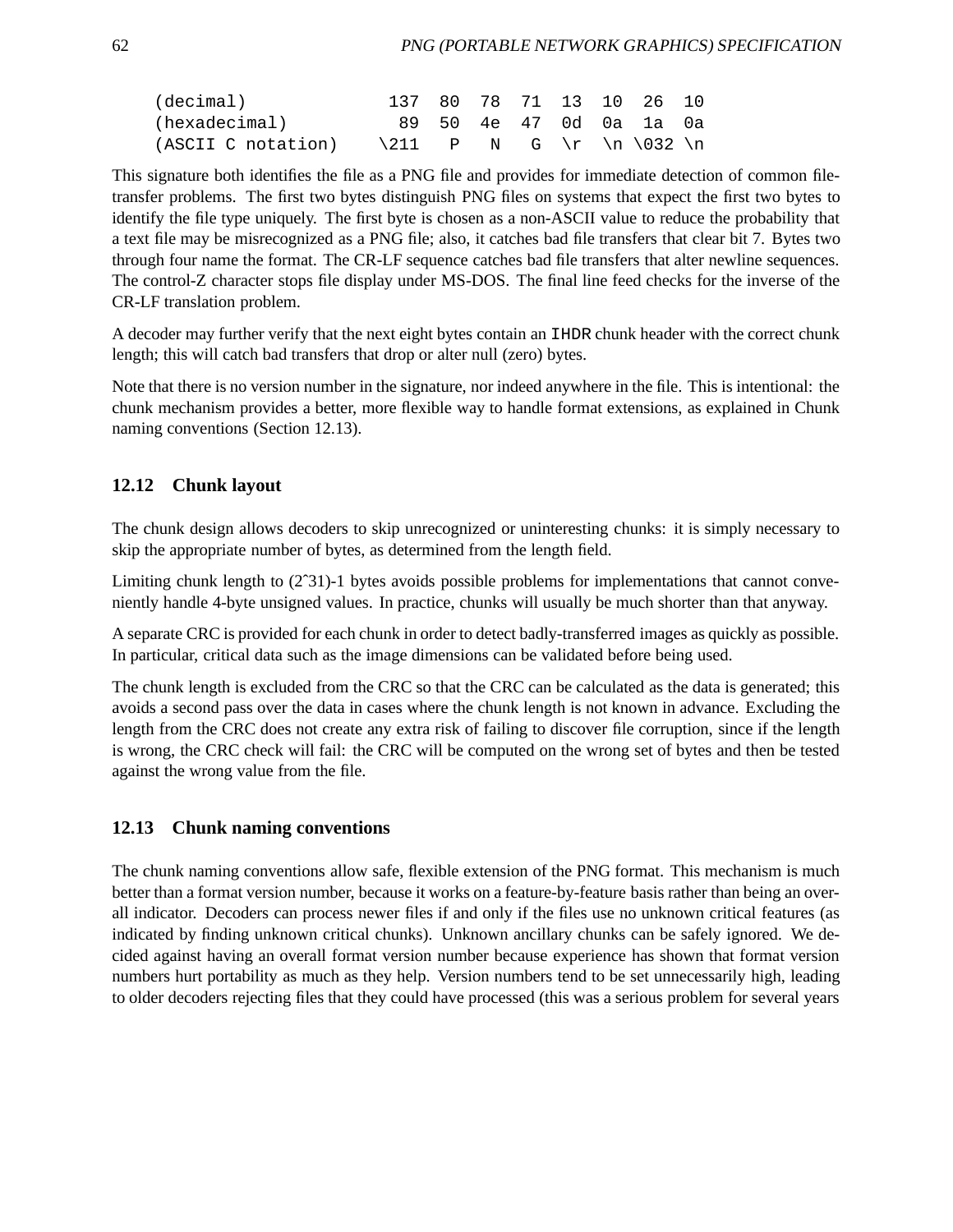```
(decimal)              137  80  78  71  13  10  26  10
(hexadecimal)           89  50  4e  47  0d  0a  1a  0a
(ASCII C notation)    \211   P   N   G  \r  \n \032 \n
```

This signature both identifies the file as a PNG file and provides for immediate detection of common file-transfer problems. The first two bytes distinguish PNG files on systems that expect the first two bytes to identify the file type uniquely. The first byte is chosen as a non-ASCII value to reduce the probability that a text file may be misrecognized as a PNG file; also, it catches bad file transfers that clear bit 7. Bytes two through four name the format. The CR-LF sequence catches bad file transfers that alter newline sequences. The control-Z character stops file display under MS-DOS. The final line feed checks for the inverse of the CR-LF translation problem.

A decoder may further verify that the next eight bytes contain an `IHDR` chunk header with the correct chunk length; this will catch bad transfers that drop or alter null (zero) bytes.

Note that there is no version number in the signature, nor indeed anywhere in the file. This is intentional: the chunk mechanism provides a better, more flexible way to handle format extensions, as explained in Chunk naming conventions (Section 12.13).

### 12.12 Chunk layout

The chunk design allows decoders to skip unrecognized or uninteresting chunks: it is simply necessary to skip the appropriate number of bytes, as determined from the length field.

Limiting chunk length to (2ˆ31)-1 bytes avoids possible problems for implementations that cannot conveniently handle 4-byte unsigned values. In practice, chunks will usually be much shorter than that anyway.

A separate CRC is provided for each chunk in order to detect badly-transferred images as quickly as possible. In particular, critical data such as the image dimensions can be validated before being used.

The chunk length is excluded from the CRC so that the CRC can be calculated as the data is generated; this avoids a second pass over the data in cases where the chunk length is not known in advance. Excluding the length from the CRC does not create any extra risk of failing to discover file corruption, since if the length is wrong, the CRC check will fail: the CRC will be computed on the wrong set of bytes and then be tested against the wrong value from the file.

### 12.13 Chunk naming conventions

The chunk naming conventions allow safe, flexible extension of the PNG format. This mechanism is much better than a format version number, because it works on a feature-by-feature basis rather than being an overall indicator. Decoders can process newer files if and only if the files use no unknown critical features (as indicated by finding unknown critical chunks). Unknown ancillary chunks can be safely ignored. We decided against having an overall format version number because experience has shown that format version numbers hurt portability as much as they help. Version numbers tend to be set unnecessarily high, leading to older decoders rejecting files that they could have processed (this was a serious problem for several years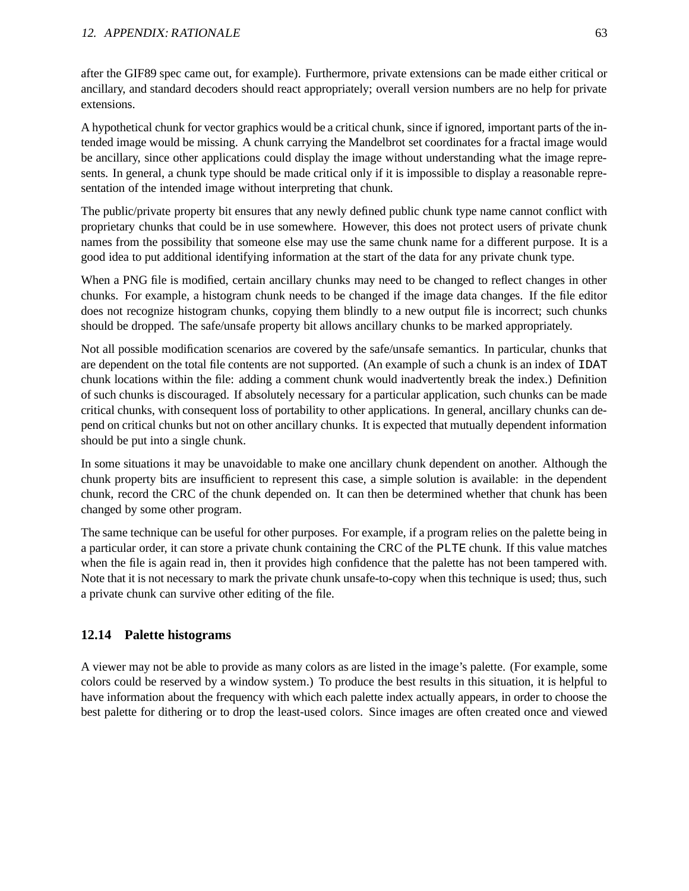after the GIF89 spec came out, for example). Furthermore, private extensions can be made either critical or ancillary, and standard decoders should react appropriately; overall version numbers are no help for private extensions.

A hypothetical chunk for vector graphics would be a critical chunk, since if ignored, important parts of the intended image would be missing. A chunk carrying the Mandelbrot set coordinates for a fractal image would be ancillary, since other applications could display the image without understanding what the image represents. In general, a chunk type should be made critical only if it is impossible to display a reasonable representation of the intended image without interpreting that chunk.

The public/private property bit ensures that any newly defined public chunk type name cannot conflict with proprietary chunks that could be in use somewhere. However, this does not protect users of private chunk names from the possibility that someone else may use the same chunk name for a different purpose. It is a good idea to put additional identifying information at the start of the data for any private chunk type.

When a PNG file is modified, certain ancillary chunks may need to be changed to reflect changes in other chunks. For example, a histogram chunk needs to be changed if the image data changes. If the file editor does not recognize histogram chunks, copying them blindly to a new output file is incorrect; such chunks should be dropped. The safe/unsafe property bit allows ancillary chunks to be marked appropriately.

Not all possible modification scenarios are covered by the safe/unsafe semantics. In particular, chunks that are dependent on the total file contents are not supported. (An example of such a chunk is an index of `IDAT` chunk locations within the file: adding a comment chunk would inadvertently break the index.) Definition of such chunks is discouraged. If absolutely necessary for a particular application, such chunks can be made critical chunks, with consequent loss of portability to other applications. In general, ancillary chunks can depend on critical chunks but not on other ancillary chunks. It is expected that mutually dependent information should be put into a single chunk.

In some situations it may be unavoidable to make one ancillary chunk dependent on another. Although the chunk property bits are insufficient to represent this case, a simple solution is available: in the dependent chunk, record the CRC of the chunk depended on. It can then be determined whether that chunk has been changed by some other program.

The same technique can be useful for other purposes. For example, if a program relies on the palette being in a particular order, it can store a private chunk containing the CRC of the `PLTE` chunk. If this value matches when the file is again read in, then it provides high confidence that the palette has not been tampered with. Note that it is not necessary to mark the private chunk unsafe-to-copy when this technique is used; thus, such a private chunk can survive other editing of the file.

### 12.14 Palette histograms

A viewer may not be able to provide as many colors as are listed in the image's palette. (For example, some colors could be reserved by a window system.) To produce the best results in this situation, it is helpful to have information about the frequency with which each palette index actually appears, in order to choose the best palette for dithering or to drop the least-used colors. Since images are often created once and viewed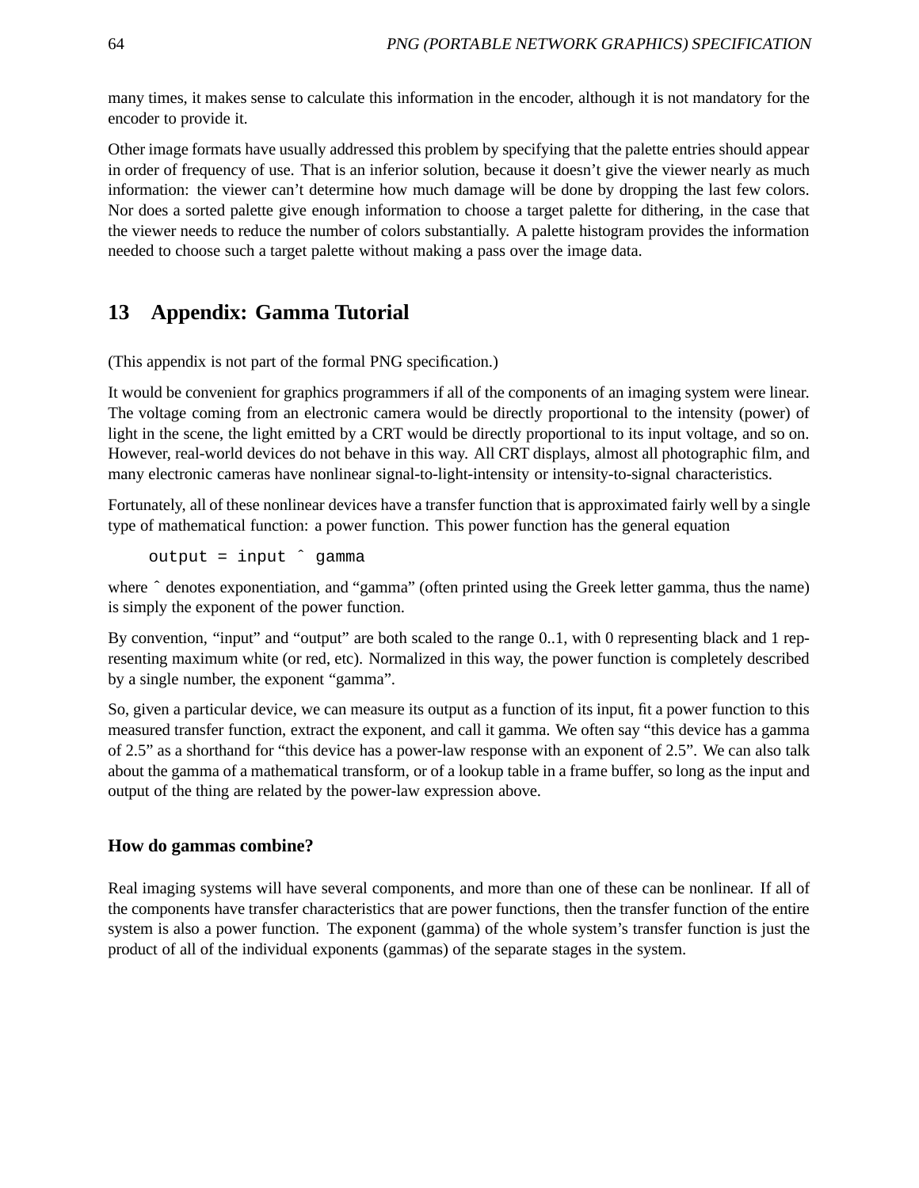many times, it makes sense to calculate this information in the encoder, although it is not mandatory for the encoder to provide it.

Other image formats have usually addressed this problem by specifying that the palette entries should appear in order of frequency of use. That is an inferior solution, because it doesn't give the viewer nearly as much information: the viewer can't determine how much damage will be done by dropping the last few colors. Nor does a sorted palette give enough information to choose a target palette for dithering, in the case that the viewer needs to reduce the number of colors substantially. A palette histogram provides the information needed to choose such a target palette without making a pass over the image data.

# 13 Appendix: Gamma Tutorial

(This appendix is not part of the formal PNG specification.)

It would be convenient for graphics programmers if all of the components of an imaging system were linear. The voltage coming from an electronic camera would be directly proportional to the intensity (power) of light in the scene, the light emitted by a CRT would be directly proportional to its input voltage, and so on. However, real-world devices do not behave in this way. All CRT displays, almost all photographic film, and many electronic cameras have nonlinear signal-to-light-intensity or intensity-to-signal characteristics.

Fortunately, all of these nonlinear devices have a transfer function that is approximated fairly well by a single type of mathematical function: a power function. This power function has the general equation

```
output = input ^ gamma
```

where ^ denotes exponentiation, and "gamma" (often printed using the Greek letter gamma, thus the name) is simply the exponent of the power function.

By convention, "input" and "output" are both scaled to the range 0..1, with 0 representing black and 1 representing maximum white (or red, etc). Normalized in this way, the power function is completely described by a single number, the exponent "gamma".

So, given a particular device, we can measure its output as a function of its input, fit a power function to this measured transfer function, extract the exponent, and call it gamma. We often say "this device has a gamma of 2.5" as a shorthand for "this device has a power-law response with an exponent of 2.5". We can also talk about the gamma of a mathematical transform, or of a lookup table in a frame buffer, so long as the input and output of the thing are related by the power-law expression above.

### How do gammas combine?

Real imaging systems will have several components, and more than one of these can be nonlinear. If all of the components have transfer characteristics that are power functions, then the transfer function of the entire system is also a power function. The exponent (gamma) of the whole system's transfer function is just the product of all of the individual exponents (gammas) of the separate stages in the system.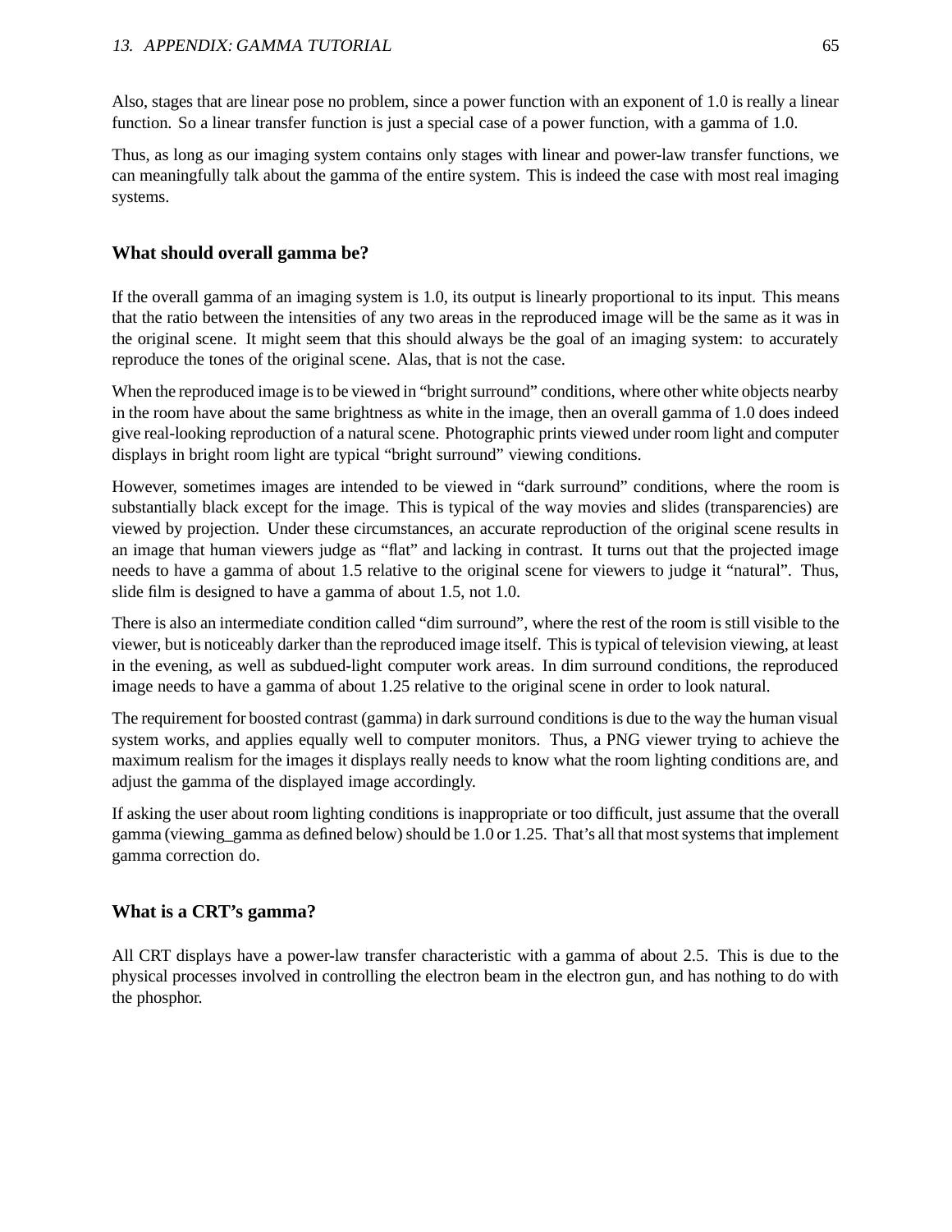Also, stages that are linear pose no problem, since a power function with an exponent of 1.0 is really a linear function. So a linear transfer function is just a special case of a power function, with a gamma of 1.0.

Thus, as long as our imaging system contains only stages with linear and power-law transfer functions, we can meaningfully talk about the gamma of the entire system. This is indeed the case with most real imaging systems.

### What should overall gamma be?

If the overall gamma of an imaging system is 1.0, its output is linearly proportional to its input. This means that the ratio between the intensities of any two areas in the reproduced image will be the same as it was in the original scene. It might seem that this should always be the goal of an imaging system: to accurately reproduce the tones of the original scene. Alas, that is not the case.

When the reproduced image is to be viewed in "bright surround" conditions, where other white objects nearby in the room have about the same brightness as white in the image, then an overall gamma of 1.0 does indeed give real-looking reproduction of a natural scene. Photographic prints viewed under room light and computer displays in bright room light are typical "bright surround" viewing conditions.

However, sometimes images are intended to be viewed in "dark surround" conditions, where the room is substantially black except for the image. This is typical of the way movies and slides (transparencies) are viewed by projection. Under these circumstances, an accurate reproduction of the original scene results in an image that human viewers judge as "flat" and lacking in contrast. It turns out that the projected image needs to have a gamma of about 1.5 relative to the original scene for viewers to judge it "natural". Thus, slide film is designed to have a gamma of about 1.5, not 1.0.

There is also an intermediate condition called "dim surround", where the rest of the room is still visible to the viewer, but is noticeably darker than the reproduced image itself. This is typical of television viewing, at least in the evening, as well as subdued-light computer work areas. In dim surround conditions, the reproduced image needs to have a gamma of about 1.25 relative to the original scene in order to look natural.

The requirement for boosted contrast (gamma) in dark surround conditions is due to the way the human visual system works, and applies equally well to computer monitors. Thus, a PNG viewer trying to achieve the maximum realism for the images it displays really needs to know what the room lighting conditions are, and adjust the gamma of the displayed image accordingly.

If asking the user about room lighting conditions is inappropriate or too difficult, just assume that the overall gamma (viewing_gamma as defined below) should be 1.0 or 1.25. That's all that most systems that implement gamma correction do.

### What is a CRT's gamma?

All CRT displays have a power-law transfer characteristic with a gamma of about 2.5. This is due to the physical processes involved in controlling the electron beam in the electron gun, and has nothing to do with the phosphor.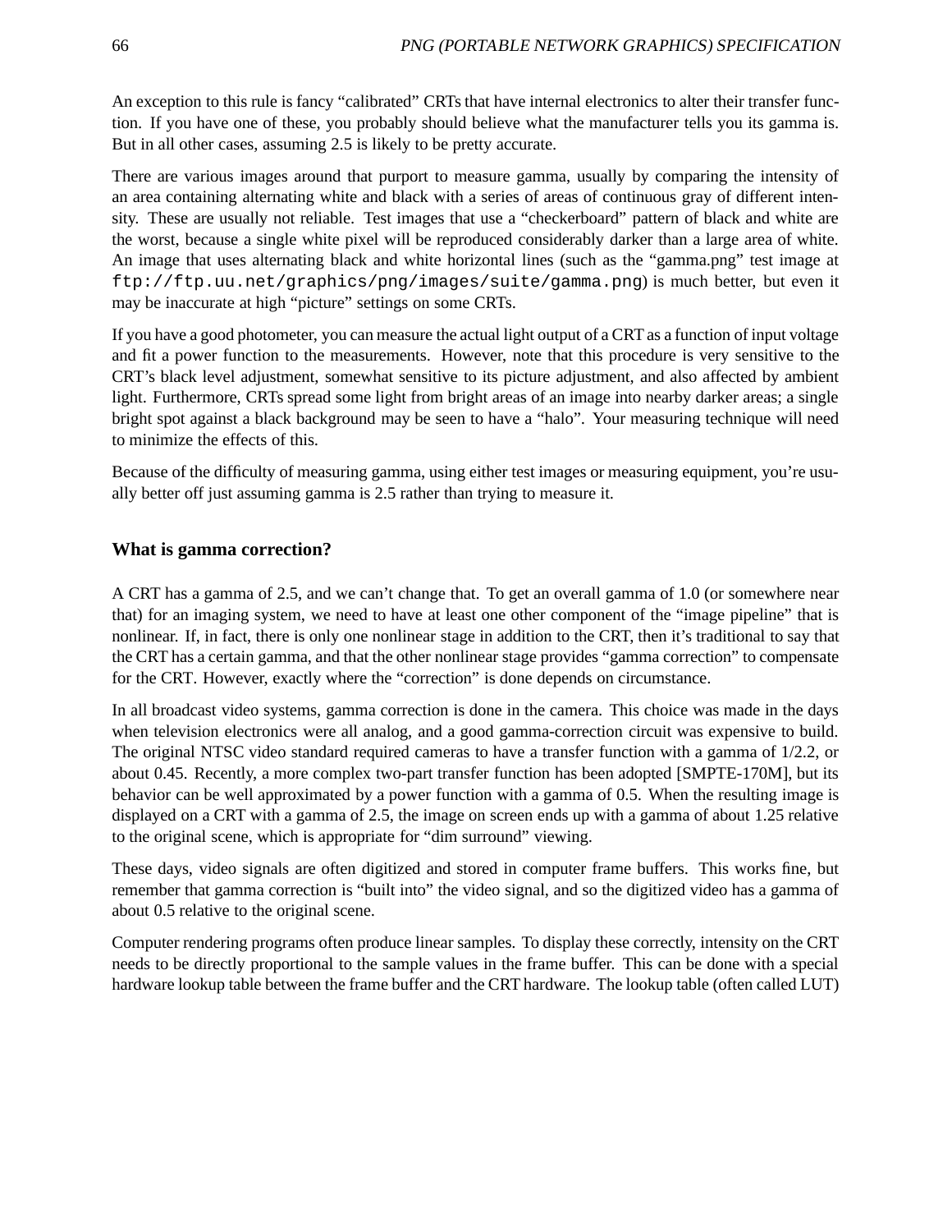An exception to this rule is fancy "calibrated" CRTs that have internal electronics to alter their transfer function. If you have one of these, you probably should believe what the manufacturer tells you its gamma is. But in all other cases, assuming 2.5 is likely to be pretty accurate.

There are various images around that purport to measure gamma, usually by comparing the intensity of an area containing alternating white and black with a series of areas of continuous gray of different intensity. These are usually not reliable. Test images that use a "checkerboard" pattern of black and white are the worst, because a single white pixel will be reproduced considerably darker than a large area of white. An image that uses alternating black and white horizontal lines (such as the "gamma.png" test image at `ftp://ftp.uu.net/graphics/png/images/suite/gamma.png`) is much better, but even it may be inaccurate at high "picture" settings on some CRTs.

If you have a good photometer, you can measure the actual light output of a CRT as a function of input voltage and fit a power function to the measurements. However, note that this procedure is very sensitive to the CRT's black level adjustment, somewhat sensitive to its picture adjustment, and also affected by ambient light. Furthermore, CRTs spread some light from bright areas of an image into nearby darker areas; a single bright spot against a black background may be seen to have a "halo". Your measuring technique will need to minimize the effects of this.

Because of the difficulty of measuring gamma, using either test images or measuring equipment, you're usually better off just assuming gamma is 2.5 rather than trying to measure it.

### What is gamma correction?

A CRT has a gamma of 2.5, and we can't change that. To get an overall gamma of 1.0 (or somewhere near that) for an imaging system, we need to have at least one other component of the "image pipeline" that is nonlinear. If, in fact, there is only one nonlinear stage in addition to the CRT, then it's traditional to say that the CRT has a certain gamma, and that the other nonlinear stage provides "gamma correction" to compensate for the CRT. However, exactly where the "correction" is done depends on circumstance.

In all broadcast video systems, gamma correction is done in the camera. This choice was made in the days when television electronics were all analog, and a good gamma-correction circuit was expensive to build. The original NTSC video standard required cameras to have a transfer function with a gamma of 1/2.2, or about 0.45. Recently, a more complex two-part transfer function has been adopted [SMPTE-170M], but its behavior can be well approximated by a power function with a gamma of 0.5. When the resulting image is displayed on a CRT with a gamma of 2.5, the image on screen ends up with a gamma of about 1.25 relative to the original scene, which is appropriate for "dim surround" viewing.

These days, video signals are often digitized and stored in computer frame buffers. This works fine, but remember that gamma correction is "built into" the video signal, and so the digitized video has a gamma of about 0.5 relative to the original scene.

Computer rendering programs often produce linear samples. To display these correctly, intensity on the CRT needs to be directly proportional to the sample values in the frame buffer. This can be done with a special hardware lookup table between the frame buffer and the CRT hardware. The lookup table (often called LUT)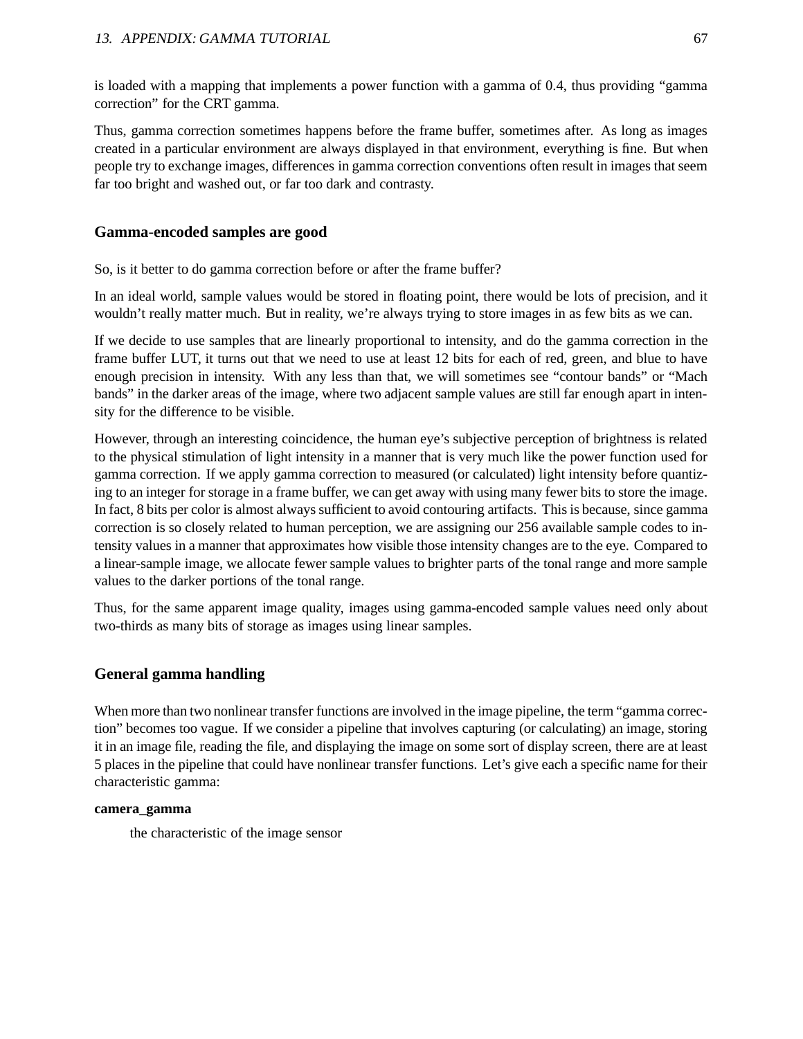is loaded with a mapping that implements a power function with a gamma of 0.4, thus providing “gamma correction” for the CRT gamma.

Thus, gamma correction sometimes happens before the frame buffer, sometimes after. As long as images created in a particular environment are always displayed in that environment, everything is fine. But when people try to exchange images, differences in gamma correction conventions often result in images that seem far too bright and washed out, or far too dark and contrasty.

### Gamma-encoded samples are good

So, is it better to do gamma correction before or after the frame buffer?

In an ideal world, sample values would be stored in floating point, there would be lots of precision, and it wouldn’t really matter much. But in reality, we’re always trying to store images in as few bits as we can.

If we decide to use samples that are linearly proportional to intensity, and do the gamma correction in the frame buffer LUT, it turns out that we need to use at least 12 bits for each of red, green, and blue to have enough precision in intensity. With any less than that, we will sometimes see “contour bands” or “Mach bands” in the darker areas of the image, where two adjacent sample values are still far enough apart in intensity for the difference to be visible.

However, through an interesting coincidence, the human eye’s subjective perception of brightness is related to the physical stimulation of light intensity in a manner that is very much like the power function used for gamma correction. If we apply gamma correction to measured (or calculated) light intensity before quantizing to an integer for storage in a frame buffer, we can get away with using many fewer bits to store the image. In fact, 8 bits per color is almost always sufficient to avoid contouring artifacts. This is because, since gamma correction is so closely related to human perception, we are assigning our 256 available sample codes to intensity values in a manner that approximates how visible those intensity changes are to the eye. Compared to a linear-sample image, we allocate fewer sample values to brighter parts of the tonal range and more sample values to the darker portions of the tonal range.

Thus, for the same apparent image quality, images using gamma-encoded sample values need only about two-thirds as many bits of storage as images using linear samples.

### General gamma handling

When more than two nonlinear transfer functions are involved in the image pipeline, the term “gamma correction” becomes too vague. If we consider a pipeline that involves capturing (or calculating) an image, storing it in an image file, reading the file, and displaying the image on some sort of display screen, there are at least 5 places in the pipeline that could have nonlinear transfer functions. Let’s give each a specific name for their characteristic gamma:

**camera_gamma**

the characteristic of the image sensor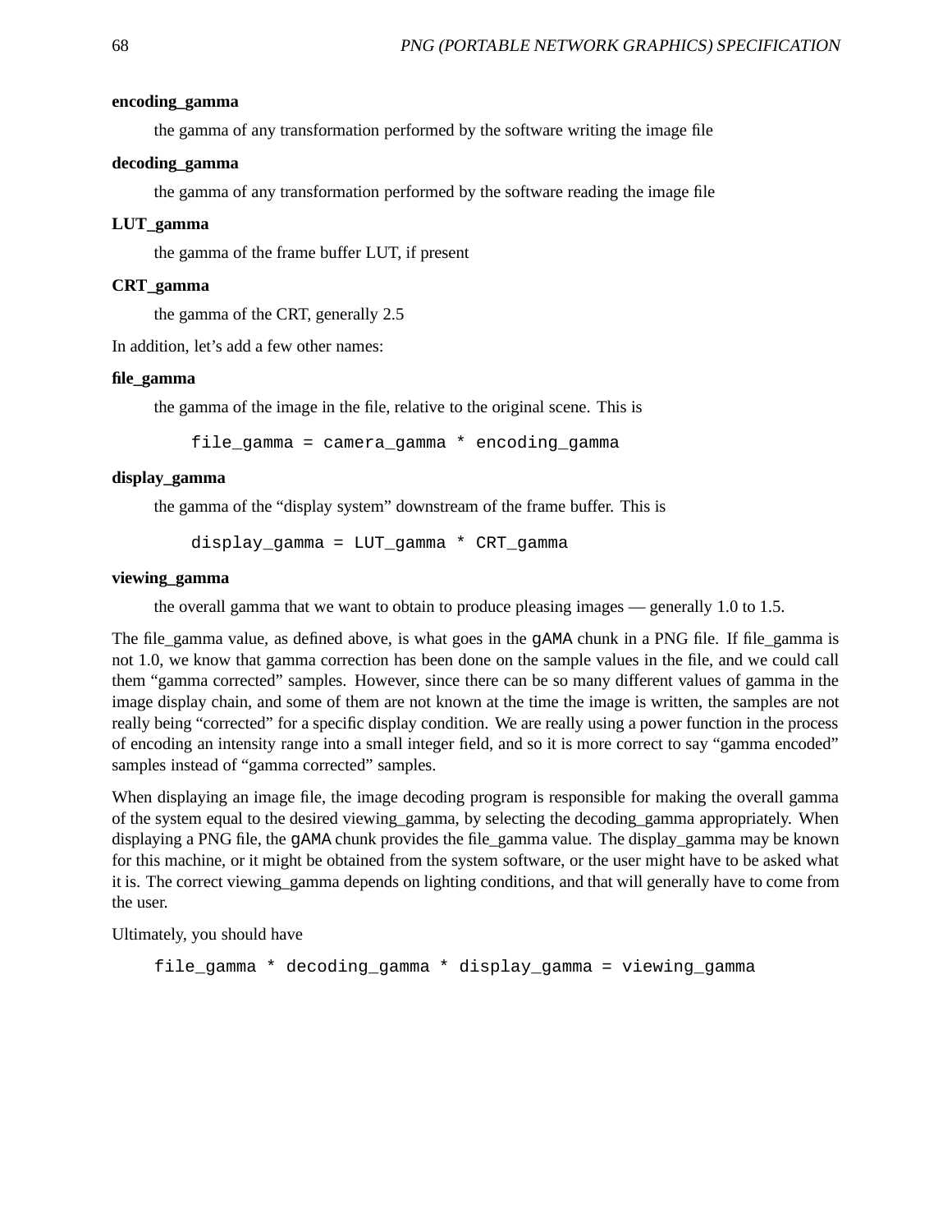**encoding_gamma**

the gamma of any transformation performed by the software writing the image file

**decoding_gamma**

the gamma of any transformation performed by the software reading the image file

**LUT_gamma**

the gamma of the frame buffer LUT, if present

**CRT_gamma**

the gamma of the CRT, generally 2.5

In addition, let's add a few other names:

**file_gamma**

the gamma of the image in the file, relative to the original scene. This is

```
file_gamma = camera_gamma * encoding_gamma
```

**display_gamma**

the gamma of the "display system" downstream of the frame buffer. This is

```
display_gamma = LUT_gamma * CRT_gamma
```

**viewing_gamma**

the overall gamma that we want to obtain to produce pleasing images — generally 1.0 to 1.5.

The file_gamma value, as defined above, is what goes in the `gAMA` chunk in a PNG file. If file_gamma is not 1.0, we know that gamma correction has been done on the sample values in the file, and we could call them "gamma corrected" samples. However, since there can be so many different values of gamma in the image display chain, and some of them are not known at the time the image is written, the samples are not really being "corrected" for a specific display condition. We are really using a power function in the process of encoding an intensity range into a small integer field, and so it is more correct to say "gamma encoded" samples instead of "gamma corrected" samples.

When displaying an image file, the image decoding program is responsible for making the overall gamma of the system equal to the desired viewing_gamma, by selecting the decoding_gamma appropriately. When displaying a PNG file, the `gAMA` chunk provides the file_gamma value. The display_gamma may be known for this machine, or it might be obtained from the system software, or the user might have to be asked what it is. The correct viewing_gamma depends on lighting conditions, and that will generally have to come from the user.

Ultimately, you should have

```
file_gamma * decoding_gamma * display_gamma = viewing_gamma
```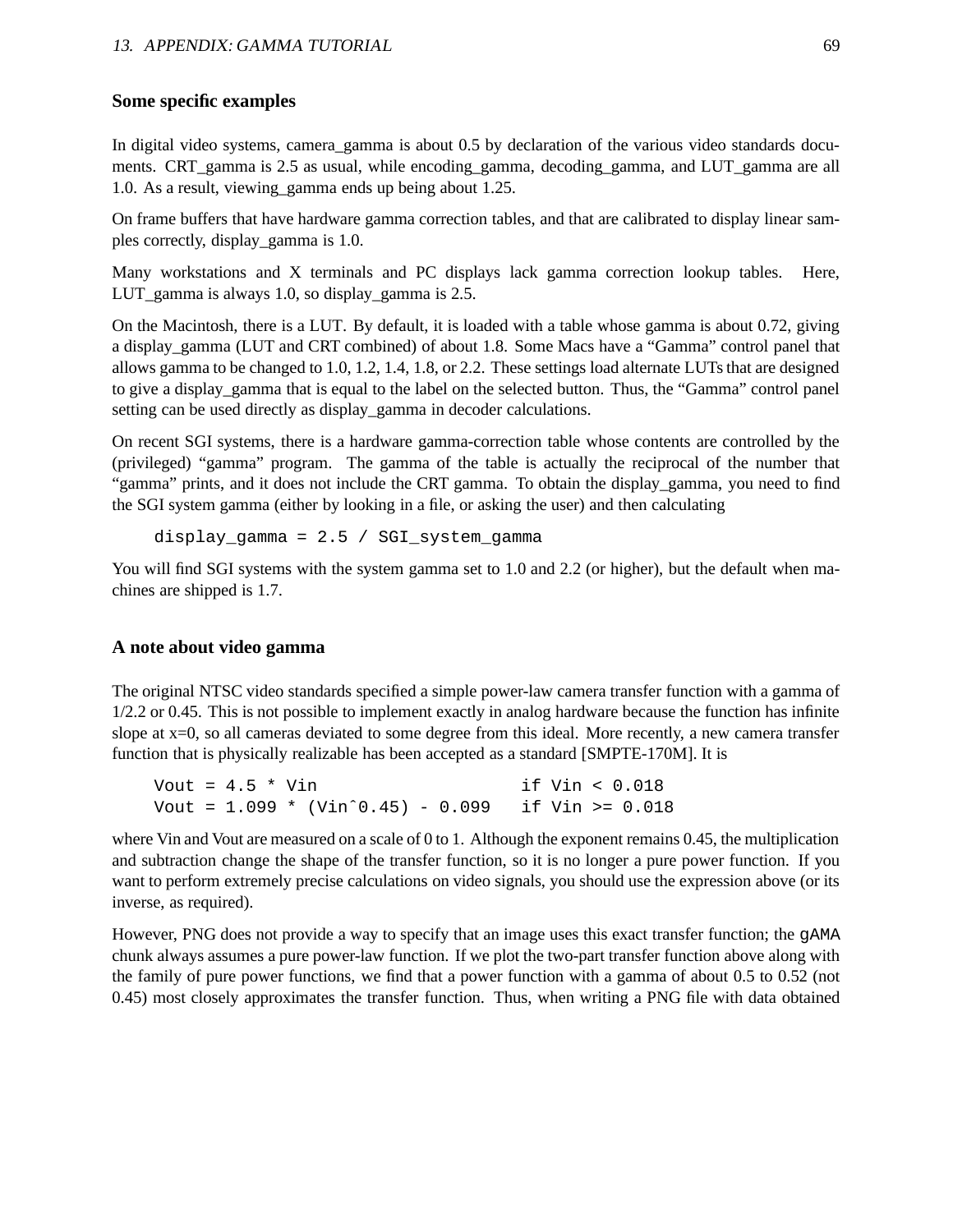### Some specific examples

In digital video systems, camera_gamma is about 0.5 by declaration of the various video standards documents. CRT_gamma is 2.5 as usual, while encoding_gamma, decoding_gamma, and LUT_gamma are all 1.0. As a result, viewing_gamma ends up being about 1.25.

On frame buffers that have hardware gamma correction tables, and that are calibrated to display linear samples correctly, display_gamma is 1.0.

Many workstations and X terminals and PC displays lack gamma correction lookup tables. Here, LUT_gamma is always 1.0, so display_gamma is 2.5.

On the Macintosh, there is a LUT. By default, it is loaded with a table whose gamma is about 0.72, giving a display_gamma (LUT and CRT combined) of about 1.8. Some Macs have a "Gamma" control panel that allows gamma to be changed to 1.0, 1.2, 1.4, 1.8, or 2.2. These settings load alternate LUTs that are designed to give a display_gamma that is equal to the label on the selected button. Thus, the "Gamma" control panel setting can be used directly as display_gamma in decoder calculations.

On recent SGI systems, there is a hardware gamma-correction table whose contents are controlled by the (privileged) "gamma" program. The gamma of the table is actually the reciprocal of the number that "gamma" prints, and it does not include the CRT gamma. To obtain the display_gamma, you need to find the SGI system gamma (either by looking in a file, or asking the user) and then calculating

```
display_gamma = 2.5 / SGI_system_gamma
```

You will find SGI systems with the system gamma set to 1.0 and 2.2 (or higher), but the default when machines are shipped is 1.7.

### A note about video gamma

The original NTSC video standards specified a simple power-law camera transfer function with a gamma of 1/2.2 or 0.45. This is not possible to implement exactly in analog hardware because the function has infinite slope at x=0, so all cameras deviated to some degree from this ideal. More recently, a new camera transfer function that is physically realizable has been accepted as a standard [SMPTE-170M]. It is

```
Vout = 4.5 * Vin                      if Vin < 0.018
Vout = 1.099 * (Vin^0.45) - 0.099     if Vin >= 0.018
```

where Vin and Vout are measured on a scale of 0 to 1. Although the exponent remains 0.45, the multiplication and subtraction change the shape of the transfer function, so it is no longer a pure power function. If you want to perform extremely precise calculations on video signals, you should use the expression above (or its inverse, as required).

However, PNG does not provide a way to specify that an image uses this exact transfer function; the gAMA chunk always assumes a pure power-law function. If we plot the two-part transfer function above along with the family of pure power functions, we find that a power function with a gamma of about 0.5 to 0.52 (not 0.45) most closely approximates the transfer function. Thus, when writing a PNG file with data obtained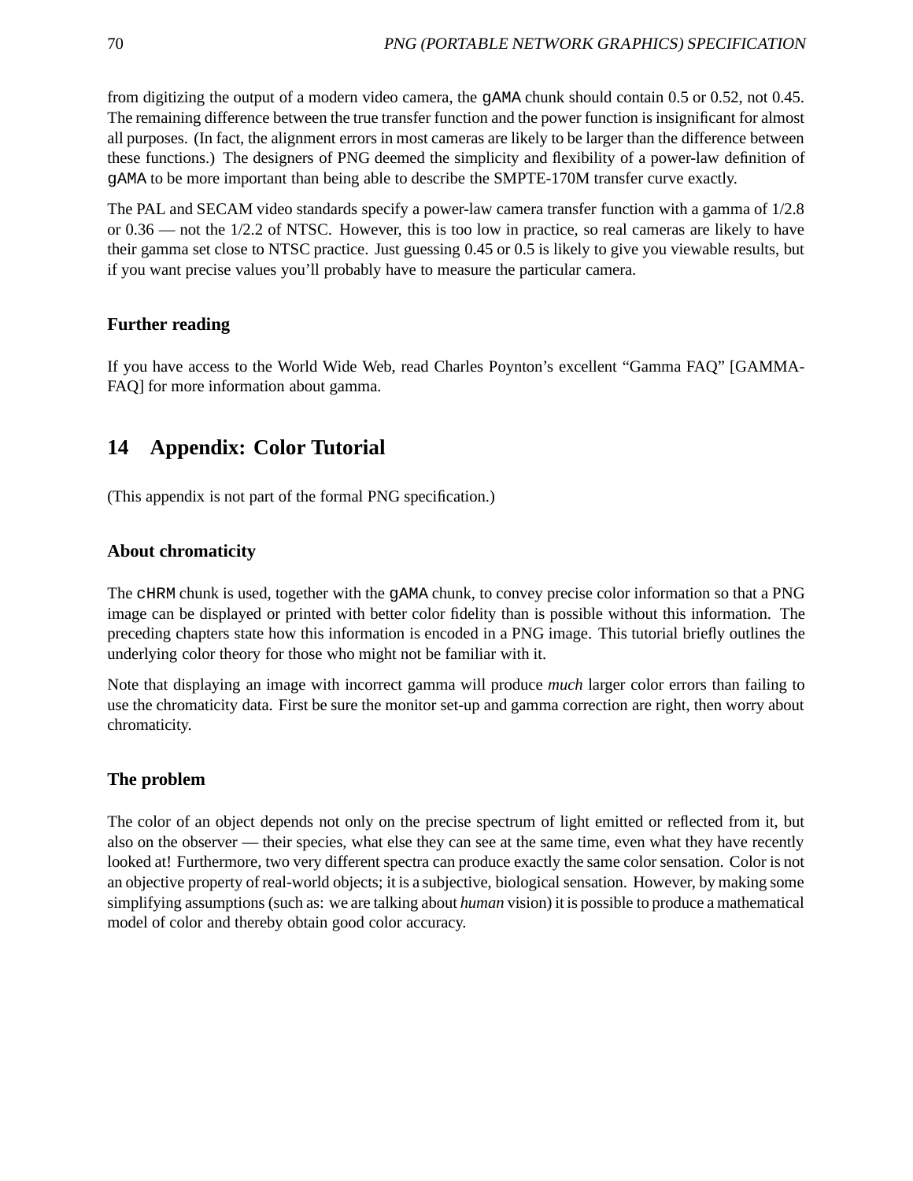from digitizing the output of a modern video camera, the gAMA chunk should contain 0.5 or 0.52, not 0.45. The remaining difference between the true transfer function and the power function is insignificant for almost all purposes. (In fact, the alignment errors in most cameras are likely to be larger than the difference between these functions.) The designers of PNG deemed the simplicity and flexibility of a power-law definition of gAMA to be more important than being able to describe the SMPTE-170M transfer curve exactly.

The PAL and SECAM video standards specify a power-law camera transfer function with a gamma of 1/2.8 or 0.36 — not the 1/2.2 of NTSC. However, this is too low in practice, so real cameras are likely to have their gamma set close to NTSC practice. Just guessing 0.45 or 0.5 is likely to give you viewable results, but if you want precise values you'll probably have to measure the particular camera.

### Further reading

If you have access to the World Wide Web, read Charles Poynton's excellent "Gamma FAQ" [GAMMA-FAQ] for more information about gamma.

## 14 Appendix: Color Tutorial

(This appendix is not part of the formal PNG specification.)

### About chromaticity

The cHRM chunk is used, together with the gAMA chunk, to convey precise color information so that a PNG image can be displayed or printed with better color fidelity than is possible without this information. The preceding chapters state how this information is encoded in a PNG image. This tutorial briefly outlines the underlying color theory for those who might not be familiar with it.

Note that displaying an image with incorrect gamma will produce *much* larger color errors than failing to use the chromaticity data. First be sure the monitor set-up and gamma correction are right, then worry about chromaticity.

### The problem

The color of an object depends not only on the precise spectrum of light emitted or reflected from it, but also on the observer — their species, what else they can see at the same time, even what they have recently looked at! Furthermore, two very different spectra can produce exactly the same color sensation. Color is not an objective property of real-world objects; it is a subjective, biological sensation. However, by making some simplifying assumptions (such as: we are talking about *human* vision) it is possible to produce a mathematical model of color and thereby obtain good color accuracy.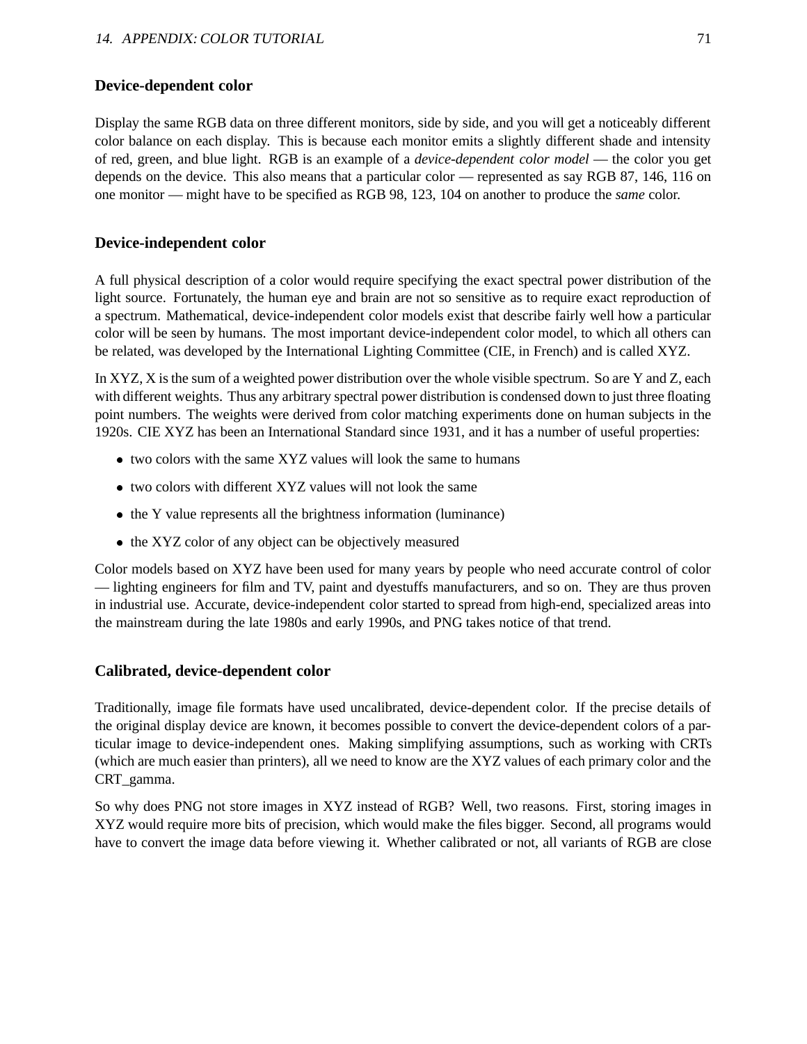### Device-dependent color

Display the same RGB data on three different monitors, side by side, and you will get a noticeably different color balance on each display. This is because each monitor emits a slightly different shade and intensity of red, green, and blue light. RGB is an example of a *device-dependent color model* — the color you get depends on the device. This also means that a particular color — represented as say RGB 87, 146, 116 on one monitor — might have to be specified as RGB 98, 123, 104 on another to produce the *same* color.

### Device-independent color

A full physical description of a color would require specifying the exact spectral power distribution of the light source. Fortunately, the human eye and brain are not so sensitive as to require exact reproduction of a spectrum. Mathematical, device-independent color models exist that describe fairly well how a particular color will be seen by humans. The most important device-independent color model, to which all others can be related, was developed by the International Lighting Committee (CIE, in French) and is called XYZ.

In XYZ, X is the sum of a weighted power distribution over the whole visible spectrum. So are Y and Z, each with different weights. Thus any arbitrary spectral power distribution is condensed down to just three floating point numbers. The weights were derived from color matching experiments done on human subjects in the 1920s. CIE XYZ has been an International Standard since 1931, and it has a number of useful properties:

- two colors with the same XYZ values will look the same to humans
- two colors with different XYZ values will not look the same
- the Y value represents all the brightness information (luminance)
- the XYZ color of any object can be objectively measured

Color models based on XYZ have been used for many years by people who need accurate control of color — lighting engineers for film and TV, paint and dyestuffs manufacturers, and so on. They are thus proven in industrial use. Accurate, device-independent color started to spread from high-end, specialized areas into the mainstream during the late 1980s and early 1990s, and PNG takes notice of that trend.

### Calibrated, device-dependent color

Traditionally, image file formats have used uncalibrated, device-dependent color. If the precise details of the original display device are known, it becomes possible to convert the device-dependent colors of a particular image to device-independent ones. Making simplifying assumptions, such as working with CRTs (which are much easier than printers), all we need to know are the XYZ values of each primary color and the CRT_gamma.

So why does PNG not store images in XYZ instead of RGB? Well, two reasons. First, storing images in XYZ would require more bits of precision, which would make the files bigger. Second, all programs would have to convert the image data before viewing it. Whether calibrated or not, all variants of RGB are close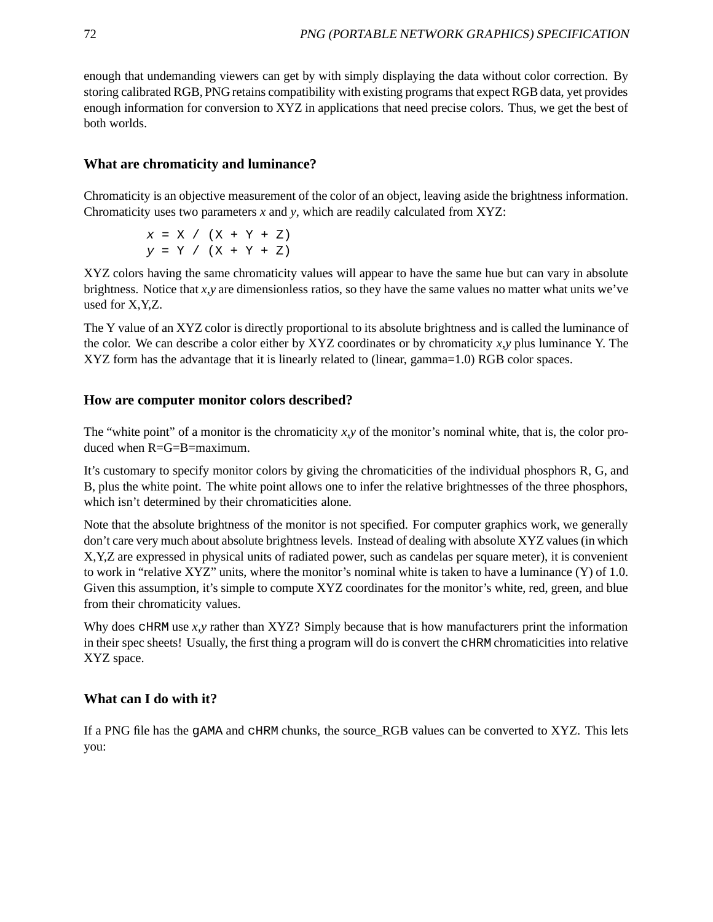enough that undemanding viewers can get by with simply displaying the data without color correction. By storing calibrated RGB, PNG retains compatibility with existing programs that expect RGB data, yet provides enough information for conversion to XYZ in applications that need precise colors. Thus, we get the best of both worlds.

### What are chromaticity and luminance?

Chromaticity is an objective measurement of the color of an object, leaving aside the brightness information. Chromaticity uses two parameters *x* and *y*, which are readily calculated from XYZ:

```
x = X / (X + Y + Z)
y = Y / (X + Y + Z)
```

XYZ colors having the same chromaticity values will appear to have the same hue but can vary in absolute brightness. Notice that *x,y* are dimensionless ratios, so they have the same values no matter what units we've used for X,Y,Z.

The Y value of an XYZ color is directly proportional to its absolute brightness and is called the luminance of the color. We can describe a color either by XYZ coordinates or by chromaticity *x,y* plus luminance Y. The XYZ form has the advantage that it is linearly related to (linear, gamma=1.0) RGB color spaces.

### How are computer monitor colors described?

The "white point" of a monitor is the chromaticity *x,y* of the monitor's nominal white, that is, the color produced when R=G=B=maximum.

It's customary to specify monitor colors by giving the chromaticities of the individual phosphors R, G, and B, plus the white point. The white point allows one to infer the relative brightnesses of the three phosphors, which isn't determined by their chromaticities alone.

Note that the absolute brightness of the monitor is not specified. For computer graphics work, we generally don't care very much about absolute brightness levels. Instead of dealing with absolute XYZ values (in which X,Y,Z are expressed in physical units of radiated power, such as candelas per square meter), it is convenient to work in "relative XYZ" units, where the monitor's nominal white is taken to have a luminance (Y) of 1.0. Given this assumption, it's simple to compute XYZ coordinates for the monitor's white, red, green, and blue from their chromaticity values.

Why does `cHRM` use *x,y* rather than XYZ? Simply because that is how manufacturers print the information in their spec sheets! Usually, the first thing a program will do is convert the `cHRM` chromaticities into relative XYZ space.

### What can I do with it?

If a PNG file has the `gAMA` and `cHRM` chunks, the source_RGB values can be converted to XYZ. This lets you: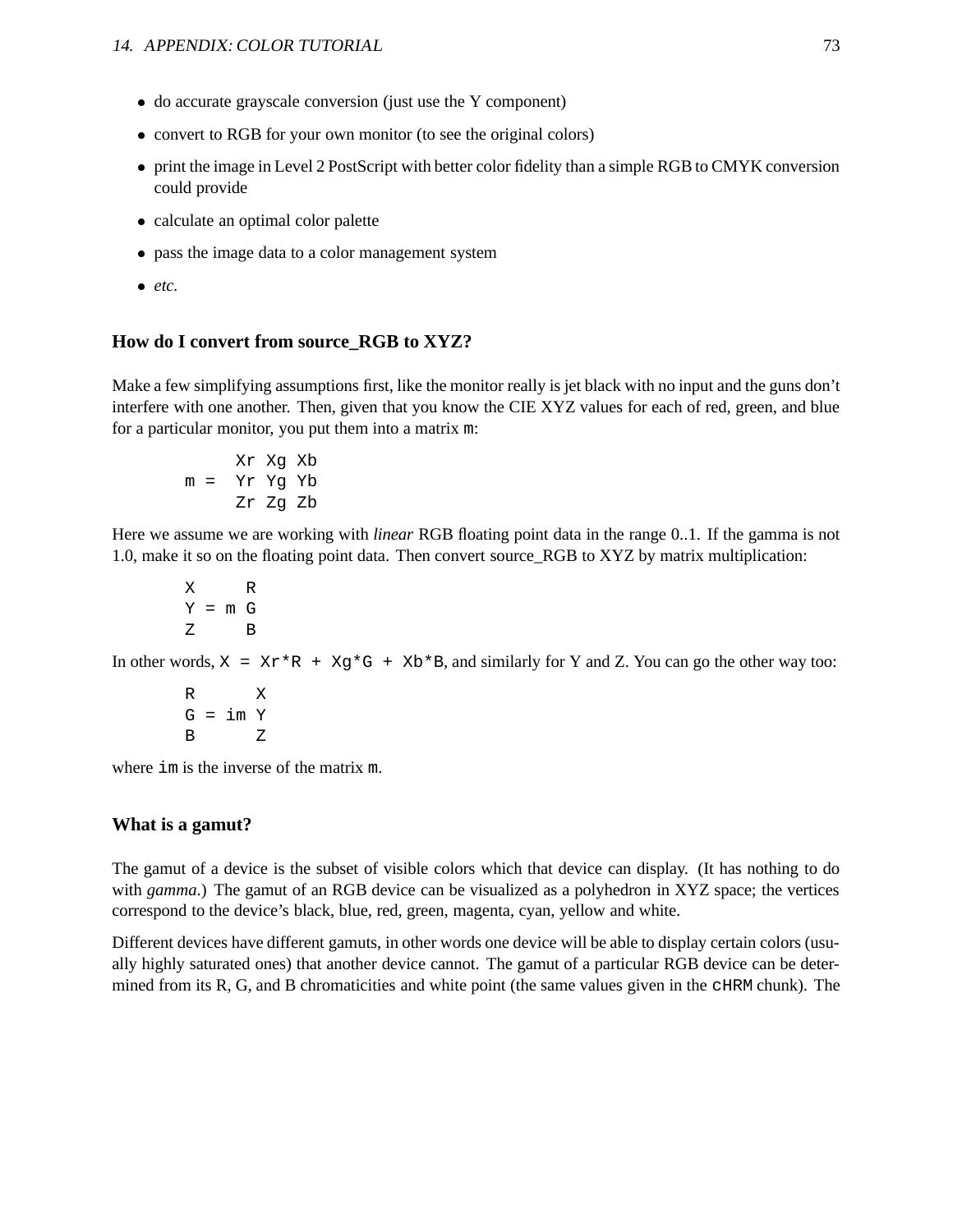- do accurate grayscale conversion (just use the Y component)
- convert to RGB for your own monitor (to see the original colors)
- print the image in Level 2 PostScript with better color fidelity than a simple RGB to CMYK conversion could provide
- calculate an optimal color palette
- pass the image data to a color management system
- *etc.*

### How do I convert from source_RGB to XYZ?

Make a few simplifying assumptions first, like the monitor really is jet black with no input and the guns don't interfere with one another. Then, given that you know the CIE XYZ values for each of red, green, and blue for a particular monitor, you put them into a matrix `m`:

```
     Xr Xg Xb
m =  Yr Yg Yb
     Zr Zg Zb
```

Here we assume we are working with *linear* RGB floating point data in the range 0..1. If the gamma is not 1.0, make it so on the floating point data. Then convert source_RGB to XYZ by matrix multiplication:

```
X     R
Y = m G
Z     B
```

In other words, `X = Xr*R + Xg*G + Xb*B`, and similarly for Y and Z. You can go the other way too:

```
R      X
G = im Y
B      Z
```

where `im` is the inverse of the matrix `m`.

### What is a gamut?

The gamut of a device is the subset of visible colors which that device can display. (It has nothing to do with *gamma*.) The gamut of an RGB device can be visualized as a polyhedron in XYZ space; the vertices correspond to the device's black, blue, red, green, magenta, cyan, yellow and white.

Different devices have different gamuts, in other words one device will be able to display certain colors (usually highly saturated ones) that another device cannot. The gamut of a particular RGB device can be determined from its R, G, and B chromaticities and white point (the same values given in the `cHRM` chunk). The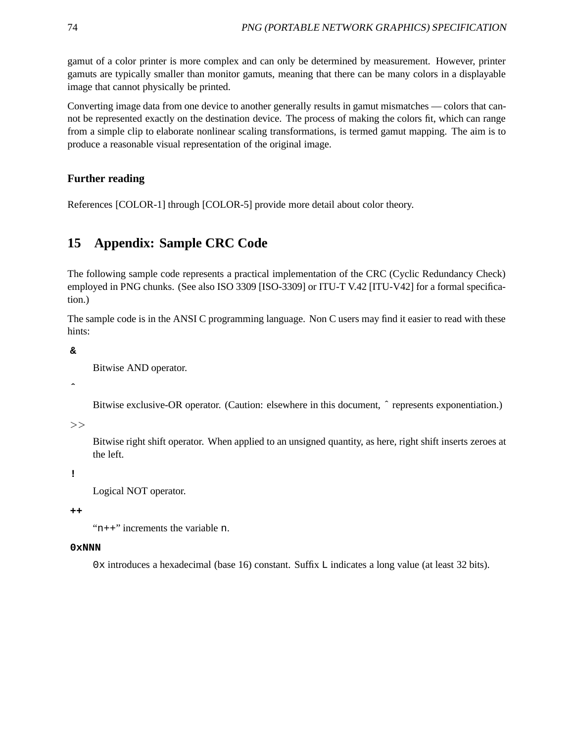gamut of a color printer is more complex and can only be determined by measurement. However, printer gamuts are typically smaller than monitor gamuts, meaning that there can be many colors in a displayable image that cannot physically be printed.

Converting image data from one device to another generally results in gamut mismatches — colors that cannot be represented exactly on the destination device. The process of making the colors fit, which can range from a simple clip to elaborate nonlinear scaling transformations, is termed gamut mapping. The aim is to produce a reasonable visual representation of the original image.

### Further reading

References [COLOR-1] through [COLOR-5] provide more detail about color theory.

## 15 Appendix: Sample CRC Code

The following sample code represents a practical implementation of the CRC (Cyclic Redundancy Check) employed in PNG chunks. (See also ISO 3309 [ISO-3309] or ITU-T V.42 [ITU-V42] for a formal specification.)

The sample code is in the ANSI C programming language. Non C users may find it easier to read with these hints:

**&**

Bitwise AND operator.

**^**

Bitwise exclusive-OR operator. (Caution: elsewhere in this document, ^ represents exponentiation.)

**>>**

Bitwise right shift operator. When applied to an unsigned quantity, as here, right shift inserts zeroes at the left.

**!**

Logical NOT operator.

**++**

"`n++`" increments the variable `n`.

**0xNNN**

`0x` introduces a hexadecimal (base 16) constant. Suffix `L` indicates a long value (at least 32 bits).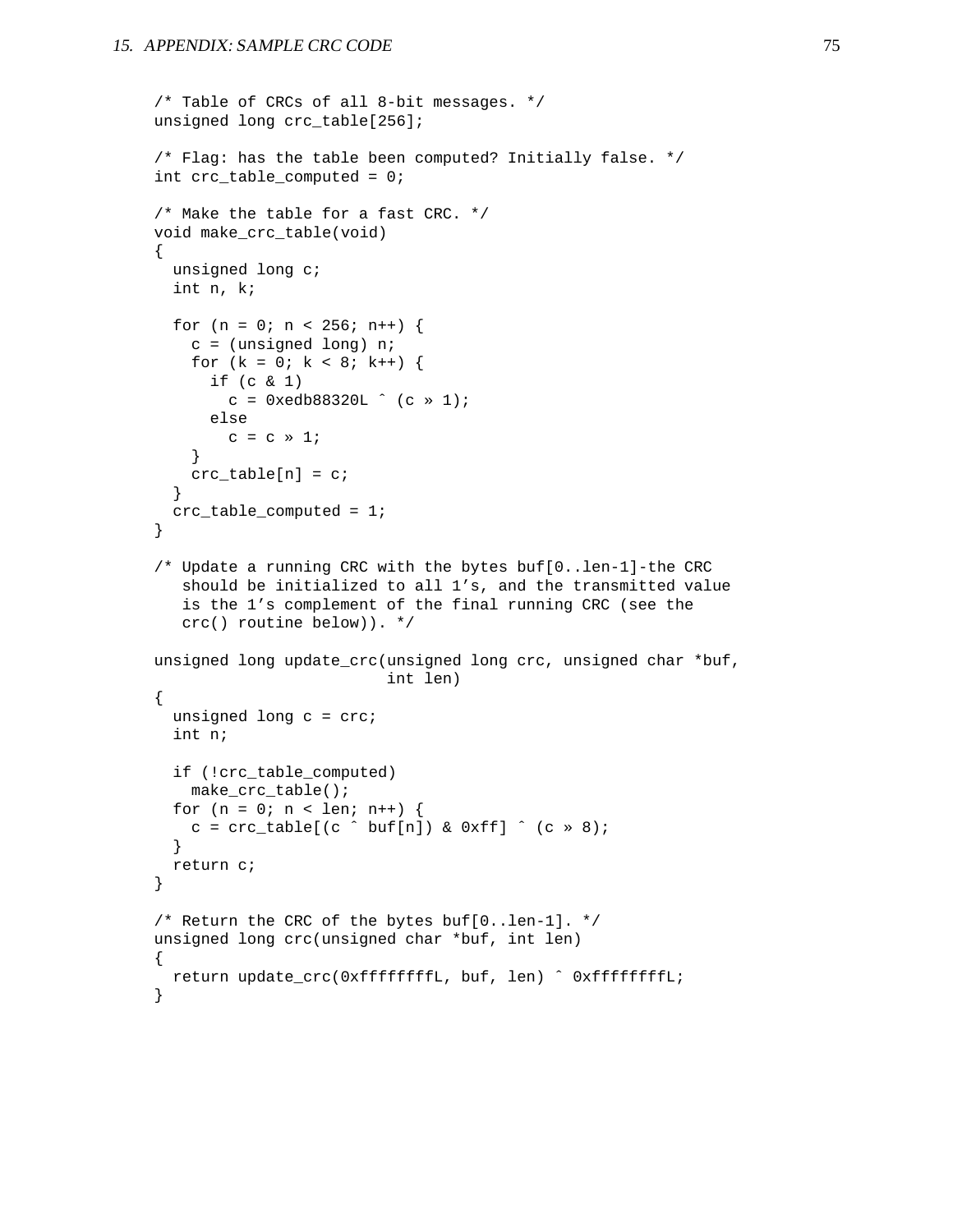```
/* Table of CRCs of all 8-bit messages. */
unsigned long crc_table[256];

/* Flag: has the table been computed? Initially false. */
int crc_table_computed = 0;

/* Make the table for a fast CRC. */
void make_crc_table(void)
{
  unsigned long c;
  int n, k;

  for (n = 0; n < 256; n++) {
    c = (unsigned long) n;
    for (k = 0; k < 8; k++) {
      if (c & 1)
        c = 0xedb88320L ^ (c >> 1);
      else
        c = c >> 1;
    }
    crc_table[n] = c;
  }
  crc_table_computed = 1;
}

/* Update a running CRC with the bytes buf[0..len-1]-the CRC
   should be initialized to all 1's, and the transmitted value
   is the 1's complement of the final running CRC (see the
   crc() routine below)). */

unsigned long update_crc(unsigned long crc, unsigned char *buf,
                         int len)
{
  unsigned long c = crc;
  int n;

  if (!crc_table_computed)
    make_crc_table();
  for (n = 0; n < len; n++) {
    c = crc_table[(c ^ buf[n]) & 0xff] ^ (c >> 8);
  }
  return c;
}

/* Return the CRC of the bytes buf[0..len-1]. */
unsigned long crc(unsigned char *buf, int len)
{
  return update_crc(0xffffffffL, buf, len) ^ 0xffffffffL;
}
```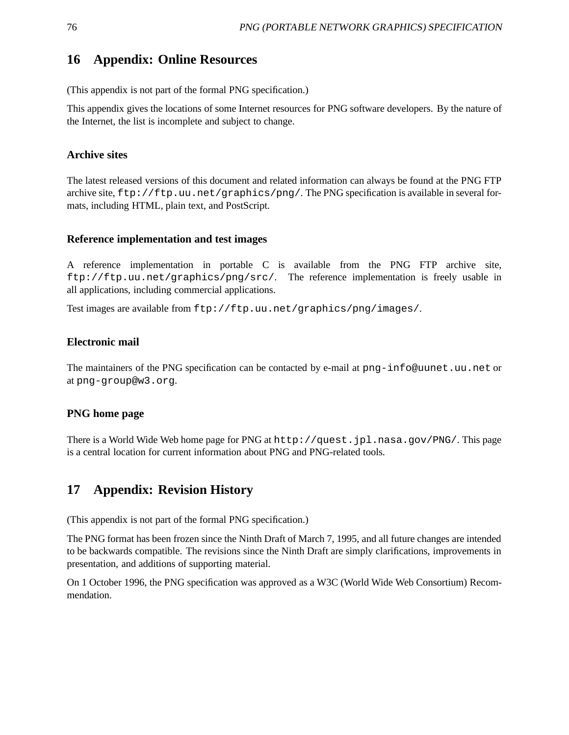# 16 Appendix: Online Resources

(This appendix is not part of the formal PNG specification.)

This appendix gives the locations of some Internet resources for PNG software developers. By the nature of the Internet, the list is incomplete and subject to change.

### Archive sites

The latest released versions of this document and related information can always be found at the PNG FTP archive site, `ftp://ftp.uu.net/graphics/png/`. The PNG specification is available in several formats, including HTML, plain text, and PostScript.

### Reference implementation and test images

A reference implementation in portable C is available from the PNG FTP archive site, `ftp://ftp.uu.net/graphics/png/src/`. The reference implementation is freely usable in all applications, including commercial applications.

Test images are available from `ftp://ftp.uu.net/graphics/png/images/`.

### Electronic mail

The maintainers of the PNG specification can be contacted by e-mail at `png-info@uunet.uu.net` or at `png-group@w3.org`.

### PNG home page

There is a World Wide Web home page for PNG at `http://quest.jpl.nasa.gov/PNG/`. This page is a central location for current information about PNG and PNG-related tools.

# 17 Appendix: Revision History

(This appendix is not part of the formal PNG specification.)

The PNG format has been frozen since the Ninth Draft of March 7, 1995, and all future changes are intended to be backwards compatible. The revisions since the Ninth Draft are simply clarifications, improvements in presentation, and additions of supporting material.

On 1 October 1996, the PNG specification was approved as a W3C (World Wide Web Consortium) Recommendation.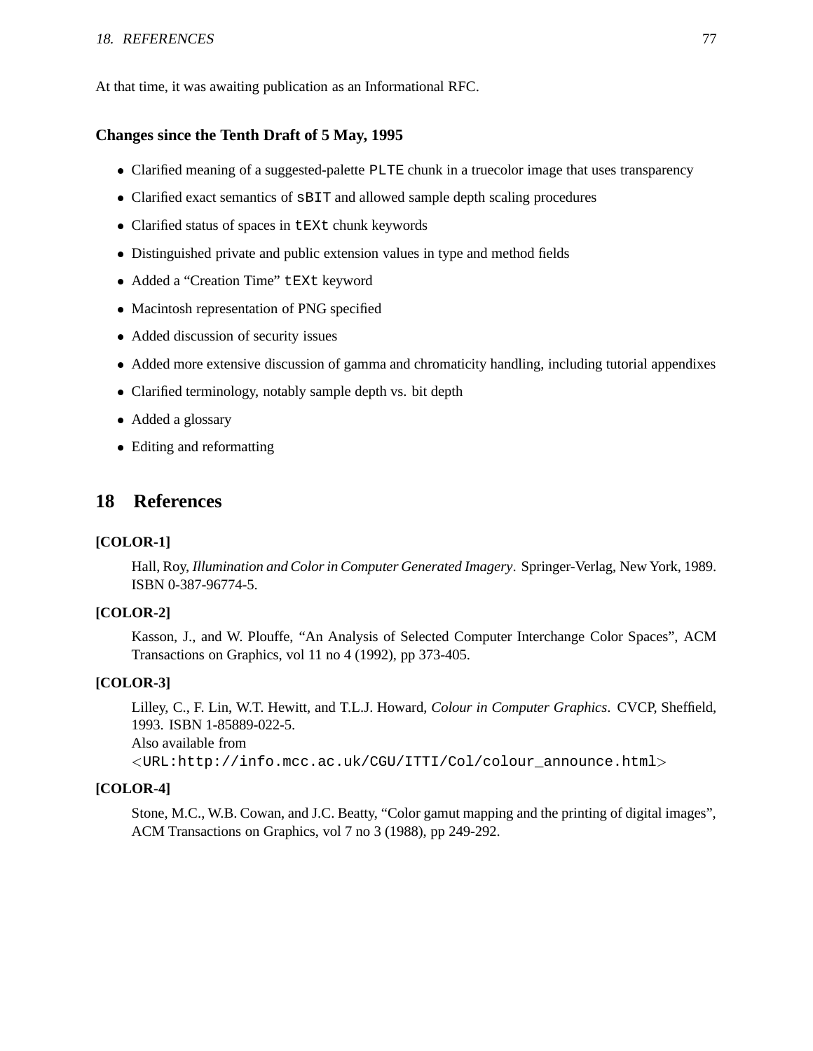At that time, it was awaiting publication as an Informational RFC.

### Changes since the Tenth Draft of 5 May, 1995

- Clarified meaning of a suggested-palette `PLTE` chunk in a truecolor image that uses transparency
- Clarified exact semantics of `sBIT` and allowed sample depth scaling procedures
- Clarified status of spaces in `tEXt` chunk keywords
- Distinguished private and public extension values in type and method fields
- Added a “Creation Time” `tEXt` keyword
- Macintosh representation of PNG specified
- Added discussion of security issues
- Added more extensive discussion of gamma and chromaticity handling, including tutorial appendixes
- Clarified terminology, notably sample depth vs. bit depth
- Added a glossary
- Editing and reformatting

## 18 References

**[COLOR-1]**

Hall, Roy, *Illumination and Color in Computer Generated Imagery*. Springer-Verlag, New York, 1989. ISBN 0-387-96774-5.

**[COLOR-2]**

Kasson, J., and W. Plouffe, “An Analysis of Selected Computer Interchange Color Spaces”, ACM Transactions on Graphics, vol 11 no 4 (1992), pp 373-405.

**[COLOR-3]**

Lilley, C., F. Lin, W.T. Hewitt, and T.L.J. Howard, *Colour in Computer Graphics*. CVCP, Sheffield, 1993. ISBN 1-85889-022-5.
Also available from
<`URL:http://info.mcc.ac.uk/CGU/ITTI/Col/colour_announce.html`>

**[COLOR-4]**

Stone, M.C., W.B. Cowan, and J.C. Beatty, “Color gamut mapping and the printing of digital images”, ACM Transactions on Graphics, vol 7 no 3 (1988), pp 249-292.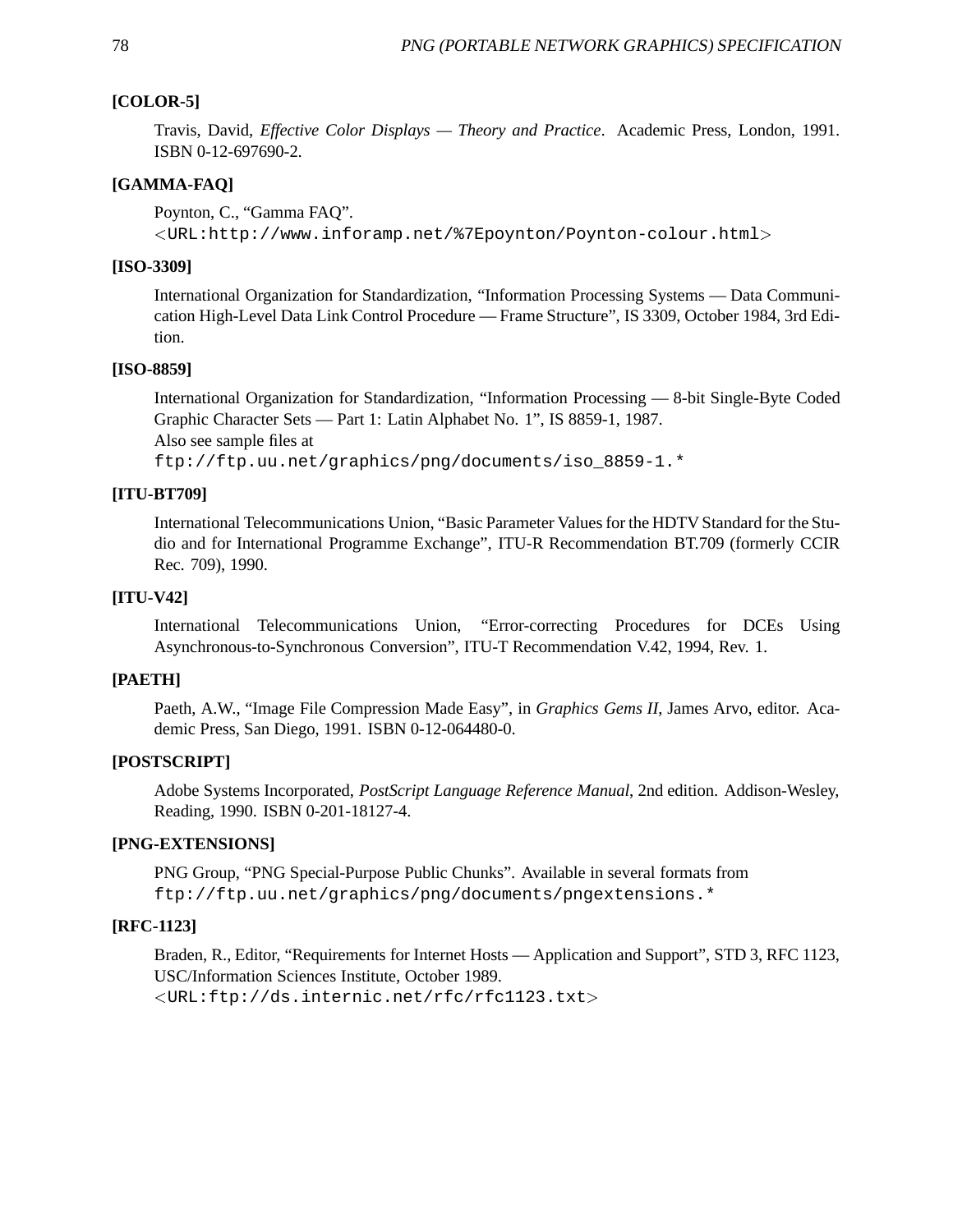**[COLOR-5]**

Travis, David, *Effective Color Displays — Theory and Practice*. Academic Press, London, 1991. ISBN 0-12-697690-2.

**[GAMMA-FAQ]**

Poynton, C., "Gamma FAQ".
<`URL:http://www.inforamp.net/%7Epoynton/Poynton-colour.html`>

**[ISO-3309]**

International Organization for Standardization, "Information Processing Systems — Data Communication High-Level Data Link Control Procedure — Frame Structure", IS 3309, October 1984, 3rd Edition.

**[ISO-8859]**

International Organization for Standardization, "Information Processing — 8-bit Single-Byte Coded Graphic Character Sets — Part 1: Latin Alphabet No. 1", IS 8859-1, 1987.
Also see sample files at
`ftp://ftp.uu.net/graphics/png/documents/iso_8859-1.*`

**[ITU-BT709]**

International Telecommunications Union, "Basic Parameter Values for the HDTV Standard for the Studio and for International Programme Exchange", ITU-R Recommendation BT.709 (formerly CCIR Rec. 709), 1990.

**[ITU-V42]**

International Telecommunications Union, "Error-correcting Procedures for DCEs Using Asynchronous-to-Synchronous Conversion", ITU-T Recommendation V.42, 1994, Rev. 1.

**[PAETH]**

Paeth, A.W., "Image File Compression Made Easy", in *Graphics Gems II*, James Arvo, editor. Academic Press, San Diego, 1991. ISBN 0-12-064480-0.

**[POSTSCRIPT]**

Adobe Systems Incorporated, *PostScript Language Reference Manual*, 2nd edition. Addison-Wesley, Reading, 1990. ISBN 0-201-18127-4.

**[PNG-EXTENSIONS]**

PNG Group, "PNG Special-Purpose Public Chunks". Available in several formats from
`ftp://ftp.uu.net/graphics/png/documents/pngextensions.*`

**[RFC-1123]**

Braden, R., Editor, "Requirements for Internet Hosts — Application and Support", STD 3, RFC 1123, USC/Information Sciences Institute, October 1989.
<`URL:ftp://ds.internic.net/rfc/rfc1123.txt`>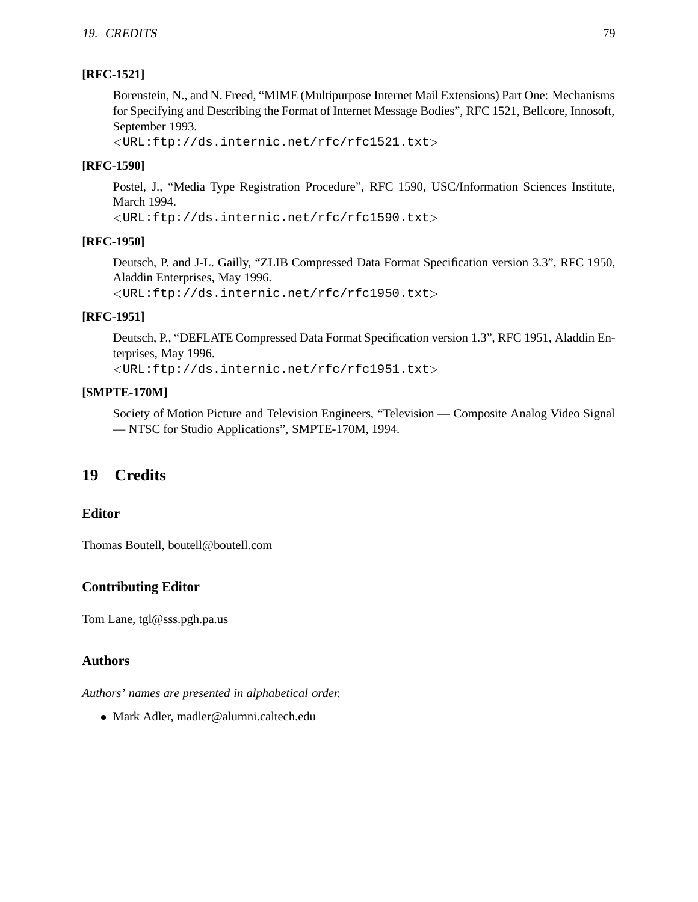**[RFC-1521]**

> Borenstein, N., and N. Freed, “MIME (Multipurpose Internet Mail Extensions) Part One: Mechanisms for Specifying and Describing the Format of Internet Message Bodies”, RFC 1521, Bellcore, Innosoft, September 1993.
> <`URL:ftp://ds.internic.net/rfc/rfc1521.txt`>

**[RFC-1590]**

> Postel, J., “Media Type Registration Procedure”, RFC 1590, USC/Information Sciences Institute, March 1994.
> <`URL:ftp://ds.internic.net/rfc/rfc1590.txt`>

**[RFC-1950]**

> Deutsch, P. and J-L. Gailly, “ZLIB Compressed Data Format Specification version 3.3”, RFC 1950, Aladdin Enterprises, May 1996.
> <`URL:ftp://ds.internic.net/rfc/rfc1950.txt`>

**[RFC-1951]**

> Deutsch, P., “DEFLATE Compressed Data Format Specification version 1.3”, RFC 1951, Aladdin Enterprises, May 1996.
> <`URL:ftp://ds.internic.net/rfc/rfc1951.txt`>

**[SMPTE-170M]**

> Society of Motion Picture and Television Engineers, “Television — Composite Analog Video Signal — NTSC for Studio Applications”, SMPTE-170M, 1994.

# 19 Credits

### Editor

Thomas Boutell, boutell@boutell.com

### Contributing Editor

Tom Lane, tgl@sss.pgh.pa.us

### Authors

*Authors’ names are presented in alphabetical order.*

- Mark Adler, madler@alumni.caltech.edu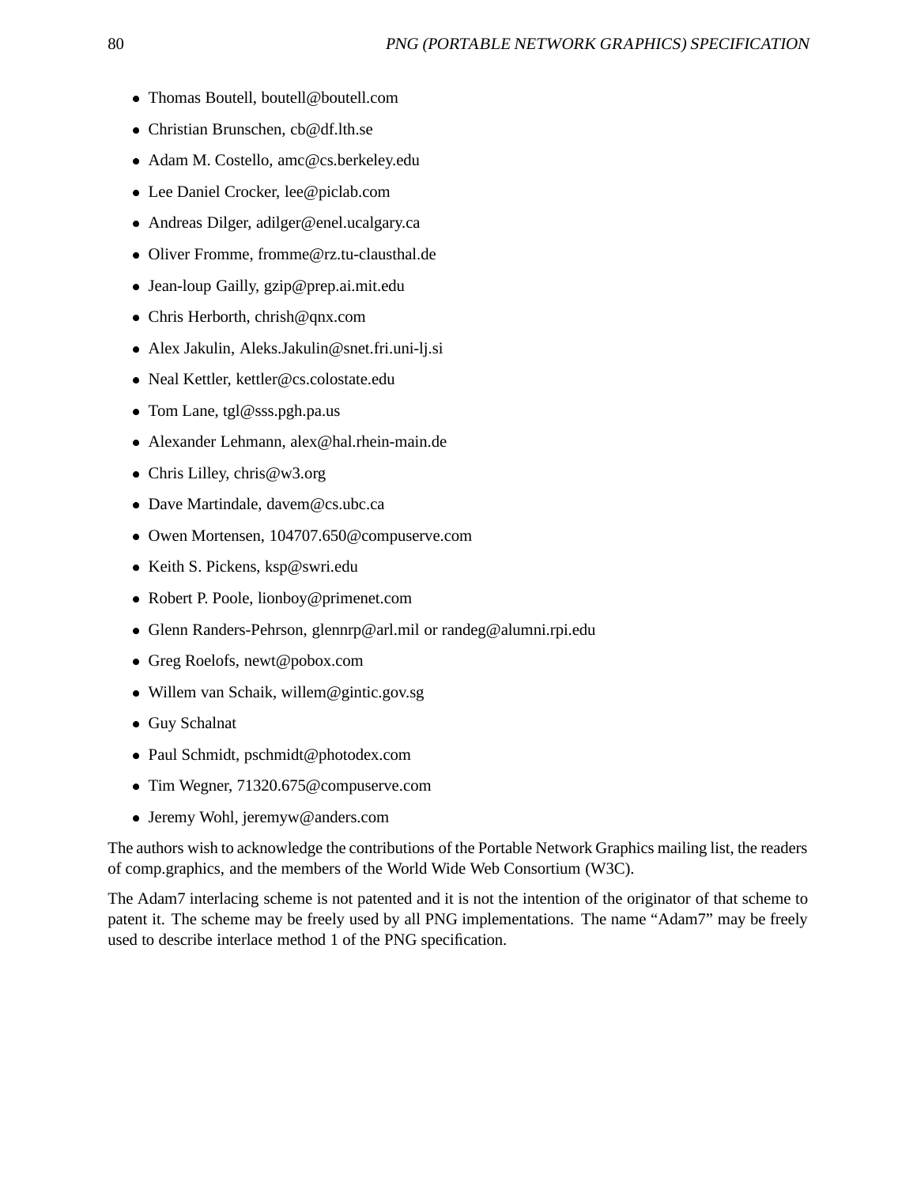- Thomas Boutell, boutell@boutell.com
- Christian Brunschen, cb@df.lth.se
- Adam M. Costello, amc@cs.berkeley.edu
- Lee Daniel Crocker, lee@piclab.com
- Andreas Dilger, adilger@enel.ucalgary.ca
- Oliver Fromme, fromme@rz.tu-clausthal.de
- Jean-loup Gailly, gzip@prep.ai.mit.edu
- Chris Herborth, chrish@qnx.com
- Alex Jakulin, Aleks.Jakulin@snet.fri.uni-lj.si
- Neal Kettler, kettler@cs.colostate.edu
- Tom Lane, tgl@sss.pgh.pa.us
- Alexander Lehmann, alex@hal.rhein-main.de
- Chris Lilley, chris@w3.org
- Dave Martindale, davem@cs.ubc.ca
- Owen Mortensen, 104707.650@compuserve.com
- Keith S. Pickens, ksp@swri.edu
- Robert P. Poole, lionboy@primenet.com
- Glenn Randers-Pehrson, glennrp@arl.mil or randeg@alumni.rpi.edu
- Greg Roelofs, newt@pobox.com
- Willem van Schaik, willem@gintic.gov.sg
- Guy Schalnat
- Paul Schmidt, pschmidt@photodex.com
- Tim Wegner, 71320.675@compuserve.com
- Jeremy Wohl, jeremyw@anders.com

The authors wish to acknowledge the contributions of the Portable Network Graphics mailing list, the readers of comp.graphics, and the members of the World Wide Web Consortium (W3C).

The Adam7 interlacing scheme is not patented and it is not the intention of the originator of that scheme to patent it. The scheme may be freely used by all PNG implementations. The name "Adam7" may be freely used to describe interlace method 1 of the PNG specification.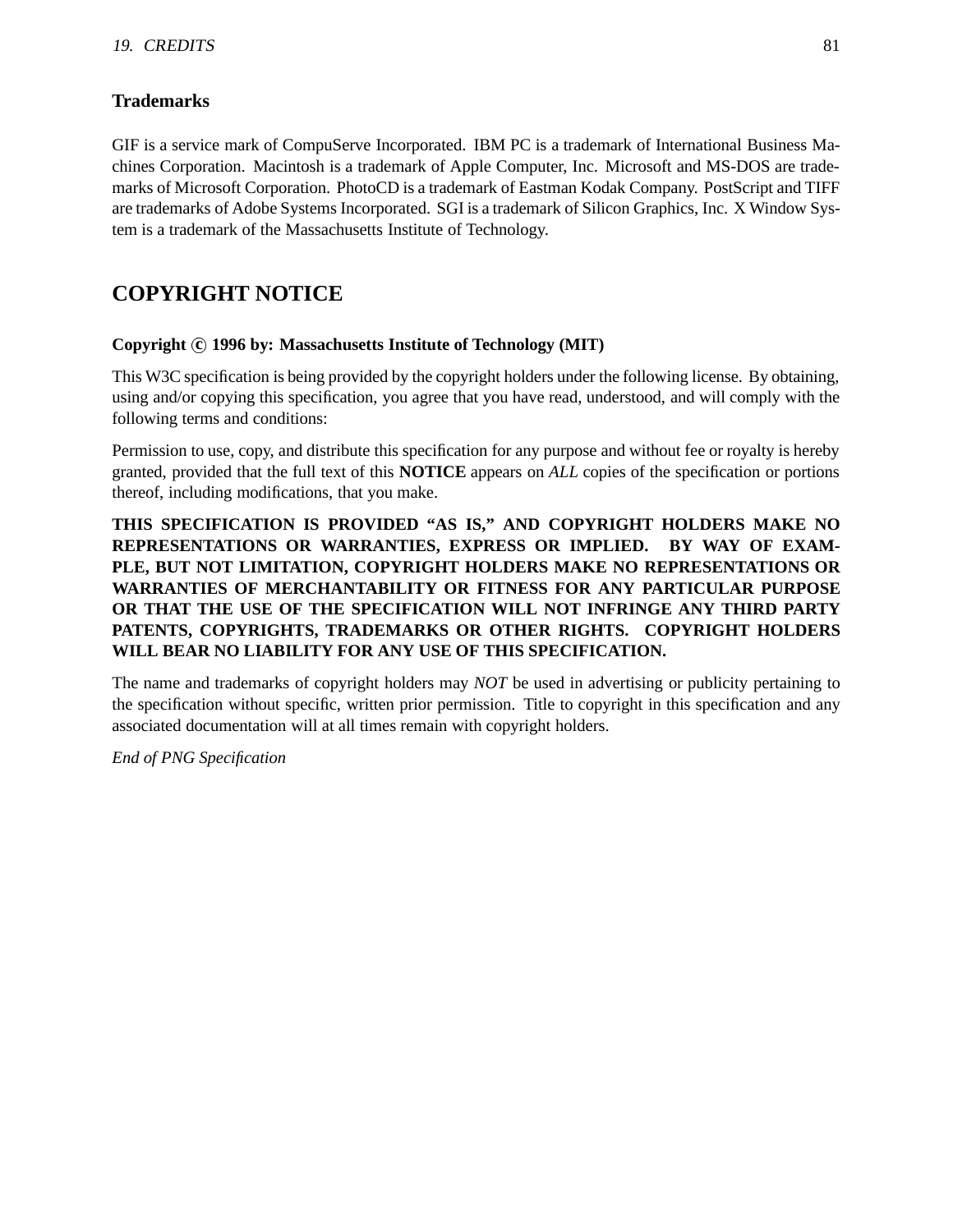### Trademarks

GIF is a service mark of CompuServe Incorporated. IBM PC is a trademark of International Business Machines Corporation. Macintosh is a trademark of Apple Computer, Inc. Microsoft and MS-DOS are trademarks of Microsoft Corporation. PhotoCD is a trademark of Eastman Kodak Company. PostScript and TIFF are trademarks of Adobe Systems Incorporated. SGI is a trademark of Silicon Graphics, Inc. X Window System is a trademark of the Massachusetts Institute of Technology.

## COPYRIGHT NOTICE

**Copyright © 1996 by: Massachusetts Institute of Technology (MIT)**

This W3C specification is being provided by the copyright holders under the following license. By obtaining, using and/or copying this specification, you agree that you have read, understood, and will comply with the following terms and conditions:

Permission to use, copy, and distribute this specification for any purpose and without fee or royalty is hereby granted, provided that the full text of this **NOTICE** appears on *ALL* copies of the specification or portions thereof, including modifications, that you make.

**THIS SPECIFICATION IS PROVIDED "AS IS," AND COPYRIGHT HOLDERS MAKE NO REPRESENTATIONS OR WARRANTIES, EXPRESS OR IMPLIED. BY WAY OF EXAMPLE, BUT NOT LIMITATION, COPYRIGHT HOLDERS MAKE NO REPRESENTATIONS OR WARRANTIES OF MERCHANTABILITY OR FITNESS FOR ANY PARTICULAR PURPOSE OR THAT THE USE OF THE SPECIFICATION WILL NOT INFRINGE ANY THIRD PARTY PATENTS, COPYRIGHTS, TRADEMARKS OR OTHER RIGHTS. COPYRIGHT HOLDERS WILL BEAR NO LIABILITY FOR ANY USE OF THIS SPECIFICATION.**

The name and trademarks of copyright holders may *NOT* be used in advertising or publicity pertaining to the specification without specific, written prior permission. Title to copyright in this specification and any associated documentation will at all times remain with copyright holders.

*End of PNG Specification*